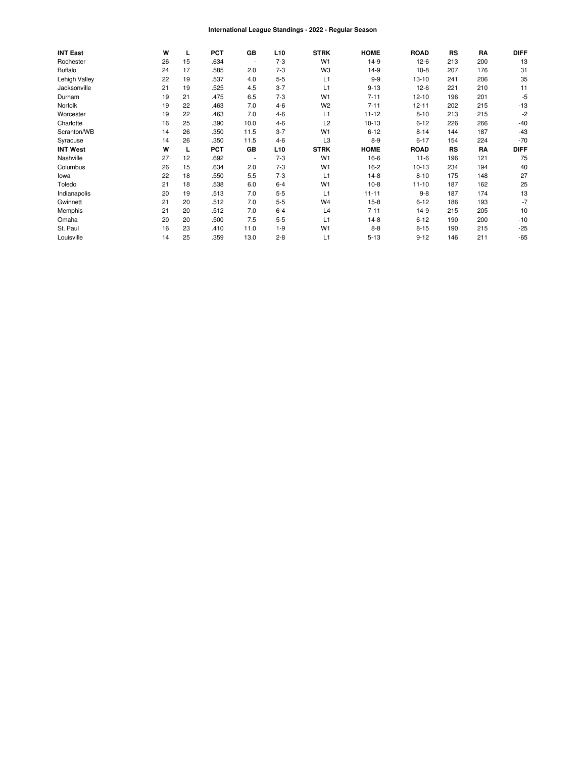# International League Standings - 2022 - Regular Season

| INT East | W | L | PCT | GB | L10 | STRK | HOME | ROAD | RS | RA | DIFF |
|---|---|---|---|---|---|---|---|---|---|---|---|
| Rochester | 26 | 15 | .634 | - | 7-3 | W1 | 14-9 | 12-6 | 213 | 200 | 13 |
| Buffalo | 24 | 17 | .585 | 2.0 | 7-3 | W3 | 14-9 | 10-8 | 207 | 176 | 31 |
| Lehigh Valley | 22 | 19 | .537 | 4.0 | 5-5 | L1 | 9-9 | 13-10 | 241 | 206 | 35 |
| Jacksonville | 21 | 19 | .525 | 4.5 | 3-7 | L1 | 9-13 | 12-6 | 221 | 210 | 11 |
| Durham | 19 | 21 | .475 | 6.5 | 7-3 | W1 | 7-11 | 12-10 | 196 | 201 | -5 |
| Norfolk | 19 | 22 | .463 | 7.0 | 4-6 | W2 | 7-11 | 12-11 | 202 | 215 | -13 |
| Worcester | 19 | 22 | .463 | 7.0 | 4-6 | L1 | 11-12 | 8-10 | 213 | 215 | -2 |
| Charlotte | 16 | 25 | .390 | 10.0 | 4-6 | L2 | 10-13 | 6-12 | 226 | 266 | -40 |
| Scranton/WB | 14 | 26 | .350 | 11.5 | 3-7 | W1 | 6-12 | 8-14 | 144 | 187 | -43 |
| Syracuse | 14 | 26 | .350 | 11.5 | 4-6 | L3 | 8-9 | 6-17 | 154 | 224 | -70 |
| **INT West** | **W** | **L** | **PCT** | **GB** | **L10** | **STRK** | **HOME** | **ROAD** | **RS** | **RA** | **DIFF** |
| Nashville | 27 | 12 | .692 | - | 7-3 | W1 | 16-6 | 11-6 | 196 | 121 | 75 |
| Columbus | 26 | 15 | .634 | 2.0 | 7-3 | W1 | 16-2 | 10-13 | 234 | 194 | 40 |
| Iowa | 22 | 18 | .550 | 5.5 | 7-3 | L1 | 14-8 | 8-10 | 175 | 148 | 27 |
| Toledo | 21 | 18 | .538 | 6.0 | 6-4 | W1 | 10-8 | 11-10 | 187 | 162 | 25 |
| Indianapolis | 20 | 19 | .513 | 7.0 | 5-5 | L1 | 11-11 | 9-8 | 187 | 174 | 13 |
| Gwinnett | 21 | 20 | .512 | 7.0 | 5-5 | W4 | 15-8 | 6-12 | 186 | 193 | -7 |
| Memphis | 21 | 20 | .512 | 7.0 | 6-4 | L4 | 7-11 | 14-9 | 215 | 205 | 10 |
| Omaha | 20 | 20 | .500 | 7.5 | 5-5 | L1 | 14-8 | 6-12 | 190 | 200 | -10 |
| St. Paul | 16 | 23 | .410 | 11.0 | 1-9 | W1 | 8-8 | 8-15 | 190 | 215 | -25 |
| Louisville | 14 | 25 | .359 | 13.0 | 2-8 | L1 | 5-13 | 9-12 | 146 | 211 | -65 |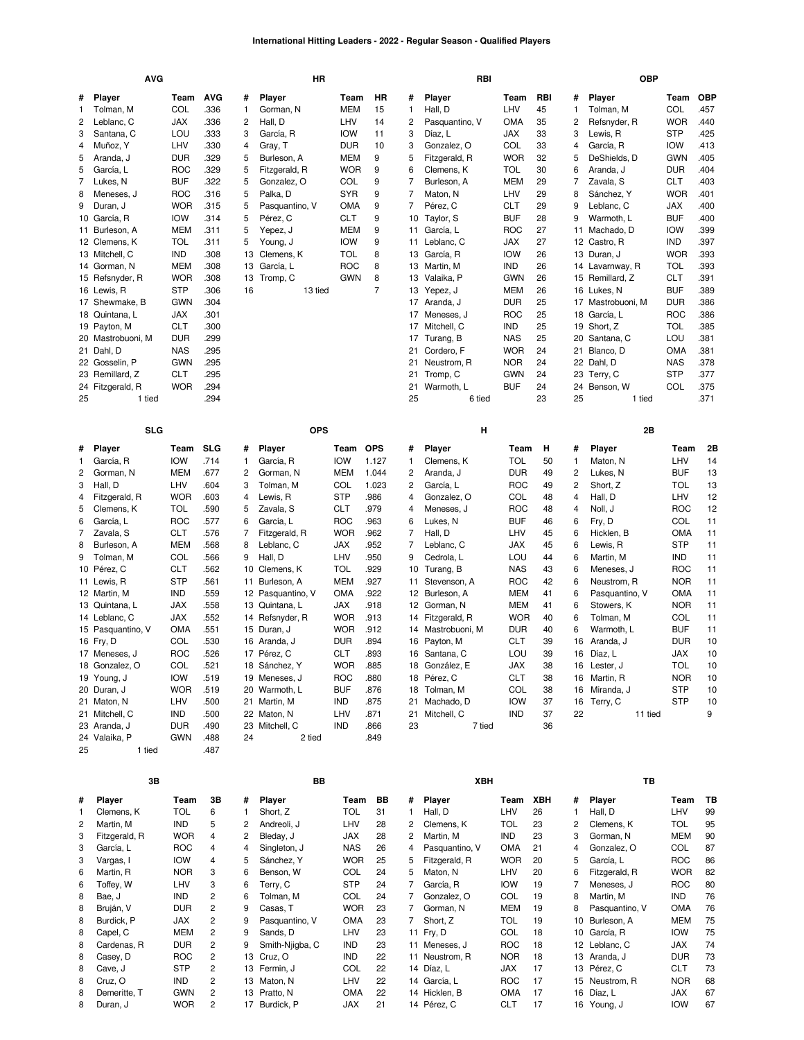# International Hitting Leaders - 2022 - Regular Season - Qualified Players

## AVG

| # | Player | Team | AVG |
|---|---|---|---|
| 1 | Tolman, M | COL | .336 |
| 2 | Leblanc, C | JAX | .336 |
| 3 | Santana, C | LOU | .333 |
| 4 | Muñoz, Y | LHV | .330 |
| 5 | Aranda, J | DUR | .329 |
| 5 | García, L | ROC | .329 |
| 7 | Lukes, N | BUF | .322 |
| 8 | Meneses, J | ROC | .316 |
| 9 | Duran, J | WOR | .315 |
| 10 | García, R | IOW | .314 |
| 11 | Burleson, A | MEM | .311 |
| 12 | Clemens, K | TOL | .311 |
| 13 | Mitchell, C | IND | .308 |
| 14 | Gorman, N | MEM | .308 |
| 15 | Refsnyder, R | WOR | .308 |
| 16 | Lewis, R | STP | .306 |
| 17 | Shewmake, B | GWN | .304 |
| 18 | Quintana, L | JAX | .301 |
| 19 | Payton, M | CLT | .300 |
| 20 | Mastrobuoni, M | DUR | .299 |
| 21 | Dahl, D | NAS | .295 |
| 22 | Gosselin, P | GWN | .295 |
| 23 | Remillard, Z | CLT | .295 |
| 24 | Fitzgerald, R | WOR | .294 |
| 25 | 1 tied | | .294 |

## HR

| # | Player | Team | HR |
|---|---|---|---|
| 1 | Gorman, N | MEM | 15 |
| 2 | Hall, D | LHV | 14 |
| 3 | García, R | IOW | 11 |
| 4 | Gray, T | DUR | 10 |
| 5 | Burleson, A | MEM | 9 |
| 5 | Fitzgerald, R | WOR | 9 |
| 5 | Gonzalez, O | COL | 9 |
| 5 | Palka, D | SYR | 9 |
| 5 | Pasquantino, V | OMA | 9 |
| 5 | Pérez, C | CLT | 9 |
| 5 | Yepez, J | MEM | 9 |
| 5 | Young, J | IOW | 9 |
| 13 | Clemens, K | TOL | 8 |
| 13 | García, L | ROC | 8 |
| 13 | Tromp, C | GWN | 8 |
| 16 | 13 tied | | 7 |

## RBI

| # | Player | Team | RBI |
|---|---|---|---|
| 1 | Hall, D | LHV | 45 |
| 2 | Pasquantino, V | OMA | 35 |
| 3 | Díaz, L | JAX | 33 |
| 3 | Gonzalez, O | COL | 33 |
| 5 | Fitzgerald, R | WOR | 32 |
| 6 | Clemens, K | TOL | 30 |
| 7 | Burleson, A | MEM | 29 |
| 7 | Maton, N | LHV | 29 |
| 7 | Pérez, C | CLT | 29 |
| 10 | Taylor, S | BUF | 28 |
| 11 | García, L | ROC | 27 |
| 11 | Leblanc, C | JAX | 27 |
| 13 | García, R | IOW | 26 |
| 13 | Martin, M | IND | 26 |
| 13 | Valaika, P | GWN | 26 |
| 13 | Yepez, J | MEM | 26 |
| 17 | Aranda, J | DUR | 25 |
| 17 | Meneses, J | ROC | 25 |
| 17 | Mitchell, C | IND | 25 |
| 17 | Turang, B | NAS | 25 |
| 21 | Cordero, F | WOR | 24 |
| 21 | Neustrom, R | NOR | 24 |
| 21 | Tromp, C | GWN | 24 |
| 21 | Warmoth, L | BUF | 24 |
| 25 | 6 tied | | 23 |

## OBP

| # | Player | Team | OBP |
|---|---|---|---|
| 1 | Tolman, M | COL | .457 |
| 2 | Refsnyder, R | WOR | .440 |
| 3 | Lewis, R | STP | .425 |
| 4 | García, R | IOW | .413 |
| 5 | DeShields, D | GWN | .405 |
| 6 | Aranda, J | DUR | .404 |
| 7 | Zavala, S | CLT | .403 |
| 8 | Sánchez, Y | WOR | .401 |
| 9 | Leblanc, C | JAX | .400 |
| 9 | Warmoth, L | BUF | .400 |
| 11 | Machado, D | IOW | .399 |
| 12 | Castro, R | IND | .397 |
| 13 | Duran, J | WOR | .393 |
| 14 | Lavarnway, R | TOL | .393 |
| 15 | Remillard, Z | CLT | .391 |
| 16 | Lukes, N | BUF | .389 |
| 17 | Mastrobuoni, M | DUR | .386 |
| 18 | García, L | ROC | .386 |
| 19 | Short, Z | TOL | .385 |
| 20 | Santana, C | LOU | .381 |
| 21 | Blanco, D | OMA | .381 |
| 22 | Dahl, D | NAS | .378 |
| 23 | Terry, C | STP | .377 |
| 24 | Benson, W | COL | .375 |
| 25 | 1 tied | | .371 |

## SLG

| # | Player | Team | SLG |
|---|---|---|---|
| 1 | García, R | IOW | .714 |
| 2 | Gorman, N | MEM | .677 |
| 3 | Hall, D | LHV | .604 |
| 4 | Fitzgerald, R | WOR | .603 |
| 5 | Clemens, K | TOL | .590 |
| 6 | García, L | ROC | .577 |
| 7 | Zavala, S | CLT | .576 |
| 8 | Burleson, A | MEM | .568 |
| 9 | Tolman, M | COL | .566 |
| 10 | Pérez, C | CLT | .562 |
| 11 | Lewis, R | STP | .561 |
| 12 | Martin, M | IND | .559 |
| 13 | Quintana, L | JAX | .558 |
| 14 | Leblanc, C | JAX | .552 |
| 15 | Pasquantino, V | OMA | .551 |
| 16 | Fry, D | COL | .530 |
| 17 | Meneses, J | ROC | .526 |
| 18 | Gonzalez, O | COL | .521 |
| 19 | Young, J | IOW | .519 |
| 20 | Duran, J | WOR | .519 |
| 21 | Maton, N | LHV | .500 |
| 21 | Mitchell, C | IND | .500 |
| 23 | Aranda, J | DUR | .490 |
| 24 | Valaika, P | GWN | .488 |
| 25 | 1 tied | | .487 |

## OPS

| # | Player | Team | OPS |
|---|---|---|---|
| 1 | García, R | IOW | 1.127 |
| 2 | Gorman, N | MEM | 1.044 |
| 3 | Tolman, M | COL | 1.023 |
| 4 | Lewis, R | STP | .986 |
| 5 | Zavala, S | CLT | .979 |
| 6 | García, L | ROC | .963 |
| 7 | Fitzgerald, R | WOR | .962 |
| 8 | Leblanc, C | JAX | .952 |
| 9 | Hall, D | LHV | .950 |
| 10 | Clemens, K | TOL | .929 |
| 11 | Burleson, A | MEM | .927 |
| 12 | Pasquantino, V | OMA | .922 |
| 13 | Quintana, L | JAX | .918 |
| 14 | Refsnyder, R | WOR | .913 |
| 15 | Duran, J | WOR | .912 |
| 16 | Aranda, J | DUR | .894 |
| 17 | Pérez, C | CLT | .893 |
| 18 | Sánchez, Y | WOR | .885 |
| 19 | Meneses, J | ROC | .880 |
| 20 | Warmoth, L | BUF | .876 |
| 21 | Martin, M | IND | .875 |
| 22 | Maton, N | LHV | .871 |
| 23 | Mitchell, C | IND | .866 |
| 24 | 2 tied | | .849 |

## H

| # | Player | Team | H |
|---|---|---|---|
| 1 | Clemens, K | TOL | 50 |
| 2 | Aranda, J | DUR | 49 |
| 2 | García, L | ROC | 49 |
| 4 | Gonzalez, O | COL | 48 |
| 4 | Meneses, J | ROC | 48 |
| 6 | Lukes, N | BUF | 46 |
| 7 | Hall, D | LHV | 45 |
| 7 | Leblanc, C | JAX | 45 |
| 9 | Cedrola, L | LOU | 44 |
| 10 | Turang, B | NAS | 43 |
| 11 | Stevenson, A | ROC | 42 |
| 12 | Burleson, A | MEM | 41 |
| 12 | Gorman, N | MEM | 41 |
| 14 | Fitzgerald, R | WOR | 40 |
| 14 | Mastrobuoni, M | DUR | 40 |
| 16 | Payton, M | CLT | 39 |
| 16 | Santana, C | LOU | 39 |
| 18 | González, E | JAX | 38 |
| 18 | Pérez, C | CLT | 38 |
| 18 | Tolman, M | COL | 38 |
| 21 | Machado, D | IOW | 37 |
| 21 | Mitchell, C | IND | 37 |
| 23 | 7 tied | | 36 |

## 2B

| # | Player | Team | 2B |
|---|---|---|---|
| 1 | Maton, N | LHV | 14 |
| 2 | Lukes, N | BUF | 13 |
| 2 | Short, Z | TOL | 13 |
| 4 | Hall, D | LHV | 12 |
| 4 | Noll, J | ROC | 12 |
| 6 | Fry, D | COL | 11 |
| 6 | Hicklen, B | OMA | 11 |
| 6 | Lewis, R | STP | 11 |
| 6 | Martin, M | IND | 11 |
| 6 | Meneses, J | ROC | 11 |
| 6 | Neustrom, R | NOR | 11 |
| 6 | Pasquantino, V | OMA | 11 |
| 6 | Stowers, K | NOR | 11 |
| 6 | Tolman, M | COL | 11 |
| 6 | Warmoth, L | BUF | 11 |
| 16 | Aranda, J | DUR | 10 |
| 16 | Díaz, L | JAX | 10 |
| 16 | Lester, J | TOL | 10 |
| 16 | Martin, R | NOR | 10 |
| 16 | Miranda, J | STP | 10 |
| 16 | Terry, C | STP | 10 |
| 22 | 11 tied | | 9 |

## 3B

| # | Player | Team | 3B |
|---|---|---|---|
| 1 | Clemens, K | TOL | 6 |
| 2 | Martin, M | IND | 5 |
| 3 | Fitzgerald, R | WOR | 4 |
| 3 | García, L | ROC | 4 |
| 3 | Vargas, I | IOW | 4 |
| 6 | Martin, R | NOR | 3 |
| 6 | Toffey, W | LHV | 3 |
| 8 | Bae, J | IND | 2 |
| 8 | Bruján, V | DUR | 2 |
| 8 | Burdick, P | JAX | 2 |
| 8 | Capel, C | MEM | 2 |
| 8 | Cardenas, R | DUR | 2 |
| 8 | Casey, D | ROC | 2 |
| 8 | Cave, J | STP | 2 |
| 8 | Cruz, O | IND | 2 |
| 8 | Demeritte, T | GWN | 2 |
| 8 | Duran, J | WOR | 2 |

## BB

| # | Player | Team | BB |
|---|---|---|---|
| 1 | Short, Z | TOL | 31 |
| 2 | Andreoli, J | LHV | 28 |
| 2 | Bleday, J | JAX | 28 |
| 4 | Singleton, J | NAS | 26 |
| 5 | Sánchez, Y | WOR | 25 |
| 6 | Benson, W | COL | 24 |
| 6 | Terry, C | STP | 24 |
| 6 | Tolman, M | COL | 24 |
| 9 | Casas, T | WOR | 23 |
| 9 | Pasquantino, V | OMA | 23 |
| 9 | Sands, D | LHV | 23 |
| 9 | Smith-Njigba, C | IND | 23 |
| 13 | Cruz, O | IND | 22 |
| 13 | Fermin, J | COL | 22 |
| 13 | Maton, N | LHV | 22 |
| 13 | Pratto, N | OMA | 22 |
| 17 | Burdick, P | JAX | 21 |

## XBH

| # | Player | Team | XBH |
|---|---|---|---|
| 1 | Hall, D | LHV | 26 |
| 2 | Clemens, K | TOL | 23 |
| 2 | Martin, M | IND | 23 |
| 4 | Pasquantino, V | OMA | 21 |
| 5 | Fitzgerald, R | WOR | 20 |
| 5 | Maton, N | LHV | 20 |
| 7 | García, R | IOW | 19 |
| 7 | Gonzalez, O | COL | 19 |
| 7 | Gorman, N | MEM | 19 |
| 7 | Short, Z | TOL | 19 |
| 11 | Fry, D | COL | 18 |
| 11 | Meneses, J | ROC | 18 |
| 11 | Neustrom, R | NOR | 18 |
| 14 | Díaz, L | JAX | 17 |
| 14 | García, L | ROC | 17 |
| 14 | Hicklen, B | OMA | 17 |
| 14 | Pérez, C | CLT | 17 |

## TB

| # | Player | Team | TB |
|---|---|---|---|
| 1 | Hall, D | LHV | 99 |
| 2 | Clemens, K | TOL | 95 |
| 3 | Gorman, N | MEM | 90 |
| 4 | Gonzalez, O | COL | 87 |
| 5 | García, L | ROC | 86 |
| 6 | Fitzgerald, R | WOR | 82 |
| 7 | Meneses, J | ROC | 80 |
| 8 | Martin, M | IND | 76 |
| 8 | Pasquantino, V | OMA | 76 |
| 10 | Burleson, A | MEM | 75 |
| 10 | García, R | IOW | 75 |
| 12 | Leblanc, C | JAX | 74 |
| 13 | Aranda, J | DUR | 73 |
| 13 | Pérez, C | CLT | 73 |
| 15 | Neustrom, R | NOR | 68 |
| 16 | Díaz, L | JAX | 67 |
| 16 | Young, J | IOW | 67 |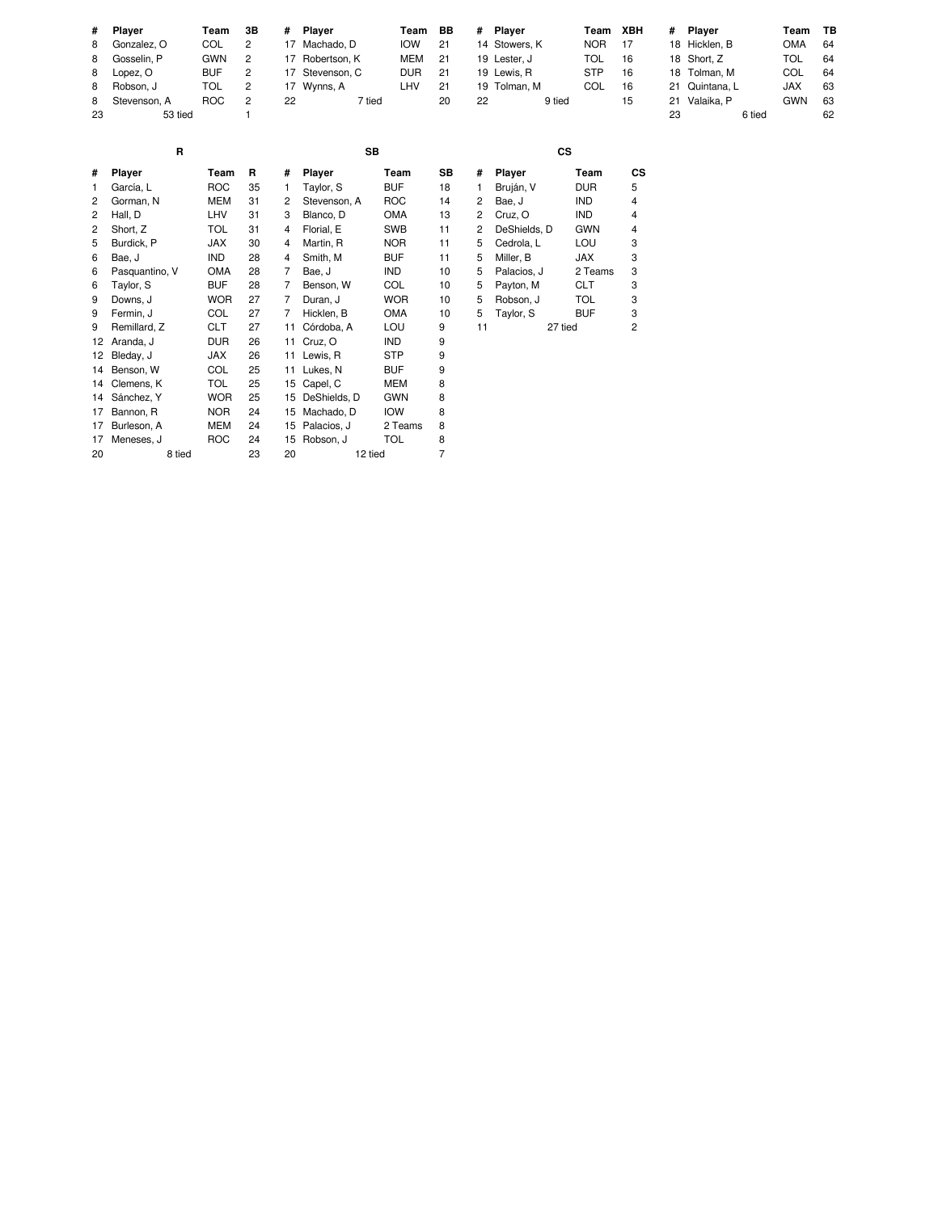| # | Player | Team | 3B |
|---|---|---|---|
| 8 | Gonzalez, O | COL | 2 |
| 8 | Gosselin, P | GWN | 2 |
| 8 | Lopez, O | BUF | 2 |
| 8 | Robson, J | TOL | 2 |
| 8 | Stevenson, A | ROC | 2 |
| 23 | 53 tied | | 1 |

| # | Player | Team | BB |
|---|---|---|---|
| 17 | Machado, D | IOW | 21 |
| 17 | Robertson, K | MEM | 21 |
| 17 | Stevenson, C | DUR | 21 |
| 17 | Wynns, A | LHV | 21 |
| 22 | 7 tied | | 20 |

| # | Player | Team | XBH |
|---|---|---|---|
| 14 | Stowers, K | NOR | 17 |
| 19 | Lester, J | TOL | 16 |
| 19 | Lewis, R | STP | 16 |
| 19 | Tolman, M | COL | 16 |
| 22 | 9 tied | | 15 |

| # | Player | Team | TB |
|---|---|---|---|
| 18 | Hicklen, B | OMA | 64 |
| 18 | Short, Z | TOL | 64 |
| 18 | Tolman, M | COL | 64 |
| 21 | Quintana, L | JAX | 63 |
| 21 | Valaika, P | GWN | 63 |
| 23 | 6 tied | | 62 |

## R

| # | Player | Team | R |
|---|---|---|---|
| 1 | García, L | ROC | 35 |
| 2 | Gorman, N | MEM | 31 |
| 2 | Hall, D | LHV | 31 |
| 2 | Short, Z | TOL | 31 |
| 5 | Burdick, P | JAX | 30 |
| 6 | Bae, J | IND | 28 |
| 6 | Pasquantino, V | OMA | 28 |
| 6 | Taylor, S | BUF | 28 |
| 9 | Downs, J | WOR | 27 |
| 9 | Fermin, J | COL | 27 |
| 9 | Remillard, Z | CLT | 27 |
| 12 | Aranda, J | DUR | 26 |
| 12 | Bleday, J | JAX | 26 |
| 14 | Benson, W | COL | 25 |
| 14 | Clemens, K | TOL | 25 |
| 14 | Sánchez, Y | WOR | 25 |
| 17 | Bannon, R | NOR | 24 |
| 17 | Burleson, A | MEM | 24 |
| 17 | Meneses, J | ROC | 24 |
| 20 | 8 tied | | 23 |

## SB

| # | Player | Team | SB |
|---|---|---|---|
| 1 | Taylor, S | BUF | 18 |
| 2 | Stevenson, A | ROC | 14 |
| 3 | Blanco, D | OMA | 13 |
| 4 | Florial, E | SWB | 11 |
| 4 | Martin, R | NOR | 11 |
| 4 | Smith, M | BUF | 11 |
| 7 | Bae, J | IND | 10 |
| 7 | Benson, W | COL | 10 |
| 7 | Duran, J | WOR | 10 |
| 7 | Hicklen, B | OMA | 10 |
| 11 | Córdoba, A | LOU | 9 |
| 11 | Cruz, O | IND | 9 |
| 11 | Lewis, R | STP | 9 |
| 11 | Lukes, N | BUF | 9 |
| 15 | Capel, C | MEM | 8 |
| 15 | DeShields, D | GWN | 8 |
| 15 | Machado, D | IOW | 8 |
| 15 | Palacios, J | 2 Teams | 8 |
| 15 | Robson, J | TOL | 8 |
| 20 | 12 tied | | 7 |

## CS

| # | Player | Team | CS |
|---|---|---|---|
| 1 | Bruján, V | DUR | 5 |
| 2 | Bae, J | IND | 4 |
| 2 | Cruz, O | IND | 4 |
| 2 | DeShields, D | GWN | 4 |
| 5 | Cedrola, L | LOU | 3 |
| 5 | Miller, B | JAX | 3 |
| 5 | Palacios, J | 2 Teams | 3 |
| 5 | Payton, M | CLT | 3 |
| 5 | Robson, J | TOL | 3 |
| 5 | Taylor, S | BUF | 3 |
| 11 | 27 tied | | 2 |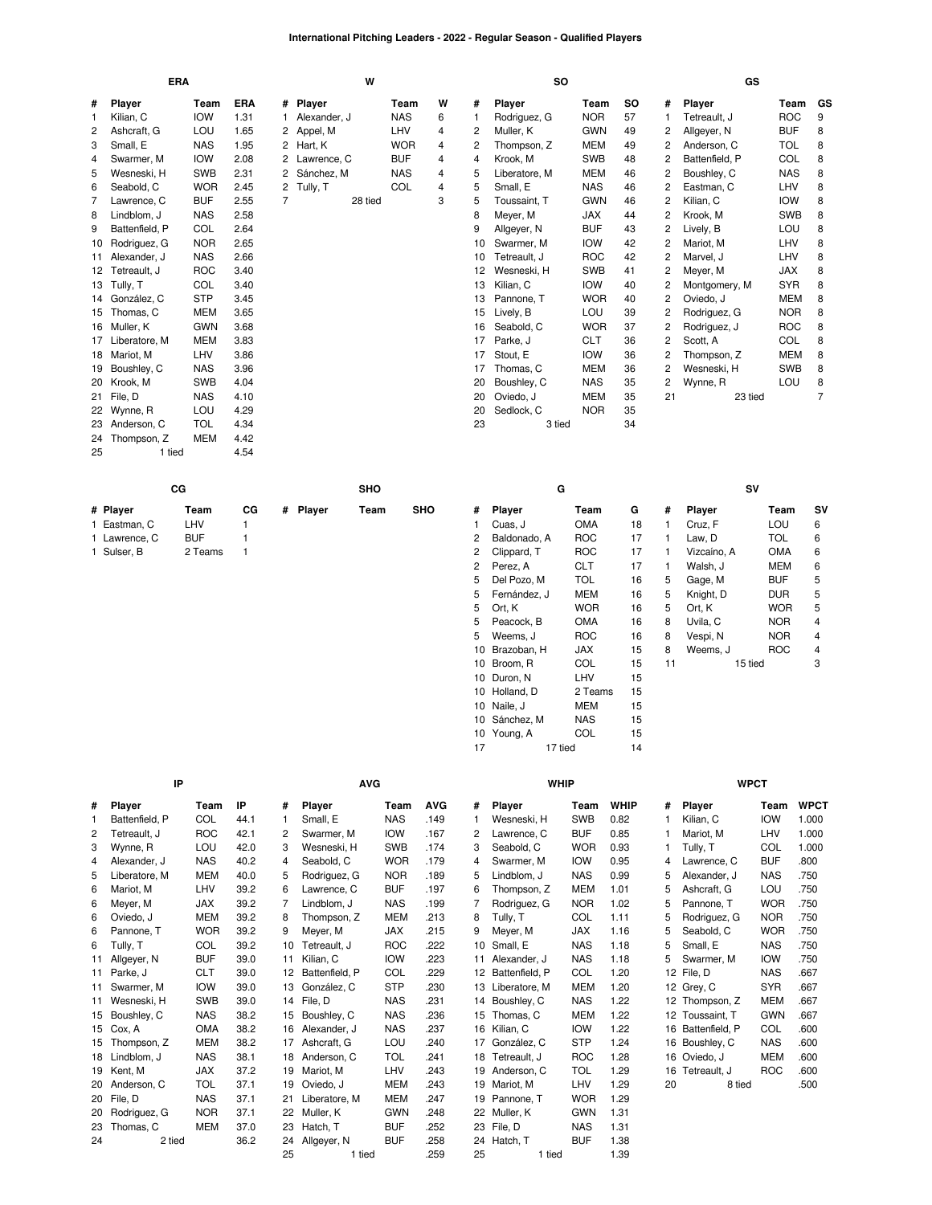# International Pitching Leaders - 2022 - Regular Season - Qualified Players

## ERA

| # | Player | Team | ERA |
|---|---|---|---|
| 1 | Kilian, C | IOW | 1.31 |
| 2 | Ashcraft, G | LOU | 1.65 |
| 3 | Small, E | NAS | 1.95 |
| 4 | Swarmer, M | IOW | 2.08 |
| 5 | Wesneski, H | SWB | 2.31 |
| 6 | Seabold, C | WOR | 2.45 |
| 7 | Lawrence, C | BUF | 2.55 |
| 8 | Lindblom, J | NAS | 2.58 |
| 9 | Battenfield, P | COL | 2.64 |
| 10 | Rodriguez, G | NOR | 2.65 |
| 11 | Alexander, J | NAS | 2.66 |
| 12 | Tetreault, J | ROC | 3.40 |
| 13 | Tully, T | COL | 3.40 |
| 14 | González, C | STP | 3.45 |
| 15 | Thomas, C | MEM | 3.65 |
| 16 | Muller, K | GWN | 3.68 |
| 17 | Liberatore, M | MEM | 3.83 |
| 18 | Mariot, M | LHV | 3.86 |
| 19 | Boushley, C | NAS | 3.96 |
| 20 | Krook, M | SWB | 4.04 |
| 21 | File, D | NAS | 4.10 |
| 22 | Wynne, R | LOU | 4.29 |
| 23 | Anderson, C | TOL | 4.34 |
| 24 | Thompson, Z | MEM | 4.42 |
| 25 | 1 tied | | 4.54 |

## W

| # | Player | Team | W |
|---|---|---|---|
| 1 | Alexander, J | NAS | 6 |
| 2 | Appel, M | LHV | 4 |
| 2 | Hart, K | WOR | 4 |
| 2 | Lawrence, C | BUF | 4 |
| 2 | Sánchez, M | NAS | 4 |
| 2 | Tully, T | COL | 4 |
| 7 | 28 tied | | 3 |

## SO

| # | Player | Team | SO |
|---|---|---|---|
| 1 | Rodriguez, G | NOR | 57 |
| 2 | Muller, K | GWN | 49 |
| 2 | Thompson, Z | MEM | 49 |
| 4 | Krook, M | SWB | 48 |
| 5 | Liberatore, M | MEM | 46 |
| 5 | Small, E | NAS | 46 |
| 5 | Toussaint, T | GWN | 46 |
| 8 | Meyer, M | JAX | 44 |
| 9 | Allgeyer, N | BUF | 43 |
| 10 | Swarmer, M | IOW | 42 |
| 10 | Tetreault, J | ROC | 42 |
| 12 | Wesneski, H | SWB | 41 |
| 13 | Kilian, C | IOW | 40 |
| 13 | Pannone, T | WOR | 40 |
| 15 | Lively, B | LOU | 39 |
| 16 | Seabold, C | WOR | 37 |
| 17 | Parke, J | CLT | 36 |
| 17 | Stout, E | IOW | 36 |
| 17 | Thomas, C | MEM | 36 |
| 20 | Boushley, C | NAS | 35 |
| 20 | Oviedo, J | MEM | 35 |
| 20 | Sedlock, C | NOR | 35 |
| 23 | 3 tied | | 34 |

## GS

| # | Player | Team | GS |
|---|---|---|---|
| 1 | Tetreault, J | ROC | 9 |
| 2 | Allgeyer, N | BUF | 8 |
| 2 | Anderson, C | TOL | 8 |
| 2 | Battenfield, P | COL | 8 |
| 2 | Boushley, C | NAS | 8 |
| 2 | Eastman, C | LHV | 8 |
| 2 | Kilian, C | IOW | 8 |
| 2 | Krook, M | SWB | 8 |
| 2 | Lively, B | LOU | 8 |
| 2 | Mariot, M | LHV | 8 |
| 2 | Marvel, J | LHV | 8 |
| 2 | Meyer, M | JAX | 8 |
| 2 | Montgomery, M | SYR | 8 |
| 2 | Oviedo, J | MEM | 8 |
| 2 | Rodriguez, G | NOR | 8 |
| 2 | Rodriguez, J | ROC | 8 |
| 2 | Scott, A | COL | 8 |
| 2 | Thompson, Z | MEM | 8 |
| 2 | Wesneski, H | SWB | 8 |
| 2 | Wynne, R | LOU | 8 |
| 21 | 23 tied | | 7 |

## CG

| # | Player | Team | CG |
|---|---|---|---|
| 1 | Eastman, C | LHV | 1 |
| 1 | Lawrence, C | BUF | 1 |
| 1 | Sulser, B | 2 Teams | 1 |

## SHO

| # | Player | Team | SHO |
|---|---|---|---|

## G

| # | Player | Team | G |
|---|---|---|---|
| 1 | Cuas, J | OMA | 18 |
| 2 | Baldonado, A | ROC | 17 |
| 2 | Clippard, T | ROC | 17 |
| 2 | Perez, A | CLT | 17 |
| 5 | Del Pozo, M | TOL | 16 |
| 5 | Fernández, J | MEM | 16 |
| 5 | Ort, K | WOR | 16 |
| 5 | Peacock, B | OMA | 16 |
| 5 | Weems, J | ROC | 16 |
| 10 | Brazoban, H | JAX | 15 |
| 10 | Broom, R | COL | 15 |
| 10 | Duron, N | LHV | 15 |
| 10 | Holland, D | 2 Teams | 15 |
| 10 | Naile, J | MEM | 15 |
| 10 | Sánchez, M | NAS | 15 |
| 10 | Young, A | COL | 15 |
| 17 | 17 tied | | 14 |

## SV

| # | Player | Team | SV |
|---|---|---|---|
| 1 | Cruz, F | LOU | 6 |
| 1 | Law, D | TOL | 6 |
| 1 | Vizcaíno, A | OMA | 6 |
| 1 | Walsh, J | MEM | 6 |
| 5 | Gage, M | BUF | 5 |
| 5 | Knight, D | DUR | 5 |
| 5 | Ort, K | WOR | 5 |
| 8 | Uvila, C | NOR | 4 |
| 8 | Vespi, N | NOR | 4 |
| 8 | Weems, J | ROC | 4 |
| 11 | 15 tied | | 3 |

## IP

| # | Player | Team | IP |
|---|---|---|---|
| 1 | Battenfield, P | COL | 44.1 |
| 2 | Tetreault, J | ROC | 42.1 |
| 3 | Wynne, R | LOU | 42.0 |
| 4 | Alexander, J | NAS | 40.2 |
| 5 | Liberatore, M | MEM | 40.0 |
| 6 | Mariot, M | LHV | 39.2 |
| 6 | Meyer, M | JAX | 39.2 |
| 6 | Oviedo, J | MEM | 39.2 |
| 6 | Pannone, T | WOR | 39.2 |
| 6 | Tully, T | COL | 39.2 |
| 11 | Allgeyer, N | BUF | 39.0 |
| 11 | Parke, J | CLT | 39.0 |
| 11 | Swarmer, M | IOW | 39.0 |
| 11 | Wesneski, H | SWB | 39.0 |
| 15 | Boushley, C | NAS | 38.2 |
| 15 | Cox, A | OMA | 38.2 |
| 15 | Thompson, Z | MEM | 38.2 |
| 18 | Lindblom, J | NAS | 38.1 |
| 19 | Kent, M | JAX | 37.2 |
| 20 | Anderson, C | TOL | 37.1 |
| 20 | File, D | NAS | 37.1 |
| 20 | Rodriguez, G | NOR | 37.1 |
| 23 | Thomas, C | MEM | 37.0 |
| 24 | 2 tied | | 36.2 |

## AVG

| # | Player | Team | AVG |
|---|---|---|---|
| 1 | Small, E | NAS | .149 |
| 2 | Swarmer, M | IOW | .167 |
| 3 | Wesneski, H | SWB | .174 |
| 4 | Seabold, C | WOR | .179 |
| 5 | Rodriguez, G | NOR | .189 |
| 6 | Lawrence, C | BUF | .197 |
| 7 | Lindblom, J | NAS | .199 |
| 8 | Thompson, Z | MEM | .213 |
| 9 | Meyer, M | JAX | .215 |
| 10 | Tetreault, J | ROC | .222 |
| 11 | Kilian, C | IOW | .223 |
| 12 | Battenfield, P | COL | .229 |
| 13 | González, C | STP | .230 |
| 14 | File, D | NAS | .231 |
| 15 | Boushley, C | NAS | .236 |
| 16 | Alexander, J | NAS | .237 |
| 17 | Ashcraft, G | LOU | .240 |
| 18 | Anderson, C | TOL | .241 |
| 19 | Mariot, M | LHV | .243 |
| 19 | Oviedo, J | MEM | .243 |
| 21 | Liberatore, M | MEM | .247 |
| 22 | Muller, K | GWN | .248 |
| 23 | Hatch, T | BUF | .252 |
| 24 | Allgeyer, N | BUF | .258 |
| 25 | 1 tied | | .259 |

## WHIP

| # | Player | Team | WHIP |
|---|---|---|---|
| 1 | Wesneski, H | SWB | 0.82 |
| 2 | Lawrence, C | BUF | 0.85 |
| 3 | Seabold, C | WOR | 0.93 |
| 4 | Swarmer, M | IOW | 0.95 |
| 5 | Lindblom, J | NAS | 0.99 |
| 6 | Thompson, Z | MEM | 1.01 |
| 7 | Rodriguez, G | NOR | 1.02 |
| 8 | Tully, T | COL | 1.11 |
| 9 | Meyer, M | JAX | 1.16 |
| 10 | Small, E | NAS | 1.18 |
| 11 | Alexander, J | NAS | 1.18 |
| 12 | Battenfield, P | COL | 1.20 |
| 13 | Liberatore, M | MEM | 1.20 |
| 14 | Boushley, C | NAS | 1.22 |
| 15 | Thomas, C | MEM | 1.22 |
| 16 | Kilian, C | IOW | 1.22 |
| 17 | González, C | STP | 1.24 |
| 18 | Tetreault, J | ROC | 1.28 |
| 19 | Anderson, C | TOL | 1.29 |
| 19 | Mariot, M | LHV | 1.29 |
| 19 | Pannone, T | WOR | 1.29 |
| 22 | Muller, K | GWN | 1.31 |
| 23 | File, D | NAS | 1.31 |
| 24 | Hatch, T | BUF | 1.38 |
| 25 | 1 tied | | 1.39 |

## WPCT

| # | Player | Team | WPCT |
|---|---|---|---|
| 1 | Kilian, C | IOW | 1.000 |
| 1 | Mariot, M | LHV | 1.000 |
| 1 | Tully, T | COL | 1.000 |
| 4 | Lawrence, C | BUF | .800 |
| 5 | Alexander, J | NAS | .750 |
| 5 | Ashcraft, G | LOU | .750 |
| 5 | Pannone, T | WOR | .750 |
| 5 | Rodriguez, G | NOR | .750 |
| 5 | Seabold, C | WOR | .750 |
| 5 | Small, E | NAS | .750 |
| 5 | Swarmer, M | IOW | .750 |
| 12 | File, D | NAS | .667 |
| 12 | Grey, C | SYR | .667 |
| 12 | Thompson, Z | MEM | .667 |
| 12 | Toussaint, T | GWN | .667 |
| 16 | Battenfield, P | COL | .600 |
| 16 | Boushley, C | NAS | .600 |
| 16 | Oviedo, J | MEM | .600 |
| 16 | Tetreault, J | ROC | .600 |
| 20 | 8 tied | | .500 |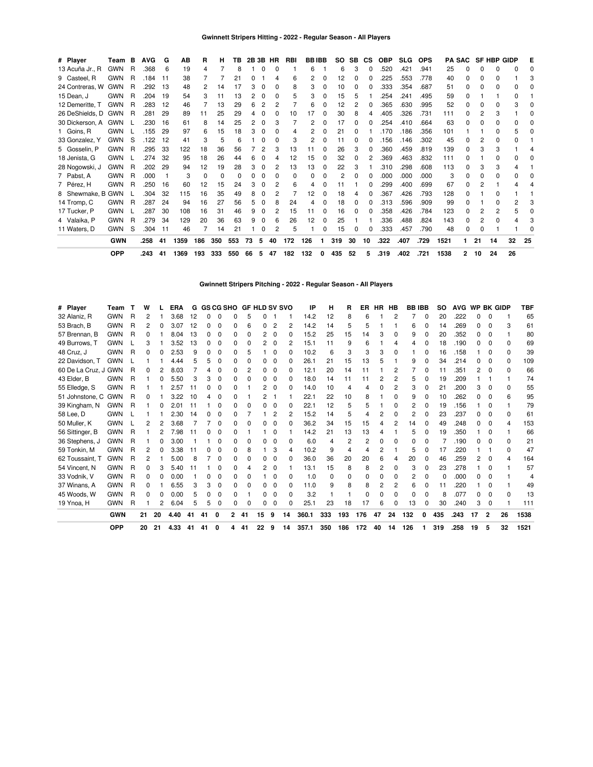## Gwinnett Stripers Hitting - 2022 - Regular Season - All Players

| # | Player | Team | B | AVG | G | AB | R | H | TB | 2B | 3B | HR | RBI | BB | IBB | SO | SB | CS | OBP | SLG | OPS | PA | SAC | SF | HBP | GIDP | E |
|---|---|---|---|---|---|---|---|---|---|---|---|---|---|---|---|---|---|---|---|---|---|---|---|---|---|---|---|
| 13 | Acuña Jr., R | GWN | R | .368 | 6 | 19 | 4 | 7 | 8 | 1 | 0 | 0 | 1 | 6 | 1 | 6 | 3 | 0 | .520 | .421 | .941 | 25 | 0 | 0 | 0 | 0 | 0 |
| 9 | Casteel, R | GWN | R | .184 | 11 | 38 | 7 | 7 | 21 | 0 | 1 | 4 | 6 | 2 | 0 | 12 | 0 | 0 | .225 | .553 | .778 | 40 | 0 | 0 | 0 | 1 | 3 |
| 24 | Contreras, W | GWN | R | .292 | 13 | 48 | 2 | 14 | 17 | 3 | 0 | 0 | 8 | 3 | 0 | 10 | 0 | 0 | .333 | .354 | .687 | 51 | 0 | 0 | 0 | 0 | 0 |
| 15 | Dean, J | GWN | R | .204 | 19 | 54 | 3 | 11 | 13 | 2 | 0 | 0 | 5 | 3 | 0 | 15 | 5 | 1 | .254 | .241 | .495 | 59 | 0 | 1 | 1 | 0 | 1 |
| 12 | Demeritte, T | GWN | R | .283 | 12 | 46 | 7 | 13 | 29 | 6 | 2 | 2 | 7 | 6 | 0 | 12 | 2 | 0 | .365 | .630 | .995 | 52 | 0 | 0 | 0 | 3 | 0 |
| 26 | DeShields, D | GWN | R | .281 | 29 | 89 | 11 | 25 | 29 | 4 | 0 | 0 | 10 | 17 | 0 | 30 | 8 | 4 | .405 | .326 | .731 | 111 | 0 | 2 | 3 | 1 | 0 |
| 30 | Dickerson, A | GWN | L | .230 | 16 | 61 | 8 | 14 | 25 | 2 | 0 | 3 | 7 | 2 | 0 | 17 | 0 | 0 | .254 | .410 | .664 | 63 | 0 | 0 | 0 | 0 | 0 |
| 1 | Goins, R | GWN | L | .155 | 29 | 97 | 6 | 15 | 18 | 3 | 0 | 0 | 4 | 2 | 0 | 21 | 0 | 1 | .170 | .186 | .356 | 101 | 1 | 1 | 0 | 5 | 0 |
| 33 | Gonzalez, Y | GWN | S | .122 | 12 | 41 | 3 | 5 | 6 | 1 | 0 | 0 | 3 | 2 | 0 | 11 | 0 | 0 | .156 | .146 | .302 | 45 | 0 | 2 | 0 | 0 | 1 |
| 5 | Gosselin, P | GWN | R | .295 | 33 | 122 | 18 | 36 | 56 | 7 | 2 | 3 | 13 | 11 | 0 | 26 | 3 | 0 | .360 | .459 | .819 | 139 | 0 | 3 | 3 | 1 | 4 |
| 18 | Jenista, G | GWN | L | .274 | 32 | 95 | 18 | 26 | 44 | 6 | 0 | 4 | 12 | 15 | 0 | 32 | 0 | 2 | .369 | .463 | .832 | 111 | 0 | 1 | 0 | 0 | 0 |
| 28 | Nogowski, J | GWN | R | .202 | 29 | 94 | 12 | 19 | 28 | 3 | 0 | 2 | 13 | 13 | 0 | 22 | 3 | 1 | .310 | .298 | .608 | 113 | 0 | 3 | 3 | 4 | 1 |
| 7 | Pabst, A | GWN | R | .000 | 1 | 3 | 0 | 0 | 0 | 0 | 0 | 0 | 0 | 0 | 0 | 2 | 0 | 0 | .000 | .000 | .000 | 3 | 0 | 0 | 0 | 0 | 0 |
| 7 | Pérez, H | GWN | R | .250 | 16 | 60 | 12 | 15 | 24 | 3 | 0 | 2 | 6 | 4 | 0 | 11 | 1 | 0 | .299 | .400 | .699 | 67 | 0 | 2 | 1 | 4 | 4 |
| 8 | Shewmake, B | GWN | L | .304 | 32 | 115 | 16 | 35 | 49 | 8 | 0 | 2 | 7 | 12 | 0 | 18 | 4 | 0 | .367 | .426 | .793 | 128 | 0 | 1 | 0 | 1 | 1 |
| 14 | Tromp, C | GWN | R | .287 | 24 | 94 | 16 | 27 | 56 | 5 | 0 | 8 | 24 | 4 | 0 | 18 | 0 | 0 | .313 | .596 | .909 | 99 | 0 | 1 | 0 | 2 | 3 |
| 17 | Tucker, P | GWN | L | .287 | 30 | 108 | 16 | 31 | 46 | 9 | 0 | 2 | 15 | 11 | 0 | 16 | 0 | 0 | .358 | .426 | .784 | 123 | 0 | 2 | 2 | 5 | 0 |
| 4 | Valaika, P | GWN | R | .279 | 34 | 129 | 20 | 36 | 63 | 9 | 0 | 6 | 26 | 12 | 0 | 25 | 1 | 1 | .336 | .488 | .824 | 143 | 0 | 2 | 0 | 4 | 3 |
| 11 | Waters, D | GWN | S | .304 | 11 | 46 | 7 | 14 | 21 | 1 | 0 | 2 | 5 | 1 | 0 | 15 | 0 | 0 | .333 | .457 | .790 | 48 | 0 | 0 | 1 | 1 | 0 |
| | | **GWN** | | **.258** | **41** | **1359** | **186** | **350** | **553** | **73** | **5** | **40** | **172** | **126** | **1** | **319** | **30** | **10** | **.322** | **.407** | **.729** | **1521** | **1** | **21** | **14** | **32** | **25** |
| | | **OPP** | | **.243** | **41** | **1369** | **193** | **333** | **550** | **66** | **5** | **47** | **182** | **132** | **0** | **435** | **52** | **5** | **.319** | **.402** | **.721** | **1538** | **2** | **10** | **24** | **26** | |

## Gwinnett Stripers Pitching - 2022 - Regular Season - All Players

| # | Player | Team | T | W | L | ERA | G | GS | CG | SHO | GF | HLD | SV | SVO | IP | H | R | ER | HR | HB | BB | IBB | SO | AVG | WP | BK | GIDP | TBF |
|---|---|---|---|---|---|---|---|---|---|---|---|---|---|---|---|---|---|---|---|---|---|---|---|---|---|---|---|---|
| 32 | Alaniz, R | GWN | R | 2 | 1 | 3.68 | 12 | 0 | 0 | 0 | 5 | 0 | 1 | 1 | 14.2 | 12 | 8 | 6 | 1 | 2 | 7 | 0 | 20 | .222 | 0 | 0 | 1 | 65 |
| 53 | Brach, B | GWN | R | 2 | 0 | 3.07 | 12 | 0 | 0 | 0 | 6 | 0 | 2 | 2 | 14.2 | 14 | 5 | 5 | 1 | 1 | 6 | 0 | 14 | .269 | 0 | 0 | 3 | 61 |
| 57 | Brennan, B | GWN | R | 0 | 1 | 8.04 | 13 | 0 | 0 | 0 | 0 | 2 | 0 | 0 | 15.2 | 25 | 15 | 14 | 3 | 0 | 9 | 0 | 20 | .352 | 0 | 0 | 1 | 80 |
| 49 | Burrows, T | GWN | L | 3 | 1 | 3.52 | 13 | 0 | 0 | 0 | 0 | 2 | 0 | 2 | 15.1 | 11 | 9 | 6 | 1 | 4 | 4 | 0 | 18 | .190 | 0 | 0 | 0 | 69 |
| 48 | Cruz, J | GWN | R | 0 | 0 | 2.53 | 9 | 0 | 0 | 0 | 5 | 1 | 0 | 0 | 10.2 | 6 | 3 | 3 | 3 | 0 | 1 | 0 | 16 | .158 | 1 | 0 | 0 | 39 |
| 22 | Davidson, T | GWN | L | 1 | 1 | 4.44 | 5 | 5 | 0 | 0 | 0 | 0 | 0 | 0 | 26.1 | 21 | 15 | 13 | 5 | 1 | 9 | 0 | 34 | .214 | 0 | 0 | 0 | 109 |
| 60 | De La Cruz, J | GWN | R | 0 | 2 | 8.03 | 7 | 4 | 0 | 0 | 2 | 0 | 0 | 0 | 12.1 | 20 | 14 | 11 | 1 | 2 | 7 | 0 | 11 | .351 | 2 | 0 | 0 | 66 |
| 43 | Elder, B | GWN | R | 1 | 0 | 5.50 | 3 | 3 | 0 | 0 | 0 | 0 | 0 | 0 | 18.0 | 14 | 11 | 11 | 2 | 2 | 5 | 0 | 19 | .209 | 1 | 1 | 1 | 74 |
| 55 | Elledge, S | GWN | R | 1 | 1 | 2.57 | 11 | 0 | 0 | 0 | 1 | 2 | 0 | 0 | 14.0 | 10 | 4 | 4 | 0 | 2 | 3 | 0 | 21 | .200 | 3 | 0 | 0 | 55 |
| 51 | Johnstone, C | GWN | R | 0 | 1 | 3.22 | 10 | 4 | 0 | 0 | 1 | 2 | 1 | 1 | 22.1 | 22 | 10 | 8 | 1 | 0 | 9 | 0 | 10 | .262 | 0 | 0 | 6 | 95 |
| 39 | Kingham, N | GWN | R | 1 | 0 | 2.01 | 11 | 1 | 0 | 0 | 0 | 0 | 0 | 0 | 22.1 | 12 | 5 | 5 | 1 | 0 | 2 | 0 | 19 | .156 | 1 | 0 | 1 | 79 |
| 58 | Lee, D | GWN | L | 1 | 1 | 2.30 | 14 | 0 | 0 | 0 | 7 | 1 | 2 | 2 | 15.2 | 14 | 5 | 4 | 2 | 0 | 2 | 0 | 23 | .237 | 0 | 0 | 0 | 61 |
| 50 | Muller, K | GWN | L | 2 | 2 | 3.68 | 7 | 7 | 0 | 0 | 0 | 0 | 0 | 0 | 36.2 | 34 | 15 | 15 | 4 | 2 | 14 | 0 | 49 | .248 | 0 | 0 | 4 | 153 |
| 56 | Sittinger, B | GWN | R | 1 | 2 | 7.98 | 11 | 0 | 0 | 0 | 1 | 1 | 0 | 1 | 14.2 | 21 | 13 | 13 | 4 | 1 | 5 | 0 | 19 | .350 | 1 | 0 | 1 | 66 |
| 36 | Stephens, J | GWN | R | 1 | 0 | 3.00 | 1 | 1 | 0 | 0 | 0 | 0 | 0 | 0 | 6.0 | 4 | 2 | 2 | 0 | 0 | 0 | 0 | 7 | .190 | 0 | 0 | 0 | 21 |
| 59 | Tonkin, M | GWN | R | 2 | 0 | 3.38 | 11 | 0 | 0 | 0 | 8 | 1 | 3 | 4 | 10.2 | 9 | 4 | 4 | 2 | 1 | 5 | 0 | 17 | .220 | 1 | 1 | 0 | 47 |
| 62 | Toussaint, T | GWN | R | 2 | 1 | 5.00 | 8 | 7 | 0 | 0 | 0 | 0 | 0 | 0 | 36.0 | 36 | 20 | 20 | 6 | 4 | 20 | 0 | 46 | .259 | 2 | 0 | 4 | 164 |
| 54 | Vincent, N | GWN | R | 0 | 3 | 5.40 | 11 | 1 | 0 | 0 | 4 | 2 | 0 | 1 | 13.1 | 15 | 8 | 8 | 2 | 0 | 3 | 0 | 23 | .278 | 1 | 0 | 1 | 57 |
| 33 | Vodnik, V | GWN | R | 0 | 0 | 0.00 | 1 | 0 | 0 | 0 | 0 | 1 | 0 | 0 | 1.0 | 0 | 0 | 0 | 0 | 0 | 2 | 0 | 0 | .000 | 0 | 0 | 1 | 4 |
| 37 | Winans, A | GWN | R | 0 | 1 | 6.55 | 3 | 3 | 0 | 0 | 0 | 0 | 0 | 0 | 11.0 | 9 | 8 | 8 | 2 | 2 | 6 | 0 | 11 | .220 | 1 | 0 | 1 | 49 |
| 45 | Woods, W | GWN | R | 0 | 0 | 0.00 | 5 | 0 | 0 | 0 | 1 | 0 | 0 | 0 | 3.2 | 1 | 1 | 0 | 0 | 0 | 0 | 0 | 8 | .077 | 0 | 0 | 0 | 13 |
| 19 | Ynoa, H | GWN | R | 1 | 2 | 6.04 | 5 | 5 | 0 | 0 | 0 | 0 | 0 | 0 | 25.1 | 23 | 18 | 17 | 6 | 0 | 13 | 0 | 30 | .240 | 3 | 0 | 1 | 111 |
| | | **GWN** | | **21** | **20** | **4.40** | **41** | **41** | **0** | **2** | **41** | **15** | **9** | **14** | **360.1** | **333** | **193** | **176** | **47** | **24** | **132** | **0** | **435** | **.243** | **17** | **2** | **26** | **1538** |
| | | **OPP** | | **20** | **21** | **4.33** | **41** | **41** | **0** | **4** | **41** | **22** | **9** | **14** | **357.1** | **350** | **186** | **172** | **40** | **14** | **126** | **1** | **319** | **.258** | **19** | **5** | **32** | **1521** |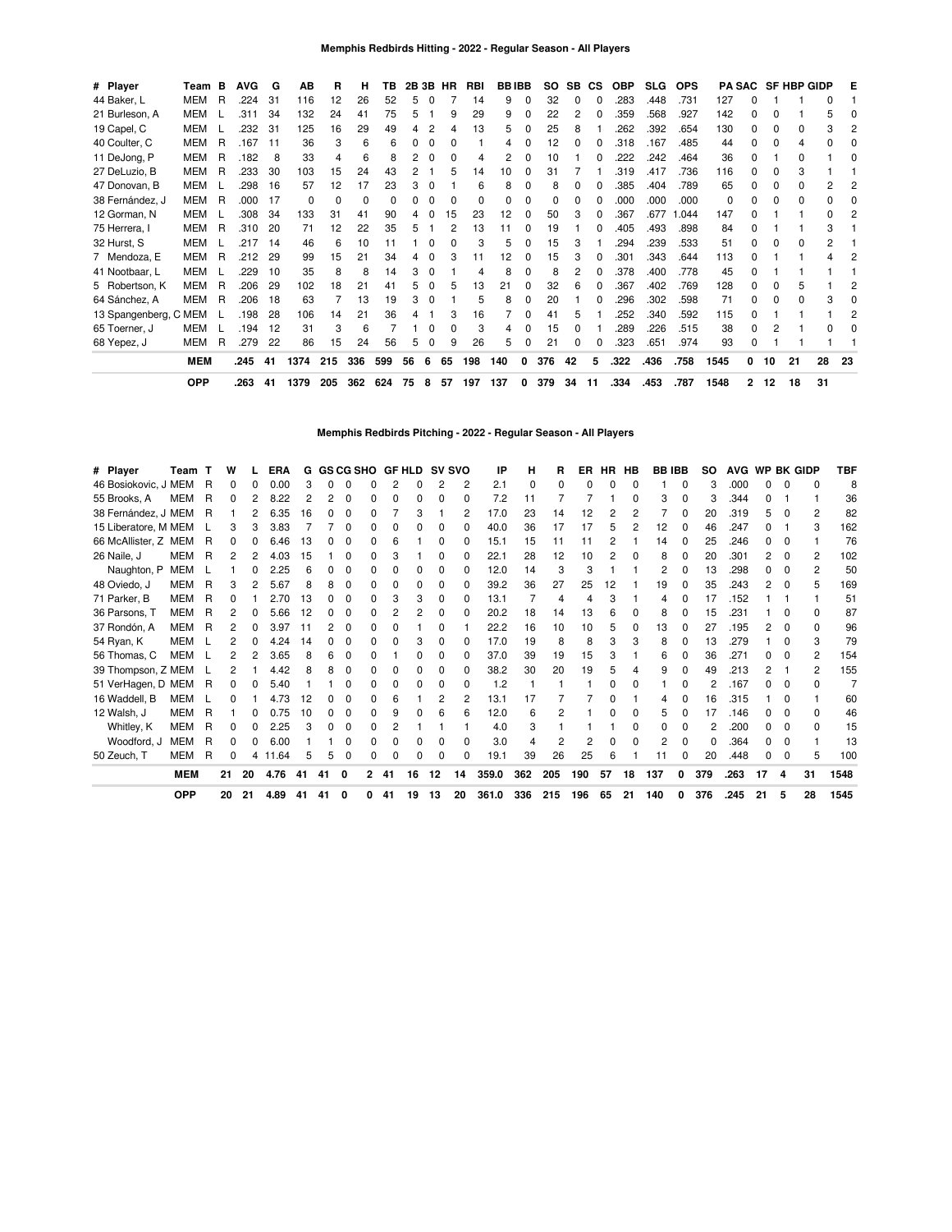**Memphis Redbirds Hitting - 2022 - Regular Season - All Players**

| # | Player | Team | B | AVG | G | AB | R | H | TB | 2B | 3B | HR | RBI | BB | IBB | SO | SB | CS | OBP | SLG | OPS | PA | SAC | SF | HBP | GIDP | E |
|---|---|---|---|---|---|---|---|---|---|---|---|---|---|---|---|---|---|---|---|---|---|---|---|---|---|---|---|
| 44 | Baker, L | MEM | R | .224 | 31 | 116 | 12 | 26 | 52 | 5 | 0 | 7 | 14 | 9 | 0 | 32 | 0 | 0 | .283 | .448 | .731 | 127 | 0 | 1 | 1 | 0 | 1 |
| 21 | Burleson, A | MEM | L | .311 | 34 | 132 | 24 | 41 | 75 | 5 | 1 | 9 | 29 | 9 | 0 | 22 | 2 | 0 | .359 | .568 | .927 | 142 | 0 | 0 | 1 | 5 | 0 |
| 19 | Capel, C | MEM | L | .232 | 31 | 125 | 16 | 29 | 49 | 4 | 2 | 4 | 13 | 5 | 0 | 25 | 8 | 1 | .262 | .392 | .654 | 130 | 0 | 0 | 0 | 3 | 2 |
| 40 | Coulter, C | MEM | R | .167 | 11 | 36 | 3 | 6 | 6 | 0 | 0 | 0 | 1 | 4 | 0 | 12 | 0 | 0 | .318 | .167 | .485 | 44 | 0 | 0 | 4 | 0 | 0 |
| 11 | DeJong, P | MEM | R | .182 | 8 | 33 | 4 | 6 | 8 | 2 | 0 | 0 | 4 | 2 | 0 | 10 | 1 | 0 | .222 | .242 | .464 | 36 | 0 | 1 | 0 | 1 | 0 |
| 27 | DeLuzio, B | MEM | R | .233 | 30 | 103 | 15 | 24 | 43 | 2 | 1 | 5 | 14 | 10 | 0 | 31 | 7 | 1 | .319 | .417 | .736 | 116 | 0 | 0 | 3 | 1 | 1 |
| 47 | Donovan, B | MEM | L | .298 | 16 | 57 | 12 | 17 | 23 | 3 | 0 | 1 | 6 | 8 | 0 | 8 | 0 | 0 | .385 | .404 | .789 | 65 | 0 | 0 | 0 | 2 | 2 |
| 38 | Fernández, J | MEM | R | .000 | 17 | 0 | 0 | 0 | 0 | 0 | 0 | 0 | 0 | 0 | 0 | 0 | 0 | 0 | .000 | .000 | .000 | 0 | 0 | 0 | 0 | 0 | 0 |
| 12 | Gorman, N | MEM | L | .308 | 34 | 133 | 31 | 41 | 90 | 4 | 0 | 15 | 23 | 12 | 0 | 50 | 3 | 0 | .367 | .677 | 1.044 | 147 | 0 | 1 | 1 | 0 | 2 |
| 75 | Herrera, I | MEM | R | .310 | 20 | 71 | 12 | 22 | 35 | 5 | 1 | 2 | 13 | 11 | 0 | 19 | 1 | 0 | .405 | .493 | .898 | 84 | 0 | 1 | 1 | 3 | 1 |
| 32 | Hurst, S | MEM | L | .217 | 14 | 46 | 6 | 10 | 11 | 1 | 0 | 0 | 3 | 5 | 0 | 15 | 3 | 1 | .294 | .239 | .533 | 51 | 0 | 0 | 0 | 2 | 1 |
| 7 | Mendoza, E | MEM | R | .212 | 29 | 99 | 15 | 21 | 34 | 4 | 0 | 3 | 11 | 12 | 0 | 15 | 3 | 0 | .301 | .343 | .644 | 113 | 0 | 1 | 1 | 4 | 2 |
| 41 | Nootbaar, L | MEM | L | .229 | 10 | 35 | 8 | 8 | 14 | 3 | 0 | 1 | 4 | 8 | 0 | 8 | 2 | 0 | .378 | .400 | .778 | 45 | 0 | 1 | 1 | 1 | 1 |
| 5 | Robertson, K | MEM | R | .206 | 29 | 102 | 18 | 21 | 41 | 5 | 0 | 5 | 13 | 21 | 0 | 32 | 6 | 0 | .367 | .402 | .769 | 128 | 0 | 0 | 5 | 1 | 2 |
| 64 | Sánchez, A | MEM | R | .206 | 18 | 63 | 7 | 13 | 19 | 3 | 0 | 1 | 5 | 8 | 0 | 20 | 1 | 0 | .296 | .302 | .598 | 71 | 0 | 0 | 0 | 3 | 0 |
| 13 | Spangenberg, C | MEM | L | .198 | 28 | 106 | 14 | 21 | 36 | 4 | 1 | 3 | 16 | 7 | 0 | 41 | 5 | 1 | .252 | .340 | .592 | 115 | 0 | 1 | 1 | 1 | 2 |
| 65 | Toerner, J | MEM | L | .194 | 12 | 31 | 3 | 6 | 7 | 1 | 0 | 0 | 3 | 4 | 0 | 15 | 0 | 1 | .289 | .226 | .515 | 38 | 0 | 2 | 1 | 0 | 0 |
| 68 | Yepez, J | MEM | R | .279 | 22 | 86 | 15 | 24 | 56 | 5 | 0 | 9 | 26 | 5 | 0 | 21 | 0 | 0 | .323 | .651 | .974 | 93 | 0 | 1 | 1 | 1 | 1 |
| | | MEM | | .245 | 41 | 1374 | 215 | 336 | 599 | 56 | 6 | 65 | 198 | 140 | 0 | 376 | 42 | 5 | .322 | .436 | .758 | 1545 | 0 | 10 | 21 | 28 | 23 |
| | | OPP | | .263 | 41 | 1379 | 205 | 362 | 624 | 75 | 8 | 57 | 197 | 137 | 0 | 379 | 34 | 11 | .334 | .453 | .787 | 1548 | 2 | 12 | 18 | 31 | |

**Memphis Redbirds Pitching - 2022 - Regular Season - All Players**

| # | Player | Team | T | W | L | ERA | G | GS | CG | SHO | GF | HLD | SV | SVO | IP | H | R | ER | HR | HB | BB | IBB | SO | AVG | WP | BK | GIDP | TBF |
|---|---|---|---|---|---|---|---|---|---|---|---|---|---|---|---|---|---|---|---|---|---|---|---|---|---|---|---|---|
| 46 | Bosiokovic, J | MEM | R | 0 | 0 | 0.00 | 3 | 0 | 0 | 0 | 2 | 0 | 2 | 2 | 2.1 | 0 | 0 | 0 | 0 | 0 | 1 | 0 | 3 | .000 | 0 | 0 | 0 | 8 |
| 55 | Brooks, A | MEM | R | 0 | 2 | 8.22 | 2 | 2 | 0 | 0 | 0 | 0 | 0 | 0 | 7.2 | 11 | 7 | 7 | 1 | 0 | 3 | 0 | 3 | .344 | 0 | 1 | 1 | 36 |
| 38 | Fernández, J | MEM | R | 1 | 2 | 6.35 | 16 | 0 | 0 | 0 | 7 | 3 | 1 | 2 | 17.0 | 23 | 14 | 12 | 2 | 2 | 7 | 0 | 20 | .319 | 5 | 0 | 2 | 82 |
| 15 | Liberatore, M | MEM | L | 3 | 3 | 3.83 | 7 | 7 | 0 | 0 | 0 | 0 | 0 | 0 | 40.0 | 36 | 17 | 17 | 5 | 2 | 12 | 0 | 46 | .247 | 0 | 1 | 3 | 162 |
| 66 | McAllister, Z | MEM | R | 0 | 0 | 6.46 | 13 | 0 | 0 | 0 | 6 | 1 | 0 | 0 | 15.1 | 15 | 11 | 11 | 2 | 1 | 14 | 0 | 25 | .246 | 0 | 0 | 1 | 76 |
| 26 | Naile, J | MEM | R | 2 | 2 | 4.03 | 15 | 1 | 0 | 0 | 3 | 1 | 0 | 0 | 22.1 | 28 | 12 | 10 | 2 | 0 | 8 | 0 | 20 | .301 | 2 | 0 | 2 | 102 |
| | Naughton, P | MEM | L | 1 | 0 | 2.25 | 6 | 0 | 0 | 0 | 0 | 0 | 0 | 0 | 12.0 | 14 | 3 | 3 | 1 | 1 | 2 | 0 | 13 | .298 | 0 | 0 | 2 | 50 |
| 48 | Oviedo, J | MEM | R | 3 | 2 | 5.67 | 8 | 8 | 0 | 0 | 0 | 0 | 0 | 0 | 39.2 | 36 | 27 | 25 | 12 | 1 | 19 | 0 | 35 | .243 | 2 | 0 | 5 | 169 |
| 71 | Parker, B | MEM | R | 0 | 1 | 2.70 | 13 | 0 | 0 | 0 | 3 | 3 | 0 | 0 | 13.1 | 7 | 4 | 4 | 3 | 1 | 4 | 0 | 17 | .152 | 1 | 1 | 1 | 51 |
| 36 | Parsons, T | MEM | R | 2 | 0 | 5.66 | 12 | 0 | 0 | 0 | 2 | 2 | 0 | 0 | 20.2 | 18 | 14 | 13 | 6 | 0 | 8 | 0 | 15 | .231 | 1 | 0 | 0 | 87 |
| 37 | Rondón, A | MEM | R | 2 | 0 | 3.97 | 11 | 2 | 0 | 0 | 0 | 1 | 0 | 1 | 22.2 | 16 | 10 | 10 | 5 | 0 | 13 | 0 | 27 | .195 | 2 | 0 | 0 | 96 |
| 54 | Ryan, K | MEM | L | 2 | 0 | 4.24 | 14 | 0 | 0 | 0 | 0 | 3 | 0 | 0 | 17.0 | 19 | 8 | 8 | 3 | 3 | 8 | 0 | 13 | .279 | 1 | 0 | 3 | 79 |
| 56 | Thomas, C | MEM | L | 2 | 2 | 3.65 | 8 | 6 | 0 | 0 | 1 | 0 | 0 | 0 | 37.0 | 39 | 19 | 15 | 3 | 1 | 6 | 0 | 36 | .271 | 0 | 0 | 2 | 154 |
| 39 | Thompson, Z | MEM | L | 2 | 1 | 4.42 | 8 | 8 | 0 | 0 | 0 | 0 | 0 | 0 | 38.2 | 30 | 20 | 19 | 5 | 4 | 9 | 0 | 49 | .213 | 2 | 1 | 2 | 155 |
| 51 | VerHagen, D | MEM | R | 0 | 0 | 5.40 | 1 | 1 | 0 | 0 | 0 | 0 | 0 | 0 | 1.2 | 1 | 1 | 1 | 0 | 0 | 1 | 0 | 2 | .167 | 0 | 0 | 0 | 7 |
| 16 | Waddell, B | MEM | L | 0 | 1 | 4.73 | 12 | 0 | 0 | 0 | 6 | 1 | 2 | 2 | 13.1 | 17 | 7 | 7 | 0 | 1 | 4 | 0 | 16 | .315 | 1 | 0 | 1 | 60 |
| 12 | Walsh, J | MEM | R | 1 | 0 | 0.75 | 10 | 0 | 0 | 0 | 9 | 0 | 6 | 6 | 12.0 | 6 | 2 | 1 | 0 | 0 | 5 | 0 | 17 | .146 | 0 | 0 | 0 | 46 |
| | Whitley, K | MEM | R | 0 | 0 | 2.25 | 3 | 0 | 0 | 0 | 2 | 1 | 1 | 1 | 4.0 | 3 | 1 | 1 | 1 | 0 | 0 | 0 | 2 | .200 | 0 | 0 | 0 | 15 |
| | Woodford, J | MEM | R | 0 | 0 | 6.00 | 1 | 1 | 0 | 0 | 0 | 0 | 0 | 0 | 3.0 | 4 | 2 | 2 | 0 | 0 | 2 | 0 | 0 | .364 | 0 | 0 | 1 | 13 |
| 50 | Zeuch, T | MEM | R | 0 | 4 | 11.64 | 5 | 5 | 0 | 0 | 0 | 0 | 0 | 0 | 19.1 | 39 | 26 | 25 | 6 | 1 | 11 | 0 | 20 | .448 | 0 | 0 | 5 | 100 |
| | | MEM | | 21 | 20 | 4.76 | 41 | 41 | 0 | 2 | 41 | 16 | 12 | 14 | 359.0 | 362 | 205 | 190 | 57 | 18 | 137 | 0 | 379 | .263 | 17 | 4 | 31 | 1548 |
| | | OPP | | 20 | 21 | 4.89 | 41 | 41 | 0 | 0 | 41 | 19 | 13 | 20 | 361.0 | 336 | 215 | 196 | 65 | 21 | 140 | 0 | 376 | .245 | 21 | 5 | 28 | 1545 |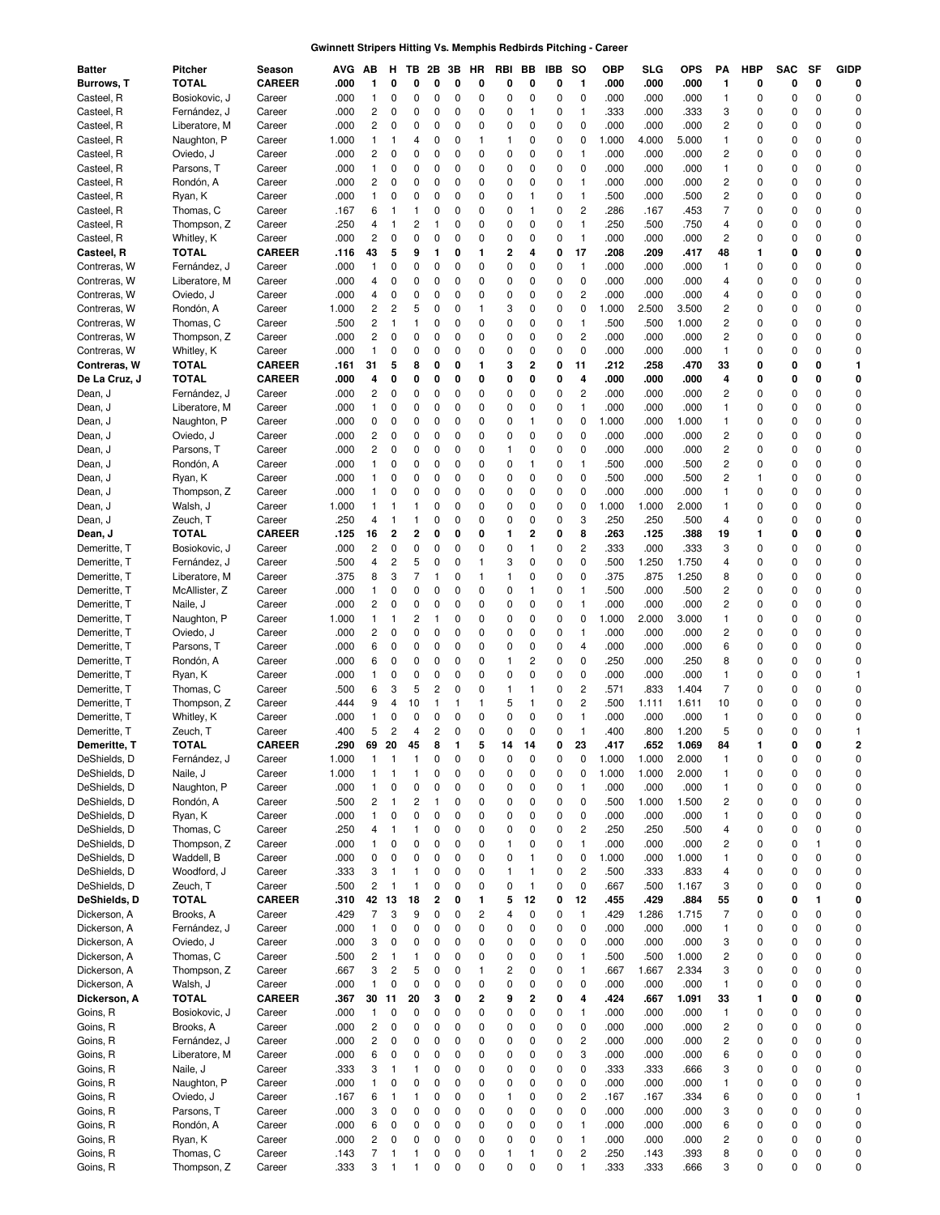**Gwinnett Stripers Hitting Vs. Memphis Redbirds Pitching - Career**

| Batter | Pitcher | Season | AVG | AB | H | TB | 2B | 3B | HR | RBI | BB | IBB | SO | OBP | SLG | OPS | PA | HBP | SAC | SF | GIDP |
|---|---|---|---|---|---|---|---|---|---|---|---|---|---|---|---|---|---|---|---|---|---|
| **Burrows, T** | **TOTAL** | **CAREER** | **.000** | **1** | **0** | **0** | **0** | **0** | **0** | **0** | **0** | **0** | **1** | **.000** | **.000** | **.000** | **1** | **0** | **0** | **0** | **0** |
| Casteel, R | Bosiokovic, J | Career | .000 | 1 | 0 | 0 | 0 | 0 | 0 | 0 | 0 | 0 | 1 | .000 | .000 | .000 | 1 | 0 | 0 | 0 | 0 |
| Casteel, R | Fernández, J | Career | .000 | 2 | 0 | 0 | 0 | 0 | 0 | 0 | 1 | 0 | 1 | .333 | .000 | .333 | 3 | 0 | 0 | 0 | 0 |
| Casteel, R | Liberatore, M | Career | .000 | 2 | 0 | 0 | 0 | 0 | 0 | 0 | 0 | 0 | 0 | .000 | .000 | .000 | 2 | 0 | 0 | 0 | 0 |
| Casteel, R | Naughton, P | Career | 1.000 | 1 | 1 | 4 | 0 | 0 | 1 | 1 | 0 | 0 | 0 | 1.000 | 4.000 | 5.000 | 1 | 0 | 0 | 0 | 0 |
| Casteel, R | Oviedo, J | Career | .000 | 2 | 0 | 0 | 0 | 0 | 0 | 0 | 0 | 0 | 1 | .000 | .000 | .000 | 2 | 0 | 0 | 0 | 0 |
| Casteel, R | Parsons, T | Career | .000 | 1 | 0 | 0 | 0 | 0 | 0 | 0 | 0 | 0 | 0 | .000 | .000 | .000 | 1 | 0 | 0 | 0 | 0 |
| Casteel, R | Rondón, A | Career | .000 | 2 | 0 | 0 | 0 | 0 | 0 | 0 | 0 | 0 | 1 | .000 | .000 | .000 | 2 | 0 | 0 | 0 | 0 |
| Casteel, R | Ryan, K | Career | .000 | 1 | 0 | 0 | 0 | 0 | 0 | 0 | 1 | 0 | 1 | .500 | .000 | .500 | 2 | 0 | 0 | 0 | 0 |
| Casteel, R | Thomas, C | Career | .167 | 6 | 1 | 1 | 0 | 0 | 0 | 0 | 1 | 0 | 2 | .286 | .167 | .453 | 7 | 0 | 0 | 0 | 0 |
| Casteel, R | Thompson, Z | Career | .250 | 4 | 1 | 2 | 1 | 0 | 0 | 0 | 0 | 0 | 1 | .250 | .500 | .750 | 4 | 0 | 0 | 0 | 0 |
| Casteel, R | Whitley, K | Career | .000 | 2 | 0 | 0 | 0 | 0 | 0 | 0 | 0 | 0 | 1 | .000 | .000 | .000 | 2 | 0 | 0 | 0 | 0 |
| **Casteel, R** | **TOTAL** | **CAREER** | **.116** | **43** | **5** | **9** | **1** | **0** | **1** | **2** | **4** | **0** | **17** | **.208** | **.209** | **.417** | **48** | **1** | **0** | **0** | **0** |
| Contreras, W | Fernández, J | Career | .000 | 1 | 0 | 0 | 0 | 0 | 0 | 0 | 0 | 0 | 1 | .000 | .000 | .000 | 1 | 0 | 0 | 0 | 0 |
| Contreras, W | Liberatore, M | Career | .000 | 4 | 0 | 0 | 0 | 0 | 0 | 0 | 0 | 0 | 0 | .000 | .000 | .000 | 4 | 0 | 0 | 0 | 0 |
| Contreras, W | Oviedo, J | Career | .000 | 4 | 0 | 0 | 0 | 0 | 0 | 0 | 0 | 0 | 2 | .000 | .000 | .000 | 4 | 0 | 0 | 0 | 0 |
| Contreras, W | Rondón, A | Career | 1.000 | 2 | 2 | 5 | 0 | 0 | 1 | 3 | 0 | 0 | 0 | 1.000 | 2.500 | 3.500 | 2 | 0 | 0 | 0 | 0 |
| Contreras, W | Thomas, C | Career | .500 | 2 | 1 | 1 | 0 | 0 | 0 | 0 | 0 | 0 | 1 | .500 | .500 | 1.000 | 2 | 0 | 0 | 0 | 0 |
| Contreras, W | Thompson, Z | Career | .000 | 2 | 0 | 0 | 0 | 0 | 0 | 0 | 0 | 0 | 2 | .000 | .000 | .000 | 2 | 0 | 0 | 0 | 0 |
| Contreras, W | Whitley, K | Career | .000 | 1 | 0 | 0 | 0 | 0 | 0 | 0 | 0 | 0 | 0 | .000 | .000 | .000 | 1 | 0 | 0 | 0 | 0 |
| **Contreras, W** | **TOTAL** | **CAREER** | **.161** | **31** | **5** | **8** | **0** | **0** | **1** | **3** | **2** | **0** | **11** | **.212** | **.258** | **.470** | **33** | **0** | **0** | **0** | **1** |
| **De La Cruz, J** | **TOTAL** | **CAREER** | **.000** | **4** | **0** | **0** | **0** | **0** | **0** | **0** | **0** | **0** | **4** | **.000** | **.000** | **.000** | **4** | **0** | **0** | **0** | **0** |
| Dean, J | Fernández, J | Career | .000 | 2 | 0 | 0 | 0 | 0 | 0 | 0 | 0 | 0 | 2 | .000 | .000 | .000 | 2 | 0 | 0 | 0 | 0 |
| Dean, J | Liberatore, M | Career | .000 | 1 | 0 | 0 | 0 | 0 | 0 | 0 | 0 | 0 | 1 | .000 | .000 | .000 | 1 | 0 | 0 | 0 | 0 |
| Dean, J | Naughton, P | Career | .000 | 0 | 0 | 0 | 0 | 0 | 0 | 0 | 1 | 0 | 0 | 1.000 | .000 | 1.000 | 1 | 0 | 0 | 0 | 0 |
| Dean, J | Oviedo, J | Career | .000 | 2 | 0 | 0 | 0 | 0 | 0 | 0 | 0 | 0 | 0 | .000 | .000 | .000 | 2 | 0 | 0 | 0 | 0 |
| Dean, J | Parsons, T | Career | .000 | 2 | 0 | 0 | 0 | 0 | 0 | 1 | 0 | 0 | 0 | .000 | .000 | .000 | 2 | 0 | 0 | 0 | 0 |
| Dean, J | Rondón, A | Career | .000 | 1 | 0 | 0 | 0 | 0 | 0 | 0 | 1 | 0 | 1 | .500 | .000 | .500 | 2 | 0 | 0 | 0 | 0 |
| Dean, J | Ryan, K | Career | .000 | 1 | 0 | 0 | 0 | 0 | 0 | 0 | 0 | 0 | 0 | .500 | .000 | .500 | 2 | 1 | 0 | 0 | 0 |
| Dean, J | Thompson, Z | Career | .000 | 1 | 0 | 0 | 0 | 0 | 0 | 0 | 0 | 0 | 0 | .000 | .000 | .000 | 1 | 0 | 0 | 0 | 0 |
| Dean, J | Walsh, J | Career | 1.000 | 1 | 1 | 1 | 0 | 0 | 0 | 0 | 0 | 0 | 0 | 1.000 | 1.000 | 2.000 | 1 | 0 | 0 | 0 | 0 |
| Dean, J | Zeuch, T | Career | .250 | 4 | 1 | 1 | 0 | 0 | 0 | 0 | 0 | 0 | 3 | .250 | .250 | .500 | 4 | 0 | 0 | 0 | 0 |
| **Dean, J** | **TOTAL** | **CAREER** | **.125** | **16** | **2** | **2** | **0** | **0** | **0** | **1** | **2** | **0** | **8** | **.263** | **.125** | **.388** | **19** | **1** | **0** | **0** | **0** |
| Demeritte, T | Bosiokovic, J | Career | .000 | 2 | 0 | 0 | 0 | 0 | 0 | 0 | 1 | 0 | 2 | .333 | .000 | .333 | 3 | 0 | 0 | 0 | 0 |
| Demeritte, T | Fernández, J | Career | .500 | 4 | 2 | 5 | 0 | 0 | 1 | 3 | 0 | 0 | 0 | .500 | 1.250 | 1.750 | 4 | 0 | 0 | 0 | 0 |
| Demeritte, T | Liberatore, M | Career | .375 | 8 | 3 | 7 | 1 | 0 | 1 | 1 | 0 | 0 | 0 | .375 | .875 | 1.250 | 8 | 0 | 0 | 0 | 0 |
| Demeritte, T | McAllister, Z | Career | .000 | 1 | 0 | 0 | 0 | 0 | 0 | 0 | 1 | 0 | 1 | .500 | .000 | .500 | 2 | 0 | 0 | 0 | 0 |
| Demeritte, T | Naile, J | Career | .000 | 2 | 0 | 0 | 0 | 0 | 0 | 0 | 0 | 0 | 1 | .000 | .000 | .000 | 2 | 0 | 0 | 0 | 0 |
| Demeritte, T | Naughton, P | Career | 1.000 | 1 | 1 | 2 | 1 | 0 | 0 | 0 | 0 | 0 | 0 | 1.000 | 2.000 | 3.000 | 1 | 0 | 0 | 0 | 0 |
| Demeritte, T | Oviedo, J | Career | .000 | 2 | 0 | 0 | 0 | 0 | 0 | 0 | 0 | 0 | 1 | .000 | .000 | .000 | 2 | 0 | 0 | 0 | 0 |
| Demeritte, T | Parsons, T | Career | .000 | 6 | 0 | 0 | 0 | 0 | 0 | 0 | 0 | 0 | 4 | .000 | .000 | .000 | 6 | 0 | 0 | 0 | 0 |
| Demeritte, T | Rondón, A | Career | .000 | 6 | 0 | 0 | 0 | 0 | 0 | 1 | 2 | 0 | 0 | .250 | .000 | .250 | 8 | 0 | 0 | 0 | 0 |
| Demeritte, T | Ryan, K | Career | .000 | 1 | 0 | 0 | 0 | 0 | 0 | 0 | 0 | 0 | 0 | .000 | .000 | .000 | 1 | 0 | 0 | 0 | 1 |
| Demeritte, T | Thomas, C | Career | .500 | 6 | 3 | 5 | 2 | 0 | 0 | 1 | 1 | 0 | 2 | .571 | .833 | 1.404 | 7 | 0 | 0 | 0 | 0 |
| Demeritte, T | Thompson, Z | Career | .444 | 9 | 4 | 10 | 1 | 1 | 1 | 5 | 1 | 0 | 2 | .500 | 1.111 | 1.611 | 10 | 0 | 0 | 0 | 0 |
| Demeritte, T | Whitley, K | Career | .000 | 1 | 0 | 0 | 0 | 0 | 0 | 0 | 0 | 0 | 1 | .000 | .000 | .000 | 1 | 0 | 0 | 0 | 0 |
| Demeritte, T | Zeuch, T | Career | .400 | 5 | 2 | 4 | 2 | 0 | 0 | 0 | 0 | 0 | 1 | .400 | .800 | 1.200 | 5 | 0 | 0 | 0 | 1 |
| **Demeritte, T** | **TOTAL** | **CAREER** | **.290** | **69** | **20** | **45** | **8** | **1** | **5** | **14** | **14** | **0** | **23** | **.417** | **.652** | **1.069** | **84** | **1** | **0** | **0** | **2** |
| DeShields, D | Fernández, J | Career | 1.000 | 1 | 1 | 1 | 0 | 0 | 0 | 0 | 0 | 0 | 0 | 1.000 | 1.000 | 2.000 | 1 | 0 | 0 | 0 | 0 |
| DeShields, D | Naile, J | Career | 1.000 | 1 | 1 | 1 | 0 | 0 | 0 | 0 | 0 | 0 | 0 | 1.000 | 1.000 | 2.000 | 1 | 0 | 0 | 0 | 0 |
| DeShields, D | Naughton, P | Career | .000 | 1 | 0 | 0 | 0 | 0 | 0 | 0 | 0 | 0 | 1 | .000 | .000 | .000 | 1 | 0 | 0 | 0 | 0 |
| DeShields, D | Rondón, A | Career | .500 | 2 | 1 | 2 | 1 | 0 | 0 | 0 | 0 | 0 | 0 | .500 | 1.000 | 1.500 | 2 | 0 | 0 | 0 | 0 |
| DeShields, D | Ryan, K | Career | .000 | 1 | 0 | 0 | 0 | 0 | 0 | 0 | 0 | 0 | 0 | .000 | .000 | .000 | 1 | 0 | 0 | 0 | 0 |
| DeShields, D | Thomas, C | Career | .250 | 4 | 1 | 1 | 0 | 0 | 0 | 0 | 0 | 0 | 2 | .250 | .250 | .500 | 4 | 0 | 0 | 0 | 0 |
| DeShields, D | Thompson, Z | Career | .000 | 1 | 0 | 0 | 0 | 0 | 0 | 1 | 0 | 0 | 0 | .000 | .000 | .000 | 2 | 0 | 0 | 1 | 0 |
| DeShields, D | Waddell, B | Career | .000 | 0 | 0 | 0 | 0 | 0 | 0 | 0 | 1 | 0 | 0 | 1.000 | .000 | 1.000 | 1 | 0 | 0 | 0 | 0 |
| DeShields, D | Woodford, J | Career | .333 | 3 | 1 | 1 | 0 | 0 | 0 | 1 | 1 | 0 | 2 | .500 | .333 | .833 | 4 | 0 | 0 | 0 | 0 |
| DeShields, D | Zeuch, T | Career | .500 | 2 | 1 | 1 | 0 | 0 | 0 | 0 | 1 | 0 | 0 | .667 | .500 | 1.167 | 3 | 0 | 0 | 0 | 0 |
| **DeShields, D** | **TOTAL** | **CAREER** | **.310** | **42** | **13** | **18** | **2** | **0** | **1** | **5** | **12** | **0** | **12** | **.455** | **.429** | **.884** | **55** | **0** | **0** | **1** | **0** |
| Dickerson, A | Brooks, A | Career | .429 | 7 | 3 | 9 | 0 | 0 | 2 | 4 | 0 | 0 | 1 | .429 | 1.286 | 1.715 | 7 | 0 | 0 | 0 | 0 |
| Dickerson, A | Fernández, J | Career | .000 | 1 | 0 | 0 | 0 | 0 | 0 | 0 | 0 | 0 | 0 | .000 | .000 | .000 | 1 | 0 | 0 | 0 | 0 |
| Dickerson, A | Oviedo, J | Career | .000 | 3 | 0 | 0 | 0 | 0 | 0 | 0 | 0 | 0 | 0 | .000 | .000 | .000 | 3 | 0 | 0 | 0 | 0 |
| Dickerson, A | Thomas, C | Career | .500 | 2 | 1 | 1 | 0 | 0 | 0 | 0 | 0 | 0 | 1 | .500 | .500 | 1.000 | 2 | 0 | 0 | 0 | 0 |
| Dickerson, A | Thompson, Z | Career | .667 | 3 | 2 | 5 | 0 | 0 | 1 | 2 | 0 | 0 | 1 | .667 | 1.667 | 2.334 | 3 | 0 | 0 | 0 | 0 |
| Dickerson, A | Walsh, J | Career | .000 | 1 | 0 | 0 | 0 | 0 | 0 | 0 | 0 | 0 | 0 | .000 | .000 | .000 | 1 | 0 | 0 | 0 | 0 |
| **Dickerson, A** | **TOTAL** | **CAREER** | **.367** | **30** | **11** | **20** | **3** | **0** | **2** | **9** | **2** | **0** | **4** | **.424** | **.667** | **1.091** | **33** | **1** | **0** | **0** | **0** |
| Goins, R | Bosiokovic, J | Career | .000 | 1 | 0 | 0 | 0 | 0 | 0 | 0 | 0 | 0 | 1 | .000 | .000 | .000 | 1 | 0 | 0 | 0 | 0 |
| Goins, R | Brooks, A | Career | .000 | 2 | 0 | 0 | 0 | 0 | 0 | 0 | 0 | 0 | 0 | .000 | .000 | .000 | 2 | 0 | 0 | 0 | 0 |
| Goins, R | Fernández, J | Career | .000 | 2 | 0 | 0 | 0 | 0 | 0 | 0 | 0 | 0 | 2 | .000 | .000 | .000 | 2 | 0 | 0 | 0 | 0 |
| Goins, R | Liberatore, M | Career | .000 | 6 | 0 | 0 | 0 | 0 | 0 | 0 | 0 | 0 | 3 | .000 | .000 | .000 | 6 | 0 | 0 | 0 | 0 |
| Goins, R | Naile, J | Career | .333 | 3 | 1 | 1 | 0 | 0 | 0 | 0 | 0 | 0 | 0 | .333 | .333 | .666 | 3 | 0 | 0 | 0 | 0 |
| Goins, R | Naughton, P | Career | .000 | 1 | 0 | 0 | 0 | 0 | 0 | 0 | 0 | 0 | 0 | .000 | .000 | .000 | 1 | 0 | 0 | 0 | 0 |
| Goins, R | Oviedo, J | Career | .167 | 6 | 1 | 1 | 0 | 0 | 0 | 1 | 0 | 0 | 2 | .167 | .167 | .334 | 6 | 0 | 0 | 0 | 1 |
| Goins, R | Parsons, T | Career | .000 | 3 | 0 | 0 | 0 | 0 | 0 | 0 | 0 | 0 | 0 | .000 | .000 | .000 | 3 | 0 | 0 | 0 | 0 |
| Goins, R | Rondón, A | Career | .000 | 6 | 0 | 0 | 0 | 0 | 0 | 0 | 0 | 0 | 1 | .000 | .000 | .000 | 6 | 0 | 0 | 0 | 0 |
| Goins, R | Ryan, K | Career | .000 | 2 | 0 | 0 | 0 | 0 | 0 | 0 | 0 | 0 | 1 | .000 | .000 | .000 | 2 | 0 | 0 | 0 | 0 |
| Goins, R | Thomas, C | Career | .143 | 7 | 1 | 1 | 0 | 0 | 0 | 1 | 1 | 0 | 2 | .250 | .143 | .393 | 8 | 0 | 0 | 0 | 0 |
| Goins, R | Thompson, Z | Career | .333 | 3 | 1 | 1 | 0 | 0 | 0 | 0 | 0 | 0 | 1 | .333 | .333 | .666 | 3 | 0 | 0 | 0 | 0 |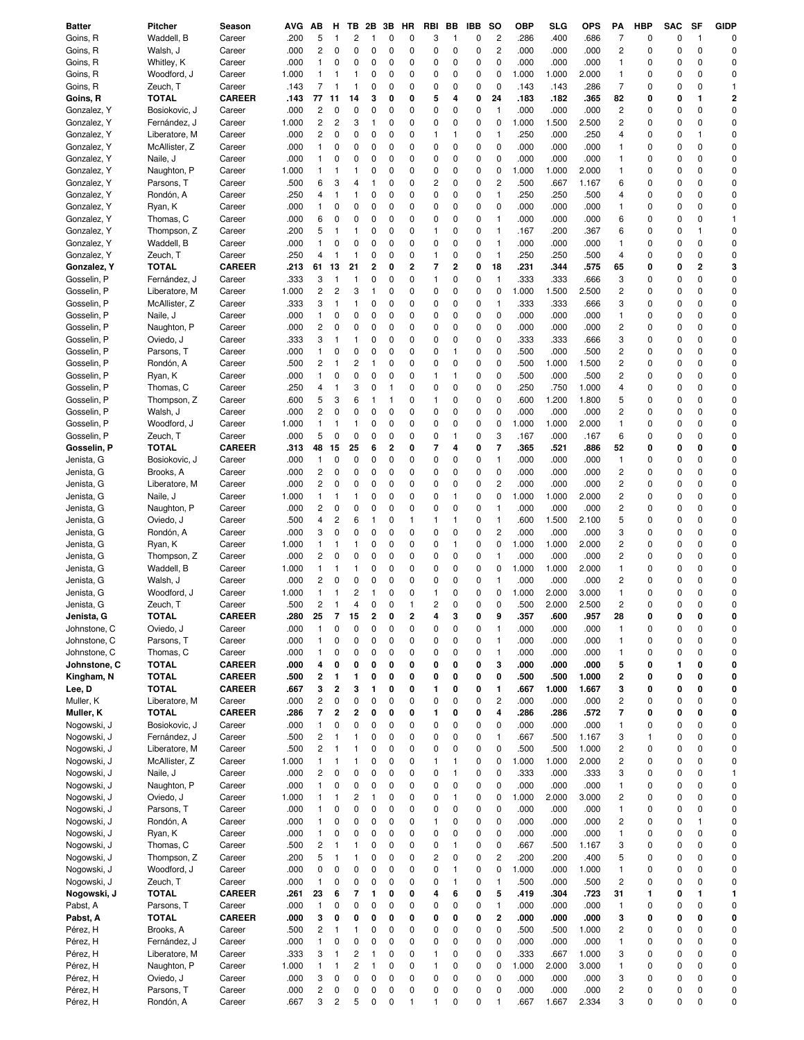| Batter | Pitcher | Season | AVG | AB | H | TB | 2B | 3B | HR | RBI | BB | IBB | SO | OBP | SLG | OPS | PA | HBP | SAC | SF | GIDP |
|---|---|---|---|---|---|---|---|---|---|---|---|---|---|---|---|---|---|---|---|---|---|
| Goins, R | Waddell, B | Career | .200 | 5 | 1 | 2 | 1 | 0 | 0 | 3 | 1 | 0 | 2 | .286 | .400 | .686 | 7 | 0 | 0 | 1 | 0 |
| Goins, R | Walsh, J | Career | .000 | 2 | 0 | 0 | 0 | 0 | 0 | 0 | 0 | 0 | 2 | .000 | .000 | .000 | 2 | 0 | 0 | 0 | 0 |
| Goins, R | Whitley, K | Career | .000 | 1 | 0 | 0 | 0 | 0 | 0 | 0 | 0 | 0 | 0 | .000 | .000 | .000 | 1 | 0 | 0 | 0 | 0 |
| Goins, R | Woodford, J | Career | 1.000 | 1 | 1 | 1 | 0 | 0 | 0 | 0 | 0 | 0 | 0 | 1.000 | 1.000 | 2.000 | 1 | 0 | 0 | 0 | 0 |
| Goins, R | Zeuch, T | Career | .143 | 7 | 1 | 1 | 0 | 0 | 0 | 0 | 0 | 0 | 0 | .143 | .143 | .286 | 7 | 0 | 0 | 0 | 1 |
| **Goins, R** | **TOTAL** | **CAREER** | **.143** | **77** | **11** | **14** | **3** | **0** | **0** | **5** | **4** | **0** | **24** | **.183** | **.182** | **.365** | **82** | **0** | **0** | **1** | **2** |
| Gonzalez, Y | Bosiokovic, J | Career | .000 | 2 | 0 | 0 | 0 | 0 | 0 | 0 | 0 | 0 | 1 | .000 | .000 | .000 | 2 | 0 | 0 | 0 | 0 |
| Gonzalez, Y | Fernández, J | Career | 1.000 | 2 | 2 | 3 | 1 | 0 | 0 | 0 | 0 | 0 | 0 | 1.000 | 1.500 | 2.500 | 2 | 0 | 0 | 0 | 0 |
| Gonzalez, Y | Liberatore, M | Career | .000 | 2 | 0 | 0 | 0 | 0 | 0 | 1 | 1 | 0 | 1 | .250 | .000 | .250 | 4 | 0 | 0 | 1 | 0 |
| Gonzalez, Y | McAllister, Z | Career | .000 | 1 | 0 | 0 | 0 | 0 | 0 | 0 | 0 | 0 | 0 | .000 | .000 | .000 | 1 | 0 | 0 | 0 | 0 |
| Gonzalez, Y | Naile, J | Career | .000 | 1 | 0 | 0 | 0 | 0 | 0 | 0 | 0 | 0 | 0 | .000 | .000 | .000 | 1 | 0 | 0 | 0 | 0 |
| Gonzalez, Y | Naughton, P | Career | 1.000 | 1 | 1 | 1 | 0 | 0 | 0 | 0 | 0 | 0 | 0 | 1.000 | 1.000 | 2.000 | 1 | 0 | 0 | 0 | 0 |
| Gonzalez, Y | Parsons, T | Career | .500 | 6 | 3 | 4 | 1 | 0 | 0 | 2 | 0 | 0 | 2 | .500 | .667 | 1.167 | 6 | 0 | 0 | 0 | 0 |
| Gonzalez, Y | Rondón, A | Career | .250 | 4 | 1 | 1 | 0 | 0 | 0 | 0 | 0 | 0 | 1 | .250 | .250 | .500 | 4 | 0 | 0 | 0 | 0 |
| Gonzalez, Y | Ryan, K | Career | .000 | 1 | 0 | 0 | 0 | 0 | 0 | 0 | 0 | 0 | 0 | .000 | .000 | .000 | 1 | 0 | 0 | 0 | 0 |
| Gonzalez, Y | Thomas, C | Career | .000 | 6 | 0 | 0 | 0 | 0 | 0 | 0 | 0 | 0 | 1 | .000 | .000 | .000 | 6 | 0 | 0 | 0 | 1 |
| Gonzalez, Y | Thompson, Z | Career | .200 | 5 | 1 | 1 | 0 | 0 | 0 | 1 | 0 | 0 | 1 | .167 | .200 | .367 | 6 | 0 | 0 | 1 | 0 |
| Gonzalez, Y | Waddell, B | Career | .000 | 1 | 0 | 0 | 0 | 0 | 0 | 0 | 0 | 0 | 1 | .000 | .000 | .000 | 1 | 0 | 0 | 0 | 0 |
| Gonzalez, Y | Zeuch, T | Career | .250 | 4 | 1 | 1 | 0 | 0 | 0 | 1 | 0 | 0 | 1 | .250 | .250 | .500 | 4 | 0 | 0 | 0 | 0 |
| **Gonzalez, Y** | **TOTAL** | **CAREER** | **.213** | **61** | **13** | **21** | **2** | **0** | **2** | **7** | **2** | **0** | **18** | **.231** | **.344** | **.575** | **65** | **0** | **0** | **2** | **3** |
| Gosselin, P | Fernández, J | Career | .333 | 3 | 1 | 1 | 0 | 0 | 0 | 1 | 0 | 0 | 1 | .333 | .333 | .666 | 3 | 0 | 0 | 0 | 0 |
| Gosselin, P | Liberatore, M | Career | 1.000 | 2 | 2 | 3 | 1 | 0 | 0 | 0 | 0 | 0 | 0 | 1.000 | 1.500 | 2.500 | 2 | 0 | 0 | 0 | 0 |
| Gosselin, P | McAllister, Z | Career | .333 | 3 | 1 | 1 | 0 | 0 | 0 | 0 | 0 | 0 | 1 | .333 | .333 | .666 | 3 | 0 | 0 | 0 | 0 |
| Gosselin, P | Naile, J | Career | .000 | 1 | 0 | 0 | 0 | 0 | 0 | 0 | 0 | 0 | 0 | .000 | .000 | .000 | 1 | 0 | 0 | 0 | 0 |
| Gosselin, P | Naughton, P | Career | .000 | 2 | 0 | 0 | 0 | 0 | 0 | 0 | 0 | 0 | 0 | .000 | .000 | .000 | 2 | 0 | 0 | 0 | 0 |
| Gosselin, P | Oviedo, J | Career | .333 | 3 | 1 | 1 | 0 | 0 | 0 | 0 | 0 | 0 | 0 | .333 | .333 | .666 | 3 | 0 | 0 | 0 | 0 |
| Gosselin, P | Parsons, T | Career | .000 | 1 | 0 | 0 | 0 | 0 | 0 | 0 | 1 | 0 | 0 | .500 | .000 | .500 | 2 | 0 | 0 | 0 | 0 |
| Gosselin, P | Rondón, A | Career | .500 | 2 | 1 | 2 | 1 | 0 | 0 | 0 | 0 | 0 | 0 | .500 | 1.000 | 1.500 | 2 | 0 | 0 | 0 | 0 |
| Gosselin, P | Ryan, K | Career | .000 | 1 | 0 | 0 | 0 | 0 | 0 | 1 | 1 | 0 | 0 | .500 | .000 | .500 | 2 | 0 | 0 | 0 | 0 |
| Gosselin, P | Thomas, C | Career | .250 | 4 | 1 | 3 | 0 | 1 | 0 | 0 | 0 | 0 | 0 | .250 | .750 | 1.000 | 4 | 0 | 0 | 0 | 0 |
| Gosselin, P | Thompson, Z | Career | .600 | 5 | 3 | 6 | 1 | 1 | 0 | 1 | 0 | 0 | 0 | .600 | 1.200 | 1.800 | 5 | 0 | 0 | 0 | 0 |
| Gosselin, P | Walsh, J | Career | .000 | 2 | 0 | 0 | 0 | 0 | 0 | 0 | 0 | 0 | 0 | .000 | .000 | .000 | 2 | 0 | 0 | 0 | 0 |
| Gosselin, P | Woodford, J | Career | 1.000 | 1 | 1 | 1 | 0 | 0 | 0 | 0 | 0 | 0 | 0 | 1.000 | 1.000 | 2.000 | 1 | 0 | 0 | 0 | 0 |
| Gosselin, P | Zeuch, T | Career | .000 | 5 | 0 | 0 | 0 | 0 | 0 | 0 | 1 | 0 | 3 | .167 | .000 | .167 | 6 | 0 | 0 | 0 | 0 |
| **Gosselin, P** | **TOTAL** | **CAREER** | **.313** | **48** | **15** | **25** | **6** | **2** | **0** | **7** | **4** | **0** | **7** | **.365** | **.521** | **.886** | **52** | **0** | **0** | **0** | **0** |
| Jenista, G | Bosiokovic, J | Career | .000 | 1 | 0 | 0 | 0 | 0 | 0 | 0 | 0 | 0 | 1 | .000 | .000 | .000 | 1 | 0 | 0 | 0 | 0 |
| Jenista, G | Brooks, A | Career | .000 | 2 | 0 | 0 | 0 | 0 | 0 | 0 | 0 | 0 | 0 | .000 | .000 | .000 | 2 | 0 | 0 | 0 | 0 |
| Jenista, G | Liberatore, M | Career | .000 | 2 | 0 | 0 | 0 | 0 | 0 | 0 | 0 | 0 | 2 | .000 | .000 | .000 | 2 | 0 | 0 | 0 | 0 |
| Jenista, G | Naile, J | Career | 1.000 | 1 | 1 | 1 | 0 | 0 | 0 | 0 | 1 | 0 | 0 | 1.000 | 1.000 | 2.000 | 2 | 0 | 0 | 0 | 0 |
| Jenista, G | Naughton, P | Career | .000 | 2 | 0 | 0 | 0 | 0 | 0 | 0 | 0 | 0 | 1 | .000 | .000 | .000 | 2 | 0 | 0 | 0 | 0 |
| Jenista, G | Oviedo, J | Career | .500 | 4 | 2 | 6 | 1 | 0 | 1 | 1 | 1 | 0 | 1 | .600 | 1.500 | 2.100 | 5 | 0 | 0 | 0 | 0 |
| Jenista, G | Rondón, A | Career | .000 | 3 | 0 | 0 | 0 | 0 | 0 | 0 | 0 | 0 | 2 | .000 | .000 | .000 | 3 | 0 | 0 | 0 | 0 |
| Jenista, G | Ryan, K | Career | 1.000 | 1 | 1 | 1 | 0 | 0 | 0 | 0 | 1 | 0 | 0 | 1.000 | 1.000 | 2.000 | 2 | 0 | 0 | 0 | 0 |
| Jenista, G | Thompson, Z | Career | .000 | 2 | 0 | 0 | 0 | 0 | 0 | 0 | 0 | 0 | 1 | .000 | .000 | .000 | 2 | 0 | 0 | 0 | 0 |
| Jenista, G | Waddell, B | Career | 1.000 | 1 | 1 | 1 | 0 | 0 | 0 | 0 | 0 | 0 | 0 | 1.000 | 1.000 | 2.000 | 1 | 0 | 0 | 0 | 0 |
| Jenista, G | Walsh, J | Career | .000 | 2 | 0 | 0 | 0 | 0 | 0 | 0 | 0 | 0 | 1 | .000 | .000 | .000 | 2 | 0 | 0 | 0 | 0 |
| Jenista, G | Woodford, J | Career | 1.000 | 1 | 1 | 2 | 1 | 0 | 0 | 1 | 0 | 0 | 0 | 1.000 | 2.000 | 3.000 | 1 | 0 | 0 | 0 | 0 |
| Jenista, G | Zeuch, T | Career | .500 | 2 | 1 | 4 | 0 | 0 | 1 | 2 | 0 | 0 | 0 | .500 | 2.000 | 2.500 | 2 | 0 | 0 | 0 | 0 |
| **Jenista, G** | **TOTAL** | **CAREER** | **.280** | **25** | **7** | **15** | **2** | **0** | **2** | **4** | **3** | **0** | **9** | **.357** | **.600** | **.957** | **28** | **0** | **0** | **0** | **0** |
| Johnstone, C | Oviedo, J | Career | .000 | 1 | 0 | 0 | 0 | 0 | 0 | 0 | 0 | 0 | 1 | .000 | .000 | .000 | 1 | 0 | 0 | 0 | 0 |
| Johnstone, C | Parsons, T | Career | .000 | 1 | 0 | 0 | 0 | 0 | 0 | 0 | 0 | 0 | 1 | .000 | .000 | .000 | 1 | 0 | 0 | 0 | 0 |
| Johnstone, C | Thomas, C | Career | .000 | 1 | 0 | 0 | 0 | 0 | 0 | 0 | 0 | 0 | 1 | .000 | .000 | .000 | 1 | 0 | 0 | 0 | 0 |
| **Johnstone, C** | **TOTAL** | **CAREER** | **.000** | **4** | **0** | **0** | **0** | **0** | **0** | **0** | **0** | **0** | **3** | **.000** | **.000** | **.000** | **5** | **0** | **1** | **0** | **0** |
| **Kingham, N** | **TOTAL** | **CAREER** | **.500** | **2** | **1** | **1** | **0** | **0** | **0** | **0** | **0** | **0** | **0** | **.500** | **.500** | **1.000** | **2** | **0** | **0** | **0** | **0** |
| **Lee, D** | **TOTAL** | **CAREER** | **.667** | **3** | **2** | **3** | **1** | **0** | **0** | **1** | **0** | **0** | **1** | **.667** | **1.000** | **1.667** | **3** | **0** | **0** | **0** | **0** |
| Muller, K | Liberatore, M | Career | .000 | 2 | 0 | 0 | 0 | 0 | 0 | 0 | 0 | 0 | 2 | .000 | .000 | .000 | 2 | 0 | 0 | 0 | 0 |
| **Muller, K** | **TOTAL** | **CAREER** | **.286** | **7** | **2** | **2** | **0** | **0** | **0** | **1** | **0** | **0** | **4** | **.286** | **.286** | **.572** | **7** | **0** | **0** | **0** | **0** |
| Nogowski, J | Bosiokovic, J | Career | .000 | 1 | 0 | 0 | 0 | 0 | 0 | 0 | 0 | 0 | 0 | .000 | .000 | .000 | 1 | 0 | 0 | 0 | 0 |
| Nogowski, J | Fernández, J | Career | .500 | 2 | 1 | 1 | 0 | 0 | 0 | 0 | 0 | 0 | 1 | .667 | .500 | 1.167 | 3 | 1 | 0 | 0 | 0 |
| Nogowski, J | Liberatore, M | Career | .500 | 2 | 1 | 1 | 0 | 0 | 0 | 0 | 0 | 0 | 0 | .500 | .500 | 1.000 | 2 | 0 | 0 | 0 | 0 |
| Nogowski, J | McAllister, Z | Career | 1.000 | 1 | 1 | 1 | 0 | 0 | 0 | 1 | 1 | 0 | 0 | 1.000 | 1.000 | 2.000 | 2 | 0 | 0 | 0 | 0 |
| Nogowski, J | Naile, J | Career | .000 | 2 | 0 | 0 | 0 | 0 | 0 | 0 | 1 | 0 | 0 | .333 | .000 | .333 | 3 | 0 | 0 | 0 | 1 |
| Nogowski, J | Naughton, P | Career | .000 | 1 | 0 | 0 | 0 | 0 | 0 | 0 | 0 | 0 | 0 | .000 | .000 | .000 | 1 | 0 | 0 | 0 | 0 |
| Nogowski, J | Oviedo, J | Career | 1.000 | 1 | 1 | 2 | 1 | 0 | 0 | 0 | 1 | 0 | 0 | 1.000 | 2.000 | 3.000 | 2 | 0 | 0 | 0 | 0 |
| Nogowski, J | Parsons, T | Career | .000 | 1 | 0 | 0 | 0 | 0 | 0 | 0 | 0 | 0 | 0 | .000 | .000 | .000 | 1 | 0 | 0 | 0 | 0 |
| Nogowski, J | Rondón, A | Career | .000 | 1 | 0 | 0 | 0 | 0 | 0 | 1 | 0 | 0 | 0 | .000 | .000 | .000 | 2 | 0 | 0 | 1 | 0 |
| Nogowski, J | Ryan, K | Career | .000 | 1 | 0 | 0 | 0 | 0 | 0 | 0 | 0 | 0 | 0 | .000 | .000 | .000 | 1 | 0 | 0 | 0 | 0 |
| Nogowski, J | Thomas, C | Career | .500 | 2 | 1 | 1 | 0 | 0 | 0 | 0 | 1 | 0 | 0 | .667 | .500 | 1.167 | 3 | 0 | 0 | 0 | 0 |
| Nogowski, J | Thompson, Z | Career | .200 | 5 | 1 | 1 | 0 | 0 | 0 | 2 | 0 | 0 | 2 | .200 | .200 | .400 | 5 | 0 | 0 | 0 | 0 |
| Nogowski, J | Woodford, J | Career | .000 | 0 | 0 | 0 | 0 | 0 | 0 | 0 | 1 | 0 | 0 | 1.000 | .000 | 1.000 | 1 | 0 | 0 | 0 | 0 |
| Nogowski, J | Zeuch, T | Career | .000 | 1 | 0 | 0 | 0 | 0 | 0 | 0 | 1 | 0 | 1 | .500 | .000 | .500 | 2 | 0 | 0 | 0 | 0 |
| **Nogowski, J** | **TOTAL** | **CAREER** | **.261** | **23** | **6** | **7** | **1** | **0** | **0** | **4** | **6** | **0** | **5** | **.419** | **.304** | **.723** | **31** | **1** | **0** | **1** | **1** |
| Pabst, A | Parsons, T | Career | .000 | 1 | 0 | 0 | 0 | 0 | 0 | 0 | 0 | 0 | 1 | .000 | .000 | .000 | 1 | 0 | 0 | 0 | 0 |
| **Pabst, A** | **TOTAL** | **CAREER** | **.000** | **3** | **0** | **0** | **0** | **0** | **0** | **0** | **0** | **0** | **2** | **.000** | **.000** | **.000** | **3** | **0** | **0** | **0** | **0** |
| Pérez, H | Brooks, A | Career | .500 | 2 | 1 | 1 | 0 | 0 | 0 | 0 | 0 | 0 | 0 | .500 | .500 | 1.000 | 2 | 0 | 0 | 0 | 0 |
| Pérez, H | Fernández, J | Career | .000 | 1 | 0 | 0 | 0 | 0 | 0 | 0 | 0 | 0 | 0 | .000 | .000 | .000 | 1 | 0 | 0 | 0 | 0 |
| Pérez, H | Liberatore, M | Career | .333 | 3 | 1 | 2 | 1 | 0 | 0 | 1 | 0 | 0 | 0 | .333 | .667 | 1.000 | 3 | 0 | 0 | 0 | 0 |
| Pérez, H | Naughton, P | Career | 1.000 | 1 | 1 | 2 | 1 | 0 | 0 | 1 | 0 | 0 | 0 | 1.000 | 2.000 | 3.000 | 1 | 0 | 0 | 0 | 0 |
| Pérez, H | Oviedo, J | Career | .000 | 3 | 0 | 0 | 0 | 0 | 0 | 0 | 0 | 0 | 0 | .000 | .000 | .000 | 3 | 0 | 0 | 0 | 0 |
| Pérez, H | Parsons, T | Career | .000 | 2 | 0 | 0 | 0 | 0 | 0 | 0 | 0 | 0 | 0 | .000 | .000 | .000 | 2 | 0 | 0 | 0 | 0 |
| Pérez, H | Rondón, A | Career | .667 | 3 | 2 | 5 | 0 | 0 | 1 | 1 | 0 | 0 | 1 | .667 | 1.667 | 2.334 | 3 | 0 | 0 | 0 | 0 |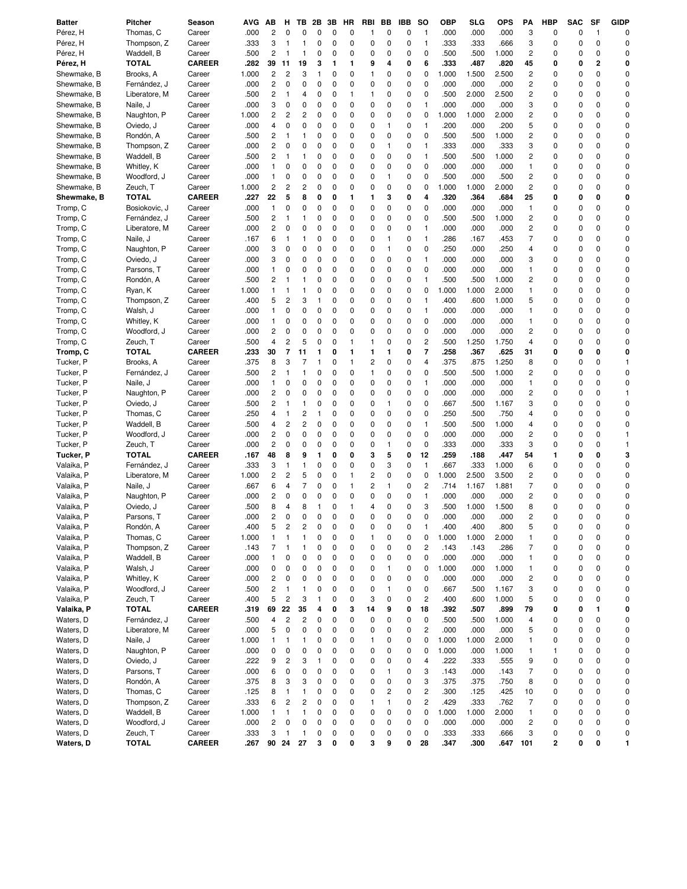| Batter | Pitcher | Season | AVG | AB | H | TB | 2B | 3B | HR | RBI | BB | IBB | SO | OBP | SLG | OPS | PA | HBP | SAC | SF | GIDP |
|---|---|---|---|---|---|---|---|---|---|---|---|---|---|---|---|---|---|---|---|---|---|
| Pérez, H | Thomas, C | Career | .000 | 2 | 0 | 0 | 0 | 0 | 0 | 1 | 0 | 0 | 1 | .000 | .000 | .000 | 3 | 0 | 0 | 1 | 0 |
| Pérez, H | Thompson, Z | Career | .333 | 3 | 1 | 1 | 0 | 0 | 0 | 0 | 0 | 0 | 1 | .333 | .333 | .666 | 3 | 0 | 0 | 0 | 0 |
| Pérez, H | Waddell, B | Career | .500 | 2 | 1 | 1 | 0 | 0 | 0 | 0 | 0 | 0 | 0 | .500 | .500 | 1.000 | 2 | 0 | 0 | 0 | 0 |
| **Pérez, H** | **TOTAL** | **CAREER** | **.282** | **39** | **11** | **19** | **3** | **1** | **1** | **9** | **4** | **0** | **6** | **.333** | **.487** | **.820** | **45** | **0** | **0** | **2** | **0** |
| Shewmake, B | Brooks, A | Career | 1.000 | 2 | 2 | 3 | 1 | 0 | 0 | 1 | 0 | 0 | 0 | 1.000 | 1.500 | 2.500 | 2 | 0 | 0 | 0 | 0 |
| Shewmake, B | Fernández, J | Career | .000 | 2 | 0 | 0 | 0 | 0 | 0 | 0 | 0 | 0 | 0 | .000 | .000 | .000 | 2 | 0 | 0 | 0 | 0 |
| Shewmake, B | Liberatore, M | Career | .500 | 2 | 1 | 4 | 0 | 0 | 1 | 1 | 0 | 0 | 0 | .500 | 2.000 | 2.500 | 2 | 0 | 0 | 0 | 0 |
| Shewmake, B | Naile, J | Career | .000 | 3 | 0 | 0 | 0 | 0 | 0 | 0 | 0 | 0 | 1 | .000 | .000 | .000 | 3 | 0 | 0 | 0 | 0 |
| Shewmake, B | Naughton, P | Career | 1.000 | 2 | 2 | 2 | 0 | 0 | 0 | 0 | 0 | 0 | 0 | 1.000 | 1.000 | 2.000 | 2 | 0 | 0 | 0 | 0 |
| Shewmake, B | Oviedo, J | Career | .000 | 4 | 0 | 0 | 0 | 0 | 0 | 0 | 1 | 0 | 1 | .200 | .000 | .200 | 5 | 0 | 0 | 0 | 0 |
| Shewmake, B | Rondón, A | Career | .500 | 2 | 1 | 1 | 0 | 0 | 0 | 0 | 0 | 0 | 0 | .500 | .500 | 1.000 | 2 | 0 | 0 | 0 | 0 |
| Shewmake, B | Thompson, Z | Career | .000 | 2 | 0 | 0 | 0 | 0 | 0 | 0 | 1 | 0 | 1 | .333 | .000 | .333 | 3 | 0 | 0 | 0 | 0 |
| Shewmake, B | Waddell, B | Career | .500 | 2 | 1 | 1 | 0 | 0 | 0 | 0 | 0 | 0 | 1 | .500 | .500 | 1.000 | 2 | 0 | 0 | 0 | 0 |
| Shewmake, B | Whitley, K | Career | .000 | 1 | 0 | 0 | 0 | 0 | 0 | 0 | 0 | 0 | 0 | .000 | .000 | .000 | 1 | 0 | 0 | 0 | 0 |
| Shewmake, B | Woodford, J | Career | .000 | 1 | 0 | 0 | 0 | 0 | 0 | 0 | 1 | 0 | 0 | .500 | .000 | .500 | 2 | 0 | 0 | 0 | 0 |
| Shewmake, B | Zeuch, T | Career | 1.000 | 2 | 2 | 2 | 0 | 0 | 0 | 0 | 0 | 0 | 0 | 1.000 | 1.000 | 2.000 | 2 | 0 | 0 | 0 | 0 |
| **Shewmake, B** | **TOTAL** | **CAREER** | **.227** | **22** | **5** | **8** | **0** | **0** | **1** | **1** | **3** | **0** | **4** | **.320** | **.364** | **.684** | **25** | **0** | **0** | **0** | **0** |
| Tromp, C | Bosiokovic, J | Career | .000 | 1 | 0 | 0 | 0 | 0 | 0 | 0 | 0 | 0 | 0 | .000 | .000 | .000 | 1 | 0 | 0 | 0 | 0 |
| Tromp, C | Fernández, J | Career | .500 | 2 | 1 | 1 | 0 | 0 | 0 | 0 | 0 | 0 | 0 | .500 | .500 | 1.000 | 2 | 0 | 0 | 0 | 0 |
| Tromp, C | Liberatore, M | Career | .000 | 2 | 0 | 0 | 0 | 0 | 0 | 0 | 0 | 0 | 1 | .000 | .000 | .000 | 2 | 0 | 0 | 0 | 0 |
| Tromp, C | Naile, J | Career | .167 | 6 | 1 | 1 | 0 | 0 | 0 | 0 | 1 | 0 | 1 | .286 | .167 | .453 | 7 | 0 | 0 | 0 | 0 |
| Tromp, C | Naughton, P | Career | .000 | 3 | 0 | 0 | 0 | 0 | 0 | 0 | 1 | 0 | 0 | .250 | .000 | .250 | 4 | 0 | 0 | 0 | 0 |
| Tromp, C | Oviedo, J | Career | .000 | 3 | 0 | 0 | 0 | 0 | 0 | 0 | 0 | 0 | 1 | .000 | .000 | .000 | 3 | 0 | 0 | 0 | 0 |
| Tromp, C | Parsons, T | Career | .000 | 1 | 0 | 0 | 0 | 0 | 0 | 0 | 0 | 0 | 0 | .000 | .000 | .000 | 1 | 0 | 0 | 0 | 0 |
| Tromp, C | Rondón, A | Career | .500 | 2 | 1 | 1 | 0 | 0 | 0 | 0 | 0 | 0 | 1 | .500 | .500 | 1.000 | 2 | 0 | 0 | 0 | 0 |
| Tromp, C | Ryan, K | Career | 1.000 | 1 | 1 | 1 | 0 | 0 | 0 | 0 | 0 | 0 | 0 | 1.000 | 1.000 | 2.000 | 1 | 0 | 0 | 0 | 0 |
| Tromp, C | Thompson, Z | Career | .400 | 5 | 2 | 3 | 1 | 0 | 0 | 0 | 0 | 0 | 1 | .400 | .600 | 1.000 | 5 | 0 | 0 | 0 | 0 |
| Tromp, C | Walsh, J | Career | .000 | 1 | 0 | 0 | 0 | 0 | 0 | 0 | 0 | 0 | 1 | .000 | .000 | .000 | 1 | 0 | 0 | 0 | 0 |
| Tromp, C | Whitley, K | Career | .000 | 1 | 0 | 0 | 0 | 0 | 0 | 0 | 0 | 0 | 0 | .000 | .000 | .000 | 1 | 0 | 0 | 0 | 0 |
| Tromp, C | Woodford, J | Career | .000 | 2 | 0 | 0 | 0 | 0 | 0 | 0 | 0 | 0 | 0 | .000 | .000 | .000 | 2 | 0 | 0 | 0 | 0 |
| Tromp, C | Zeuch, T | Career | .500 | 4 | 2 | 5 | 0 | 0 | 1 | 1 | 0 | 0 | 2 | .500 | 1.250 | 1.750 | 4 | 0 | 0 | 0 | 0 |
| **Tromp, C** | **TOTAL** | **CAREER** | **.233** | **30** | **7** | **11** | **1** | **0** | **1** | **1** | **1** | **0** | **7** | **.258** | **.367** | **.625** | **31** | **0** | **0** | **0** | **0** |
| Tucker, P | Brooks, A | Career | .375 | 8 | 3 | 7 | 1 | 0 | 1 | 2 | 0 | 0 | 4 | .375 | .875 | 1.250 | 8 | 0 | 0 | 0 | 1 |
| Tucker, P | Fernández, J | Career | .500 | 2 | 1 | 1 | 0 | 0 | 0 | 1 | 0 | 0 | 0 | .500 | .500 | 1.000 | 2 | 0 | 0 | 0 | 0 |
| Tucker, P | Naile, J | Career | .000 | 1 | 0 | 0 | 0 | 0 | 0 | 0 | 0 | 0 | 1 | .000 | .000 | .000 | 1 | 0 | 0 | 0 | 0 |
| Tucker, P | Naughton, P | Career | .000 | 2 | 0 | 0 | 0 | 0 | 0 | 0 | 0 | 0 | 0 | .000 | .000 | .000 | 2 | 0 | 0 | 0 | 1 |
| Tucker, P | Oviedo, J | Career | .500 | 2 | 1 | 1 | 0 | 0 | 0 | 0 | 1 | 0 | 0 | .667 | .500 | 1.167 | 3 | 0 | 0 | 0 | 0 |
| Tucker, P | Thomas, C | Career | .250 | 4 | 1 | 2 | 1 | 0 | 0 | 0 | 0 | 0 | 0 | .250 | .500 | .750 | 4 | 0 | 0 | 0 | 0 |
| Tucker, P | Waddell, B | Career | .500 | 4 | 2 | 2 | 0 | 0 | 0 | 0 | 0 | 0 | 1 | .500 | .500 | 1.000 | 4 | 0 | 0 | 0 | 0 |
| Tucker, P | Woodford, J | Career | .000 | 2 | 0 | 0 | 0 | 0 | 0 | 0 | 0 | 0 | 0 | .000 | .000 | .000 | 2 | 0 | 0 | 0 | 1 |
| Tucker, P | Zeuch, T | Career | .000 | 2 | 0 | 0 | 0 | 0 | 0 | 0 | 1 | 0 | 0 | .333 | .000 | .333 | 3 | 0 | 0 | 0 | 1 |
| **Tucker, P** | **TOTAL** | **CAREER** | **.167** | **48** | **8** | **9** | **1** | **0** | **0** | **3** | **5** | **0** | **12** | **.259** | **.188** | **.447** | **54** | **1** | **0** | **0** | **3** |
| Valaika, P | Fernández, J | Career | .333 | 3 | 1 | 1 | 0 | 0 | 0 | 0 | 3 | 0 | 1 | .667 | .333 | 1.000 | 6 | 0 | 0 | 0 | 0 |
| Valaika, P | Liberatore, M | Career | 1.000 | 2 | 2 | 5 | 0 | 0 | 1 | 2 | 0 | 0 | 0 | 1.000 | 2.500 | 3.500 | 2 | 0 | 0 | 0 | 0 |
| Valaika, P | Naile, J | Career | .667 | 6 | 4 | 7 | 0 | 0 | 1 | 2 | 1 | 0 | 2 | .714 | 1.167 | 1.881 | 7 | 0 | 0 | 0 | 0 |
| Valaika, P | Naughton, P | Career | .000 | 2 | 0 | 0 | 0 | 0 | 0 | 0 | 0 | 0 | 1 | .000 | .000 | .000 | 2 | 0 | 0 | 0 | 0 |
| Valaika, P | Oviedo, J | Career | .500 | 8 | 4 | 8 | 1 | 0 | 1 | 4 | 0 | 0 | 3 | .500 | 1.000 | 1.500 | 8 | 0 | 0 | 0 | 0 |
| Valaika, P | Parsons, T | Career | .000 | 2 | 0 | 0 | 0 | 0 | 0 | 0 | 0 | 0 | 0 | .000 | .000 | .000 | 2 | 0 | 0 | 0 | 0 |
| Valaika, P | Rondón, A | Career | .400 | 5 | 2 | 2 | 0 | 0 | 0 | 0 | 0 | 0 | 1 | .400 | .400 | .800 | 5 | 0 | 0 | 0 | 0 |
| Valaika, P | Thomas, C | Career | 1.000 | 1 | 1 | 1 | 0 | 0 | 0 | 1 | 0 | 0 | 0 | 1.000 | 1.000 | 2.000 | 1 | 0 | 0 | 0 | 0 |
| Valaika, P | Thompson, Z | Career | .143 | 7 | 1 | 1 | 0 | 0 | 0 | 0 | 0 | 0 | 2 | .143 | .143 | .286 | 7 | 0 | 0 | 0 | 0 |
| Valaika, P | Waddell, B | Career | .000 | 1 | 0 | 0 | 0 | 0 | 0 | 0 | 0 | 0 | 0 | .000 | .000 | .000 | 1 | 0 | 0 | 0 | 0 |
| Valaika, P | Walsh, J | Career | .000 | 0 | 0 | 0 | 0 | 0 | 0 | 0 | 1 | 0 | 0 | 1.000 | .000 | 1.000 | 1 | 0 | 0 | 0 | 0 |
| Valaika, P | Whitley, K | Career | .000 | 2 | 0 | 0 | 0 | 0 | 0 | 0 | 0 | 0 | 0 | .000 | .000 | .000 | 2 | 0 | 0 | 0 | 0 |
| Valaika, P | Woodford, J | Career | .500 | 2 | 1 | 1 | 0 | 0 | 0 | 0 | 1 | 0 | 0 | .667 | .500 | 1.167 | 3 | 0 | 0 | 0 | 0 |
| Valaika, P | Zeuch, T | Career | .400 | 5 | 2 | 3 | 1 | 0 | 0 | 3 | 0 | 0 | 2 | .400 | .600 | 1.000 | 5 | 0 | 0 | 0 | 0 |
| **Valaika, P** | **TOTAL** | **CAREER** | **.319** | **69** | **22** | **35** | **4** | **0** | **3** | **14** | **9** | **0** | **18** | **.392** | **.507** | **.899** | **79** | **0** | **0** | **1** | **0** |
| Waters, D | Fernández, J | Career | .500 | 4 | 2 | 2 | 0 | 0 | 0 | 0 | 0 | 0 | 0 | .500 | .500 | 1.000 | 4 | 0 | 0 | 0 | 0 |
| Waters, D | Liberatore, M | Career | .000 | 5 | 0 | 0 | 0 | 0 | 0 | 0 | 0 | 0 | 2 | .000 | .000 | .000 | 5 | 0 | 0 | 0 | 0 |
| Waters, D | Naile, J | Career | 1.000 | 1 | 1 | 1 | 0 | 0 | 0 | 1 | 0 | 0 | 0 | 1.000 | 1.000 | 2.000 | 1 | 0 | 0 | 0 | 0 |
| Waters, D | Naughton, P | Career | .000 | 0 | 0 | 0 | 0 | 0 | 0 | 0 | 0 | 0 | 0 | 1.000 | .000 | 1.000 | 1 | 1 | 0 | 0 | 0 |
| Waters, D | Oviedo, J | Career | .222 | 9 | 2 | 3 | 1 | 0 | 0 | 0 | 0 | 0 | 4 | .222 | .333 | .555 | 9 | 0 | 0 | 0 | 0 |
| Waters, D | Parsons, T | Career | .000 | 6 | 0 | 0 | 0 | 0 | 0 | 0 | 1 | 0 | 3 | .143 | .000 | .143 | 7 | 0 | 0 | 0 | 0 |
| Waters, D | Rondón, A | Career | .375 | 8 | 3 | 3 | 0 | 0 | 0 | 0 | 0 | 0 | 3 | .375 | .375 | .750 | 8 | 0 | 0 | 0 | 0 |
| Waters, D | Thomas, C | Career | .125 | 8 | 1 | 1 | 0 | 0 | 0 | 0 | 2 | 0 | 2 | .300 | .125 | .425 | 10 | 0 | 0 | 0 | 0 |
| Waters, D | Thompson, Z | Career | .333 | 6 | 2 | 2 | 0 | 0 | 0 | 1 | 1 | 0 | 2 | .429 | .333 | .762 | 7 | 0 | 0 | 0 | 0 |
| Waters, D | Waddell, B | Career | 1.000 | 1 | 1 | 1 | 0 | 0 | 0 | 0 | 0 | 0 | 0 | 1.000 | 1.000 | 2.000 | 1 | 0 | 0 | 0 | 0 |
| Waters, D | Woodford, J | Career | .000 | 2 | 0 | 0 | 0 | 0 | 0 | 0 | 0 | 0 | 0 | .000 | .000 | .000 | 2 | 0 | 0 | 0 | 0 |
| Waters, D | Zeuch, T | Career | .333 | 3 | 1 | 1 | 0 | 0 | 0 | 0 | 0 | 0 | 0 | .333 | .333 | .666 | 3 | 0 | 0 | 0 | 0 |
| **Waters, D** | **TOTAL** | **CAREER** | **.267** | **90** | **24** | **27** | **3** | **0** | **0** | **3** | **9** | **0** | **28** | **.347** | **.300** | **.647** | **101** | **2** | **0** | **0** | **1** |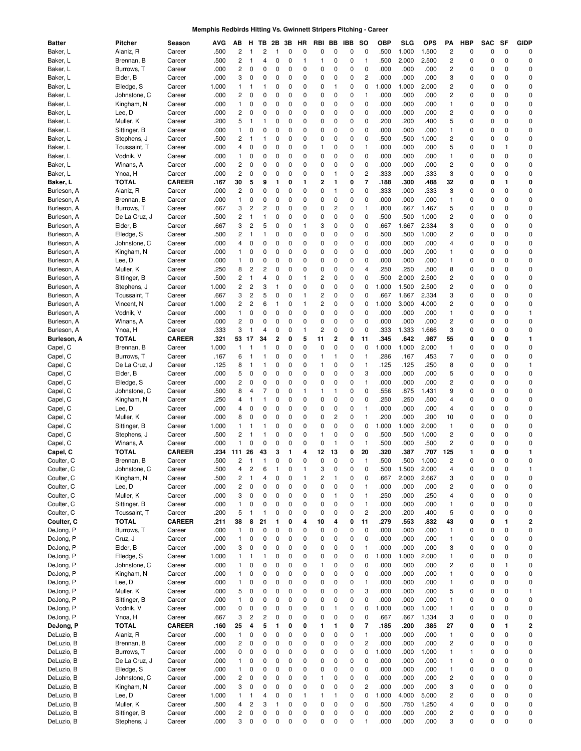**Memphis Redbirds Hitting Vs. Gwinnett Stripers Pitching - Career**

| Batter | Pitcher | Season | AVG | AB | H | TB | 2B | 3B | HR | RBI | BB | IBB | SO | OBP | SLG | OPS | PA | HBP | SAC | SF | GIDP |
|---|---|---|---|---|---|---|---|---|---|---|---|---|---|---|---|---|---|---|---|---|---|
| Baker, L | Alaniz, R | Career | .500 | 2 | 1 | 2 | 1 | 0 | 0 | 0 | 0 | 0 | 0 | .500 | 1.000 | 1.500 | 2 | 0 | 0 | 0 | 0 |
| Baker, L | Brennan, B | Career | .500 | 2 | 1 | 4 | 0 | 0 | 1 | 1 | 0 | 0 | 1 | .500 | 2.000 | 2.500 | 2 | 0 | 0 | 0 | 0 |
| Baker, L | Burrows, T | Career | .000 | 2 | 0 | 0 | 0 | 0 | 0 | 0 | 0 | 0 | 0 | .000 | .000 | .000 | 2 | 0 | 0 | 0 | 0 |
| Baker, L | Elder, B | Career | .000 | 3 | 0 | 0 | 0 | 0 | 0 | 0 | 0 | 0 | 2 | .000 | .000 | .000 | 3 | 0 | 0 | 0 | 0 |
| Baker, L | Elledge, S | Career | 1.000 | 1 | 1 | 1 | 0 | 0 | 0 | 0 | 1 | 0 | 0 | 1.000 | 1.000 | 2.000 | 2 | 0 | 0 | 0 | 0 |
| Baker, L | Johnstone, C | Career | .000 | 2 | 0 | 0 | 0 | 0 | 0 | 0 | 0 | 0 | 1 | .000 | .000 | .000 | 2 | 0 | 0 | 0 | 0 |
| Baker, L | Kingham, N | Career | .000 | 1 | 0 | 0 | 0 | 0 | 0 | 0 | 0 | 0 | 0 | .000 | .000 | .000 | 1 | 0 | 0 | 0 | 0 |
| Baker, L | Lee, D | Career | .000 | 2 | 0 | 0 | 0 | 0 | 0 | 0 | 0 | 0 | 0 | .000 | .000 | .000 | 2 | 0 | 0 | 0 | 0 |
| Baker, L | Muller, K | Career | .200 | 5 | 1 | 1 | 0 | 0 | 0 | 0 | 0 | 0 | 0 | .200 | .200 | .400 | 5 | 0 | 0 | 0 | 0 |
| Baker, L | Sittinger, B | Career | .000 | 1 | 0 | 0 | 0 | 0 | 0 | 0 | 0 | 0 | 0 | .000 | .000 | .000 | 1 | 0 | 0 | 0 | 0 |
| Baker, L | Stephens, J | Career | .500 | 2 | 1 | 1 | 0 | 0 | 0 | 0 | 0 | 0 | 0 | .500 | .500 | 1.000 | 2 | 0 | 0 | 0 | 0 |
| Baker, L | Toussaint, T | Career | .000 | 4 | 0 | 0 | 0 | 0 | 0 | 1 | 0 | 0 | 1 | .000 | .000 | .000 | 5 | 0 | 0 | 1 | 0 |
| Baker, L | Vodnik, V | Career | .000 | 1 | 0 | 0 | 0 | 0 | 0 | 0 | 0 | 0 | 0 | .000 | .000 | .000 | 1 | 0 | 0 | 0 | 0 |
| Baker, L | Winans, A | Career | .000 | 2 | 0 | 0 | 0 | 0 | 0 | 0 | 0 | 0 | 0 | .000 | .000 | .000 | 2 | 0 | 0 | 0 | 0 |
| Baker, L | Ynoa, H | Career | .000 | 2 | 0 | 0 | 0 | 0 | 0 | 0 | 1 | 0 | 2 | .333 | .000 | .333 | 3 | 0 | 0 | 0 | 0 |
| **Baker, L** | **TOTAL** | **CAREER** | **.167** | **30** | **5** | **9** | **1** | **0** | **1** | **2** | **1** | **0** | **7** | **.188** | **.300** | **.488** | **32** | **0** | **0** | **1** | **0** |
| Burleson, A | Alaniz, R | Career | .000 | 2 | 0 | 0 | 0 | 0 | 0 | 0 | 1 | 0 | 0 | .333 | .000 | .333 | 3 | 0 | 0 | 0 | 0 |
| Burleson, A | Brennan, B | Career | .000 | 1 | 0 | 0 | 0 | 0 | 0 | 0 | 0 | 0 | 0 | .000 | .000 | .000 | 1 | 0 | 0 | 0 | 0 |
| Burleson, A | Burrows, T | Career | .667 | 3 | 2 | 2 | 0 | 0 | 0 | 0 | 2 | 0 | 1 | .800 | .667 | 1.467 | 5 | 0 | 0 | 0 | 0 |
| Burleson, A | De La Cruz, J | Career | .500 | 2 | 1 | 1 | 0 | 0 | 0 | 0 | 0 | 0 | 0 | .500 | .500 | 1.000 | 2 | 0 | 0 | 0 | 0 |
| Burleson, A | Elder, B | Career | .667 | 3 | 2 | 5 | 0 | 0 | 1 | 3 | 0 | 0 | 0 | .667 | 1.667 | 2.334 | 3 | 0 | 0 | 0 | 0 |
| Burleson, A | Elledge, S | Career | .500 | 2 | 1 | 1 | 0 | 0 | 0 | 0 | 0 | 0 | 0 | .500 | .500 | 1.000 | 2 | 0 | 0 | 0 | 0 |
| Burleson, A | Johnstone, C | Career | .000 | 4 | 0 | 0 | 0 | 0 | 0 | 0 | 0 | 0 | 0 | .000 | .000 | .000 | 4 | 0 | 0 | 0 | 0 |
| Burleson, A | Kingham, N | Career | .000 | 1 | 0 | 0 | 0 | 0 | 0 | 0 | 0 | 0 | 0 | .000 | .000 | .000 | 1 | 0 | 0 | 0 | 0 |
| Burleson, A | Lee, D | Career | .000 | 1 | 0 | 0 | 0 | 0 | 0 | 0 | 0 | 0 | 0 | .000 | .000 | .000 | 1 | 0 | 0 | 0 | 0 |
| Burleson, A | Muller, K | Career | .250 | 8 | 2 | 2 | 0 | 0 | 0 | 0 | 0 | 0 | 4 | .250 | .250 | .500 | 8 | 0 | 0 | 0 | 0 |
| Burleson, A | Sittinger, B | Career | .500 | 2 | 1 | 4 | 0 | 0 | 1 | 2 | 0 | 0 | 0 | .500 | 2.000 | 2.500 | 2 | 0 | 0 | 0 | 0 |
| Burleson, A | Stephens, J | Career | 1.000 | 2 | 2 | 3 | 1 | 0 | 0 | 0 | 0 | 0 | 0 | 1.000 | 1.500 | 2.500 | 2 | 0 | 0 | 0 | 0 |
| Burleson, A | Toussaint, T | Career | .667 | 3 | 2 | 5 | 0 | 0 | 1 | 2 | 0 | 0 | 0 | .667 | 1.667 | 2.334 | 3 | 0 | 0 | 0 | 0 |
| Burleson, A | Vincent, N | Career | 1.000 | 2 | 2 | 6 | 1 | 0 | 1 | 2 | 0 | 0 | 0 | 1.000 | 3.000 | 4.000 | 2 | 0 | 0 | 0 | 0 |
| Burleson, A | Vodnik, V | Career | .000 | 1 | 0 | 0 | 0 | 0 | 0 | 0 | 0 | 0 | 0 | .000 | .000 | .000 | 1 | 0 | 0 | 0 | 1 |
| Burleson, A | Winans, A | Career | .000 | 2 | 0 | 0 | 0 | 0 | 0 | 0 | 0 | 0 | 0 | .000 | .000 | .000 | 2 | 0 | 0 | 0 | 0 |
| Burleson, A | Ynoa, H | Career | .333 | 3 | 1 | 4 | 0 | 0 | 1 | 2 | 0 | 0 | 0 | .333 | 1.333 | 1.666 | 3 | 0 | 0 | 0 | 0 |
| **Burleson, A** | **TOTAL** | **CAREER** | **.321** | **53** | **17** | **34** | **2** | **0** | **5** | **11** | **2** | **0** | **11** | **.345** | **.642** | **.987** | **55** | **0** | **0** | **0** | **1** |
| Capel, C | Brennan, B | Career | 1.000 | 1 | 1 | 1 | 0 | 0 | 0 | 0 | 0 | 0 | 0 | 1.000 | 1.000 | 2.000 | 1 | 0 | 0 | 0 | 0 |
| Capel, C | Burrows, T | Career | .167 | 6 | 1 | 1 | 0 | 0 | 0 | 1 | 1 | 0 | 1 | .286 | .167 | .453 | 7 | 0 | 0 | 0 | 0 |
| Capel, C | De La Cruz, J | Career | .125 | 8 | 1 | 1 | 0 | 0 | 0 | 1 | 0 | 0 | 1 | .125 | .125 | .250 | 8 | 0 | 0 | 0 | 1 |
| Capel, C | Elder, B | Career | .000 | 5 | 0 | 0 | 0 | 0 | 0 | 0 | 0 | 0 | 3 | .000 | .000 | .000 | 5 | 0 | 0 | 0 | 0 |
| Capel, C | Elledge, S | Career | .000 | 2 | 0 | 0 | 0 | 0 | 0 | 0 | 0 | 0 | 1 | .000 | .000 | .000 | 2 | 0 | 0 | 0 | 0 |
| Capel, C | Johnstone, C | Career | .500 | 8 | 4 | 7 | 0 | 0 | 1 | 1 | 1 | 0 | 0 | .556 | .875 | 1.431 | 9 | 0 | 0 | 0 | 0 |
| Capel, C | Kingham, N | Career | .250 | 4 | 1 | 1 | 0 | 0 | 0 | 0 | 0 | 0 | 0 | .250 | .250 | .500 | 4 | 0 | 0 | 0 | 0 |
| Capel, C | Lee, D | Career | .000 | 4 | 0 | 0 | 0 | 0 | 0 | 0 | 0 | 0 | 1 | .000 | .000 | .000 | 4 | 0 | 0 | 0 | 0 |
| Capel, C | Muller, K | Career | .000 | 8 | 0 | 0 | 0 | 0 | 0 | 0 | 2 | 0 | 1 | .200 | .000 | .200 | 10 | 0 | 0 | 0 | 0 |
| Capel, C | Sittinger, B | Career | 1.000 | 1 | 1 | 1 | 0 | 0 | 0 | 0 | 0 | 0 | 0 | 1.000 | 1.000 | 2.000 | 1 | 0 | 0 | 0 | 0 |
| Capel, C | Stephens, J | Career | .500 | 2 | 1 | 1 | 0 | 0 | 0 | 1 | 0 | 0 | 0 | .500 | .500 | 1.000 | 2 | 0 | 0 | 0 | 0 |
| Capel, C | Winans, A | Career | .000 | 1 | 0 | 0 | 0 | 0 | 0 | 0 | 1 | 0 | 1 | .500 | .000 | .500 | 2 | 0 | 0 | 0 | 0 |
| **Capel, C** | **TOTAL** | **CAREER** | **.234** | **111** | **26** | **43** | **3** | **1** | **4** | **12** | **13** | **0** | **20** | **.320** | **.387** | **.707** | **125** | **1** | **0** | **0** | **1** |
| Coulter, C | Brennan, B | Career | .500 | 2 | 1 | 1 | 0 | 0 | 0 | 0 | 0 | 0 | 1 | .500 | .500 | 1.000 | 2 | 0 | 0 | 0 | 0 |
| Coulter, C | Johnstone, C | Career | .500 | 4 | 2 | 6 | 1 | 0 | 1 | 3 | 0 | 0 | 0 | .500 | 1.500 | 2.000 | 4 | 0 | 0 | 0 | 1 |
| Coulter, C | Kingham, N | Career | .500 | 2 | 1 | 4 | 0 | 0 | 1 | 2 | 1 | 0 | 0 | .667 | 2.000 | 2.667 | 3 | 0 | 0 | 0 | 0 |
| Coulter, C | Lee, D | Career | .000 | 2 | 0 | 0 | 0 | 0 | 0 | 0 | 0 | 0 | 1 | .000 | .000 | .000 | 2 | 0 | 0 | 0 | 0 |
| Coulter, C | Muller, K | Career | .000 | 3 | 0 | 0 | 0 | 0 | 0 | 0 | 1 | 0 | 1 | .250 | .000 | .250 | 4 | 0 | 0 | 0 | 0 |
| Coulter, C | Sittinger, B | Career | .000 | 1 | 0 | 0 | 0 | 0 | 0 | 0 | 0 | 0 | 1 | .000 | .000 | .000 | 1 | 0 | 0 | 0 | 0 |
| Coulter, C | Toussaint, T | Career | .200 | 5 | 1 | 1 | 0 | 0 | 0 | 0 | 0 | 0 | 2 | .200 | .200 | .400 | 5 | 0 | 0 | 0 | 0 |
| **Coulter, C** | **TOTAL** | **CAREER** | **.211** | **38** | **8** | **21** | **1** | **0** | **4** | **10** | **4** | **0** | **11** | **.279** | **.553** | **.832** | **43** | **0** | **0** | **1** | **2** |
| DeJong, P | Burrows, T | Career | .000 | 1 | 0 | 0 | 0 | 0 | 0 | 0 | 0 | 0 | 0 | .000 | .000 | .000 | 1 | 0 | 0 | 0 | 0 |
| DeJong, P | Cruz, J | Career | .000 | 1 | 0 | 0 | 0 | 0 | 0 | 0 | 0 | 0 | 0 | .000 | .000 | .000 | 1 | 0 | 0 | 0 | 0 |
| DeJong, P | Elder, B | Career | .000 | 3 | 0 | 0 | 0 | 0 | 0 | 0 | 0 | 0 | 1 | .000 | .000 | .000 | 3 | 0 | 0 | 0 | 0 |
| DeJong, P | Elledge, S | Career | 1.000 | 1 | 1 | 1 | 0 | 0 | 0 | 0 | 0 | 0 | 0 | 1.000 | 1.000 | 2.000 | 1 | 0 | 0 | 0 | 0 |
| DeJong, P | Johnstone, C | Career | .000 | 1 | 0 | 0 | 0 | 0 | 0 | 1 | 0 | 0 | 0 | .000 | .000 | .000 | 2 | 0 | 0 | 1 | 0 |
| DeJong, P | Kingham, N | Career | .000 | 1 | 0 | 0 | 0 | 0 | 0 | 0 | 0 | 0 | 0 | .000 | .000 | .000 | 1 | 0 | 0 | 0 | 0 |
| DeJong, P | Lee, D | Career | .000 | 1 | 0 | 0 | 0 | 0 | 0 | 0 | 0 | 0 | 1 | .000 | .000 | .000 | 1 | 0 | 0 | 0 | 0 |
| DeJong, P | Muller, K | Career | .000 | 5 | 0 | 0 | 0 | 0 | 0 | 0 | 0 | 0 | 3 | .000 | .000 | .000 | 5 | 0 | 0 | 0 | 1 |
| DeJong, P | Sittinger, B | Career | .000 | 1 | 0 | 0 | 0 | 0 | 0 | 0 | 0 | 0 | 0 | .000 | .000 | .000 | 1 | 0 | 0 | 0 | 0 |
| DeJong, P | Vodnik, V | Career | .000 | 0 | 0 | 0 | 0 | 0 | 0 | 0 | 1 | 0 | 0 | 1.000 | .000 | 1.000 | 1 | 0 | 0 | 0 | 0 |
| DeJong, P | Ynoa, H | Career | .667 | 3 | 2 | 2 | 0 | 0 | 0 | 0 | 0 | 0 | 0 | .667 | .667 | 1.334 | 3 | 0 | 0 | 0 | 0 |
| **DeJong, P** | **TOTAL** | **CAREER** | **.160** | **25** | **4** | **5** | **1** | **0** | **0** | **1** | **1** | **0** | **7** | **.185** | **.200** | **.385** | **27** | **0** | **0** | **1** | **2** |
| DeLuzio, B | Alaniz, R | Career | .000 | 1 | 0 | 0 | 0 | 0 | 0 | 0 | 0 | 0 | 1 | .000 | .000 | .000 | 1 | 0 | 0 | 0 | 0 |
| DeLuzio, B | Brennan, B | Career | .000 | 2 | 0 | 0 | 0 | 0 | 0 | 0 | 0 | 0 | 2 | .000 | .000 | .000 | 2 | 0 | 0 | 0 | 0 |
| DeLuzio, B | Burrows, T | Career | .000 | 0 | 0 | 0 | 0 | 0 | 0 | 0 | 0 | 0 | 0 | 1.000 | .000 | 1.000 | 1 | 1 | 0 | 0 | 0 |
| DeLuzio, B | De La Cruz, J | Career | .000 | 1 | 0 | 0 | 0 | 0 | 0 | 0 | 0 | 0 | 0 | .000 | .000 | .000 | 1 | 0 | 0 | 0 | 0 |
| DeLuzio, B | Elledge, S | Career | .000 | 1 | 0 | 0 | 0 | 0 | 0 | 0 | 0 | 0 | 0 | .000 | .000 | .000 | 1 | 0 | 0 | 0 | 0 |
| DeLuzio, B | Johnstone, C | Career | .000 | 2 | 0 | 0 | 0 | 0 | 0 | 1 | 0 | 0 | 0 | .000 | .000 | .000 | 2 | 0 | 0 | 0 | 0 |
| DeLuzio, B | Kingham, N | Career | .000 | 3 | 0 | 0 | 0 | 0 | 0 | 0 | 0 | 0 | 2 | .000 | .000 | .000 | 3 | 0 | 0 | 0 | 0 |
| DeLuzio, B | Lee, D | Career | 1.000 | 1 | 1 | 4 | 0 | 0 | 1 | 1 | 1 | 0 | 0 | 1.000 | 4.000 | 5.000 | 2 | 0 | 0 | 0 | 0 |
| DeLuzio, B | Muller, K | Career | .500 | 4 | 2 | 3 | 1 | 0 | 0 | 0 | 0 | 0 | 0 | .500 | .750 | 1.250 | 4 | 0 | 0 | 0 | 0 |
| DeLuzio, B | Sittinger, B | Career | .000 | 2 | 0 | 0 | 0 | 0 | 0 | 0 | 0 | 0 | 0 | .000 | .000 | .000 | 2 | 0 | 0 | 0 | 0 |
| DeLuzio, B | Stephens, J | Career | .000 | 3 | 0 | 0 | 0 | 0 | 0 | 0 | 0 | 0 | 1 | .000 | .000 | .000 | 3 | 0 | 0 | 0 | 0 |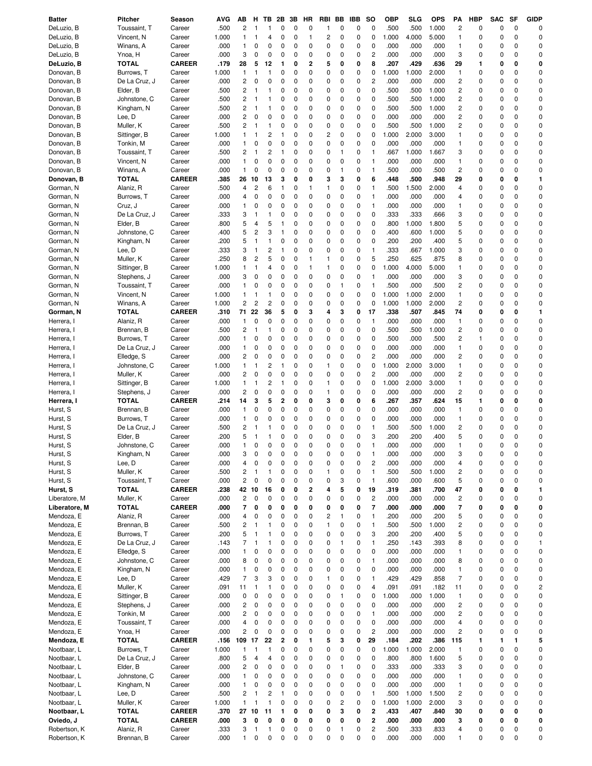| Batter | Pitcher | Season | AVG | AB | H | TB | 2B | 3B | HR | RBI | BB | IBB | SO | OBP | SLG | OPS | PA | HBP | SAC | SF | GIDP |
|---|---|---|---|---|---|---|---|---|---|---|---|---|---|---|---|---|---|---|---|---|---|
| DeLuzio, B | Toussaint, T | Career | .500 | 2 | 1 | 1 | 0 | 0 | 0 | 1 | 0 | 0 | 0 | .500 | .500 | 1.000 | 2 | 0 | 0 | 0 | 0 |
| DeLuzio, B | Vincent, N | Career | 1.000 | 1 | 1 | 4 | 0 | 0 | 1 | 2 | 0 | 0 | 0 | 1.000 | 4.000 | 5.000 | 1 | 0 | 0 | 0 | 0 |
| DeLuzio, B | Winans, A | Career | .000 | 1 | 0 | 0 | 0 | 0 | 0 | 0 | 0 | 0 | 0 | .000 | .000 | .000 | 1 | 0 | 0 | 0 | 0 |
| DeLuzio, B | Ynoa, H | Career | .000 | 3 | 0 | 0 | 0 | 0 | 0 | 0 | 0 | 0 | 2 | .000 | .000 | .000 | 3 | 0 | 0 | 0 | 0 |
| **DeLuzio, B** | **TOTAL** | **CAREER** | **.179** | **28** | **5** | **12** | **1** | **0** | **2** | **5** | **0** | **0** | **8** | **.207** | **.429** | **.636** | **29** | **1** | **0** | **0** | **0** |
| Donovan, B | Burrows, T | Career | 1.000 | 1 | 1 | 1 | 0 | 0 | 0 | 0 | 0 | 0 | 0 | 1.000 | 1.000 | 2.000 | 1 | 0 | 0 | 0 | 0 |
| Donovan, B | De La Cruz, J | Career | .000 | 2 | 0 | 0 | 0 | 0 | 0 | 0 | 0 | 0 | 2 | .000 | .000 | .000 | 2 | 0 | 0 | 0 | 0 |
| Donovan, B | Elder, B | Career | .500 | 2 | 1 | 1 | 0 | 0 | 0 | 0 | 0 | 0 | 0 | .500 | .500 | 1.000 | 2 | 0 | 0 | 0 | 0 |
| Donovan, B | Johnstone, C | Career | .500 | 2 | 1 | 1 | 0 | 0 | 0 | 0 | 0 | 0 | 0 | .500 | .500 | 1.000 | 2 | 0 | 0 | 0 | 0 |
| Donovan, B | Kingham, N | Career | .500 | 2 | 1 | 1 | 0 | 0 | 0 | 0 | 0 | 0 | 0 | .500 | .500 | 1.000 | 2 | 0 | 0 | 0 | 0 |
| Donovan, B | Lee, D | Career | .000 | 2 | 0 | 0 | 0 | 0 | 0 | 0 | 0 | 0 | 0 | .000 | .000 | .000 | 2 | 0 | 0 | 0 | 0 |
| Donovan, B | Muller, K | Career | .500 | 2 | 1 | 1 | 0 | 0 | 0 | 0 | 0 | 0 | 0 | .500 | .500 | 1.000 | 2 | 0 | 0 | 0 | 0 |
| Donovan, B | Sittinger, B | Career | 1.000 | 1 | 1 | 2 | 1 | 0 | 0 | 2 | 0 | 0 | 0 | 1.000 | 2.000 | 3.000 | 1 | 0 | 0 | 0 | 0 |
| Donovan, B | Tonkin, M | Career | .000 | 1 | 0 | 0 | 0 | 0 | 0 | 0 | 0 | 0 | 0 | .000 | .000 | .000 | 1 | 0 | 0 | 0 | 0 |
| Donovan, B | Toussaint, T | Career | .500 | 2 | 1 | 2 | 1 | 0 | 0 | 0 | 1 | 0 | 1 | .667 | 1.000 | 1.667 | 3 | 0 | 0 | 0 | 0 |
| Donovan, B | Vincent, N | Career | .000 | 1 | 0 | 0 | 0 | 0 | 0 | 0 | 0 | 0 | 1 | .000 | .000 | .000 | 1 | 0 | 0 | 0 | 0 |
| Donovan, B | Winans, A | Career | .000 | 1 | 0 | 0 | 0 | 0 | 0 | 0 | 1 | 0 | 1 | .500 | .000 | .500 | 2 | 0 | 0 | 0 | 0 |
| **Donovan, B** | **TOTAL** | **CAREER** | **.385** | **26** | **10** | **13** | **3** | **0** | **0** | **3** | **3** | **0** | **6** | **.448** | **.500** | **.948** | **29** | **0** | **0** | **0** | **1** |
| Gorman, N | Alaniz, R | Career | .500 | 4 | 2 | 6 | 1 | 0 | 1 | 1 | 0 | 0 | 1 | .500 | 1.500 | 2.000 | 4 | 0 | 0 | 0 | 0 |
| Gorman, N | Burrows, T | Career | .000 | 4 | 0 | 0 | 0 | 0 | 0 | 0 | 0 | 0 | 1 | .000 | .000 | .000 | 4 | 0 | 0 | 0 | 0 |
| Gorman, N | Cruz, J | Career | .000 | 1 | 0 | 0 | 0 | 0 | 0 | 0 | 0 | 0 | 1 | .000 | .000 | .000 | 1 | 0 | 0 | 0 | 0 |
| Gorman, N | De La Cruz, J | Career | .333 | 3 | 1 | 1 | 0 | 0 | 0 | 0 | 0 | 0 | 0 | .333 | .333 | .666 | 3 | 0 | 0 | 0 | 0 |
| Gorman, N | Elder, B | Career | .800 | 5 | 4 | 5 | 1 | 0 | 0 | 0 | 0 | 0 | 0 | .800 | 1.000 | 1.800 | 5 | 0 | 0 | 0 | 0 |
| Gorman, N | Johnstone, C | Career | .400 | 5 | 2 | 3 | 1 | 0 | 0 | 0 | 0 | 0 | 0 | .400 | .600 | 1.000 | 5 | 0 | 0 | 0 | 0 |
| Gorman, N | Kingham, N | Career | .200 | 5 | 1 | 1 | 0 | 0 | 0 | 0 | 0 | 0 | 0 | .200 | .200 | .400 | 5 | 0 | 0 | 0 | 0 |
| Gorman, N | Lee, D | Career | .333 | 3 | 1 | 2 | 1 | 0 | 0 | 0 | 0 | 0 | 1 | .333 | .667 | 1.000 | 3 | 0 | 0 | 0 | 0 |
| Gorman, N | Muller, K | Career | .250 | 8 | 2 | 5 | 0 | 0 | 1 | 1 | 0 | 0 | 5 | .250 | .625 | .875 | 8 | 0 | 0 | 0 | 0 |
| Gorman, N | Sittinger, B | Career | 1.000 | 1 | 1 | 4 | 0 | 0 | 1 | 1 | 0 | 0 | 0 | 1.000 | 4.000 | 5.000 | 1 | 0 | 0 | 0 | 0 |
| Gorman, N | Stephens, J | Career | .000 | 3 | 0 | 0 | 0 | 0 | 0 | 0 | 0 | 0 | 1 | .000 | .000 | .000 | 3 | 0 | 0 | 0 | 0 |
| Gorman, N | Toussaint, T | Career | .000 | 1 | 0 | 0 | 0 | 0 | 0 | 0 | 1 | 0 | 1 | .500 | .000 | .500 | 2 | 0 | 0 | 0 | 0 |
| Gorman, N | Vincent, N | Career | 1.000 | 1 | 1 | 1 | 0 | 0 | 0 | 0 | 0 | 0 | 0 | 1.000 | 1.000 | 2.000 | 1 | 0 | 0 | 0 | 0 |
| Gorman, N | Winans, A | Career | 1.000 | 2 | 2 | 2 | 0 | 0 | 0 | 0 | 0 | 0 | 0 | 1.000 | 1.000 | 2.000 | 2 | 0 | 0 | 0 | 0 |
| **Gorman, N** | **TOTAL** | **CAREER** | **.310** | **71** | **22** | **36** | **5** | **0** | **3** | **4** | **3** | **0** | **17** | **.338** | **.507** | **.845** | **74** | **0** | **0** | **0** | **1** |
| Herrera, I | Alaniz, R | Career | .000 | 1 | 0 | 0 | 0 | 0 | 0 | 0 | 0 | 0 | 1 | .000 | .000 | .000 | 1 | 0 | 0 | 0 | 0 |
| Herrera, I | Brennan, B | Career | .500 | 2 | 1 | 1 | 0 | 0 | 0 | 0 | 0 | 0 | 0 | .500 | .500 | 1.000 | 2 | 0 | 0 | 0 | 0 |
| Herrera, I | Burrows, T | Career | .000 | 1 | 0 | 0 | 0 | 0 | 0 | 0 | 0 | 0 | 0 | .500 | .000 | .500 | 2 | 1 | 0 | 0 | 0 |
| Herrera, I | De La Cruz, J | Career | .000 | 1 | 0 | 0 | 0 | 0 | 0 | 0 | 0 | 0 | 0 | .000 | .000 | .000 | 1 | 0 | 0 | 0 | 0 |
| Herrera, I | Elledge, S | Career | .000 | 2 | 0 | 0 | 0 | 0 | 0 | 0 | 0 | 0 | 2 | .000 | .000 | .000 | 2 | 0 | 0 | 0 | 0 |
| Herrera, I | Johnstone, C | Career | 1.000 | 1 | 1 | 2 | 1 | 0 | 0 | 1 | 0 | 0 | 0 | 1.000 | 2.000 | 3.000 | 1 | 0 | 0 | 0 | 0 |
| Herrera, I | Muller, K | Career | .000 | 2 | 0 | 0 | 0 | 0 | 0 | 0 | 0 | 0 | 2 | .000 | .000 | .000 | 2 | 0 | 0 | 0 | 0 |
| Herrera, I | Sittinger, B | Career | 1.000 | 1 | 1 | 2 | 1 | 0 | 0 | 1 | 0 | 0 | 0 | 1.000 | 2.000 | 3.000 | 1 | 0 | 0 | 0 | 0 |
| Herrera, I | Stephens, J | Career | .000 | 2 | 0 | 0 | 0 | 0 | 0 | 1 | 0 | 0 | 0 | .000 | .000 | .000 | 2 | 0 | 0 | 0 | 0 |
| **Herrera, I** | **TOTAL** | **CAREER** | **.214** | **14** | **3** | **5** | **2** | **0** | **0** | **3** | **0** | **0** | **6** | **.267** | **.357** | **.624** | **15** | **1** | **0** | **0** | **0** |
| Hurst, S | Brennan, B | Career | .000 | 1 | 0 | 0 | 0 | 0 | 0 | 0 | 0 | 0 | 0 | .000 | .000 | .000 | 1 | 0 | 0 | 0 | 0 |
| Hurst, S | Burrows, T | Career | .000 | 1 | 0 | 0 | 0 | 0 | 0 | 0 | 0 | 0 | 0 | .000 | .000 | .000 | 1 | 0 | 0 | 0 | 0 |
| Hurst, S | De La Cruz, J | Career | .500 | 2 | 1 | 1 | 0 | 0 | 0 | 0 | 0 | 0 | 1 | .500 | .500 | 1.000 | 2 | 0 | 0 | 0 | 0 |
| Hurst, S | Elder, B | Career | .200 | 5 | 1 | 1 | 0 | 0 | 0 | 0 | 0 | 0 | 3 | .200 | .200 | .400 | 5 | 0 | 0 | 0 | 0 |
| Hurst, S | Johnstone, C | Career | .000 | 1 | 0 | 0 | 0 | 0 | 0 | 0 | 0 | 0 | 1 | .000 | .000 | .000 | 1 | 0 | 0 | 0 | 0 |
| Hurst, S | Kingham, N | Career | .000 | 3 | 0 | 0 | 0 | 0 | 0 | 0 | 0 | 0 | 1 | .000 | .000 | .000 | 3 | 0 | 0 | 0 | 0 |
| Hurst, S | Lee, D | Career | .000 | 4 | 0 | 0 | 0 | 0 | 0 | 0 | 0 | 0 | 2 | .000 | .000 | .000 | 4 | 0 | 0 | 0 | 0 |
| Hurst, S | Muller, K | Career | .500 | 2 | 1 | 1 | 0 | 0 | 0 | 1 | 0 | 0 | 1 | .500 | .500 | 1.000 | 2 | 0 | 0 | 0 | 0 |
| Hurst, S | Toussaint, T | Career | .000 | 2 | 0 | 0 | 0 | 0 | 0 | 0 | 3 | 0 | 1 | .600 | .000 | .600 | 5 | 0 | 0 | 0 | 0 |
| **Hurst, S** | **TOTAL** | **CAREER** | **.238** | **42** | **10** | **16** | **0** | **0** | **2** | **4** | **5** | **0** | **19** | **.319** | **.381** | **.700** | **47** | **0** | **0** | **0** | **1** |
| Liberatore, M | Muller, K | Career | .000 | 2 | 0 | 0 | 0 | 0 | 0 | 0 | 0 | 0 | 2 | .000 | .000 | .000 | 2 | 0 | 0 | 0 | 0 |
| **Liberatore, M** | **TOTAL** | **CAREER** | **.000** | **7** | **0** | **0** | **0** | **0** | **0** | **0** | **0** | **0** | **7** | **.000** | **.000** | **.000** | **7** | **0** | **0** | **0** | **0** |
| Mendoza, E | Alaniz, R | Career | .000 | 4 | 0 | 0 | 0 | 0 | 0 | 2 | 1 | 0 | 1 | .200 | .000 | .200 | 5 | 0 | 0 | 0 | 0 |
| Mendoza, E | Brennan, B | Career | .500 | 2 | 1 | 1 | 0 | 0 | 0 | 1 | 0 | 0 | 1 | .500 | .500 | 1.000 | 2 | 0 | 0 | 0 | 0 |
| Mendoza, E | Burrows, T | Career | .200 | 5 | 1 | 1 | 0 | 0 | 0 | 0 | 0 | 0 | 3 | .200 | .200 | .400 | 5 | 0 | 0 | 0 | 0 |
| Mendoza, E | De La Cruz, J | Career | .143 | 7 | 1 | 1 | 0 | 0 | 0 | 0 | 1 | 0 | 1 | .250 | .143 | .393 | 8 | 0 | 0 | 0 | 1 |
| Mendoza, E | Elledge, S | Career | .000 | 1 | 0 | 0 | 0 | 0 | 0 | 0 | 0 | 0 | 0 | .000 | .000 | .000 | 1 | 0 | 0 | 0 | 0 |
| Mendoza, E | Johnstone, C | Career | .000 | 8 | 0 | 0 | 0 | 0 | 0 | 0 | 0 | 0 | 1 | .000 | .000 | .000 | 8 | 0 | 0 | 0 | 0 |
| Mendoza, E | Kingham, N | Career | .000 | 1 | 0 | 0 | 0 | 0 | 0 | 0 | 0 | 0 | 0 | .000 | .000 | .000 | 1 | 0 | 0 | 0 | 0 |
| Mendoza, E | Lee, D | Career | .429 | 7 | 3 | 3 | 0 | 0 | 0 | 1 | 0 | 0 | 1 | .429 | .429 | .858 | 7 | 0 | 0 | 0 | 0 |
| Mendoza, E | Muller, K | Career | .091 | 11 | 1 | 1 | 0 | 0 | 0 | 0 | 0 | 0 | 4 | .091 | .091 | .182 | 11 | 0 | 0 | 0 | 2 |
| Mendoza, E | Sittinger, B | Career | .000 | 0 | 0 | 0 | 0 | 0 | 0 | 0 | 1 | 0 | 0 | 1.000 | .000 | 1.000 | 1 | 0 | 0 | 0 | 0 |
| Mendoza, E | Stephens, J | Career | .000 | 2 | 0 | 0 | 0 | 0 | 0 | 0 | 0 | 0 | 0 | .000 | .000 | .000 | 2 | 0 | 0 | 0 | 0 |
| Mendoza, E | Tonkin, M | Career | .000 | 2 | 0 | 0 | 0 | 0 | 0 | 0 | 0 | 0 | 1 | .000 | .000 | .000 | 2 | 0 | 0 | 0 | 0 |
| Mendoza, E | Toussaint, T | Career | .000 | 4 | 0 | 0 | 0 | 0 | 0 | 0 | 0 | 0 | 0 | .000 | .000 | .000 | 4 | 0 | 0 | 0 | 0 |
| Mendoza, E | Ynoa, H | Career | .000 | 2 | 0 | 0 | 0 | 0 | 0 | 0 | 0 | 0 | 2 | .000 | .000 | .000 | 2 | 0 | 0 | 0 | 0 |
| **Mendoza, E** | **TOTAL** | **CAREER** | **.156** | **109** | **17** | **22** | **2** | **0** | **1** | **5** | **3** | **0** | **29** | **.184** | **.202** | **.386** | **115** | **1** | **1** | **1** | **5** |
| Nootbaar, L | Burrows, T | Career | 1.000 | 1 | 1 | 1 | 0 | 0 | 0 | 0 | 0 | 0 | 0 | 1.000 | 1.000 | 2.000 | 1 | 0 | 0 | 0 | 0 |
| Nootbaar, L | De La Cruz, J | Career | .800 | 5 | 4 | 4 | 0 | 0 | 0 | 0 | 0 | 0 | 0 | .800 | .800 | 1.600 | 5 | 0 | 0 | 0 | 0 |
| Nootbaar, L | Elder, B | Career | .000 | 2 | 0 | 0 | 0 | 0 | 0 | 0 | 1 | 0 | 0 | .333 | .000 | .333 | 3 | 0 | 0 | 0 | 0 |
| Nootbaar, L | Johnstone, C | Career | .000 | 1 | 0 | 0 | 0 | 0 | 0 | 0 | 0 | 0 | 0 | .000 | .000 | .000 | 1 | 0 | 0 | 0 | 0 |
| Nootbaar, L | Kingham, N | Career | .000 | 1 | 0 | 0 | 0 | 0 | 0 | 0 | 0 | 0 | 0 | .000 | .000 | .000 | 1 | 0 | 0 | 0 | 0 |
| Nootbaar, L | Lee, D | Career | .500 | 2 | 1 | 2 | 1 | 0 | 0 | 0 | 0 | 0 | 1 | .500 | 1.000 | 1.500 | 2 | 0 | 0 | 0 | 0 |
| Nootbaar, L | Muller, K | Career | 1.000 | 1 | 1 | 1 | 0 | 0 | 0 | 0 | 2 | 0 | 0 | 1.000 | 1.000 | 2.000 | 3 | 0 | 0 | 0 | 0 |
| **Nootbaar, L** | **TOTAL** | **CAREER** | **.370** | **27** | **10** | **11** | **1** | **0** | **0** | **0** | **3** | **0** | **2** | **.433** | **.407** | **.840** | **30** | **0** | **0** | **0** | **0** |
| **Oviedo, J** | **TOTAL** | **CAREER** | **.000** | **3** | **0** | **0** | **0** | **0** | **0** | **0** | **0** | **0** | **2** | **.000** | **.000** | **.000** | **3** | **0** | **0** | **0** | **0** |
| Robertson, K | Alaniz, R | Career | .333 | 3 | 1 | 1 | 0 | 0 | 0 | 0 | 1 | 0 | 2 | .500 | .333 | .833 | 4 | 0 | 0 | 0 | 0 |
| Robertson, K | Brennan, B | Career | .000 | 1 | 0 | 0 | 0 | 0 | 0 | 0 | 0 | 0 | 0 | .000 | .000 | .000 | 1 | 0 | 0 | 0 | 0 |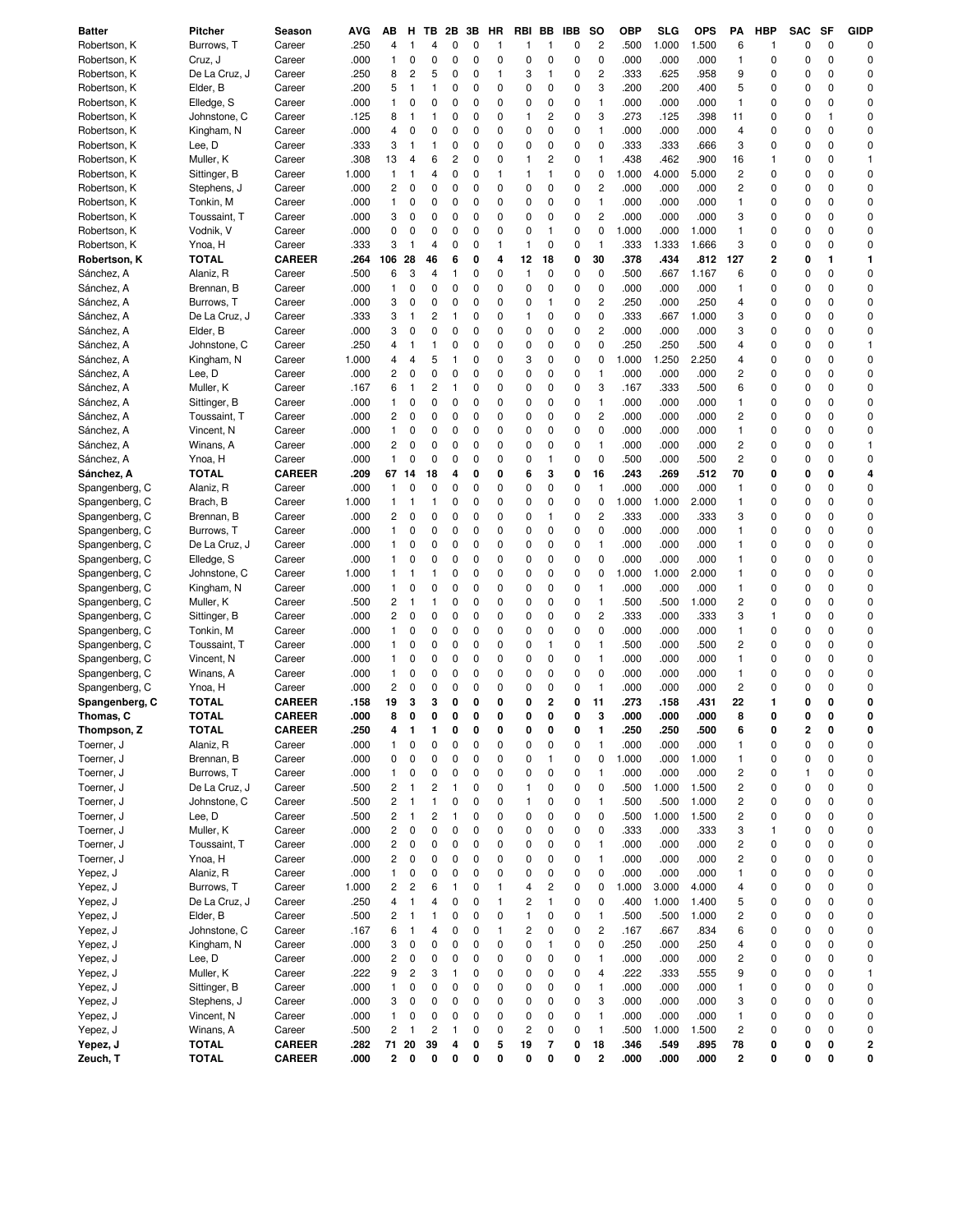| Batter | Pitcher | Season | AVG | AB | H | TB | 2B | 3B | HR | RBI | BB | IBB | SO | OBP | SLG | OPS | PA | HBP | SAC | SF | GIDP |
|---|---|---|---|---|---|---|---|---|---|---|---|---|---|---|---|---|---|---|---|---|---|
| Robertson, K | Burrows, T | Career | .250 | 4 | 1 | 4 | 0 | 0 | 1 | 1 | 1 | 0 | 2 | .500 | 1.000 | 1.500 | 6 | 1 | 0 | 0 | 0 |
| Robertson, K | Cruz, J | Career | .000 | 1 | 0 | 0 | 0 | 0 | 0 | 0 | 0 | 0 | 0 | .000 | .000 | .000 | 1 | 0 | 0 | 0 | 0 |
| Robertson, K | De La Cruz, J | Career | .250 | 8 | 2 | 5 | 0 | 0 | 1 | 3 | 1 | 0 | 2 | .333 | .625 | .958 | 9 | 0 | 0 | 0 | 0 |
| Robertson, K | Elder, B | Career | .200 | 5 | 1 | 1 | 0 | 0 | 0 | 0 | 0 | 0 | 3 | .200 | .200 | .400 | 5 | 0 | 0 | 0 | 0 |
| Robertson, K | Elledge, S | Career | .000 | 1 | 0 | 0 | 0 | 0 | 0 | 0 | 0 | 0 | 1 | .000 | .000 | .000 | 1 | 0 | 0 | 0 | 0 |
| Robertson, K | Johnstone, C | Career | .125 | 8 | 1 | 1 | 0 | 0 | 0 | 1 | 2 | 0 | 3 | .273 | .125 | .398 | 11 | 0 | 0 | 1 | 0 |
| Robertson, K | Kingham, N | Career | .000 | 4 | 0 | 0 | 0 | 0 | 0 | 0 | 0 | 0 | 1 | .000 | .000 | .000 | 4 | 0 | 0 | 0 | 0 |
| Robertson, K | Lee, D | Career | .333 | 3 | 1 | 1 | 0 | 0 | 0 | 0 | 0 | 0 | 0 | .333 | .333 | .666 | 3 | 0 | 0 | 0 | 0 |
| Robertson, K | Muller, K | Career | .308 | 13 | 4 | 6 | 2 | 0 | 0 | 1 | 2 | 0 | 1 | .438 | .462 | .900 | 16 | 1 | 0 | 0 | 1 |
| Robertson, K | Sittinger, B | Career | 1.000 | 1 | 1 | 4 | 0 | 0 | 1 | 1 | 1 | 0 | 0 | 1.000 | 4.000 | 5.000 | 2 | 0 | 0 | 0 | 0 |
| Robertson, K | Stephens, J | Career | .000 | 2 | 0 | 0 | 0 | 0 | 0 | 0 | 0 | 0 | 2 | .000 | .000 | .000 | 2 | 0 | 0 | 0 | 0 |
| Robertson, K | Tonkin, M | Career | .000 | 1 | 0 | 0 | 0 | 0 | 0 | 0 | 0 | 0 | 1 | .000 | .000 | .000 | 1 | 0 | 0 | 0 | 0 |
| Robertson, K | Toussaint, T | Career | .000 | 3 | 0 | 0 | 0 | 0 | 0 | 0 | 0 | 0 | 2 | .000 | .000 | .000 | 3 | 0 | 0 | 0 | 0 |
| Robertson, K | Vodnik, V | Career | .000 | 0 | 0 | 0 | 0 | 0 | 0 | 0 | 1 | 0 | 0 | 1.000 | .000 | 1.000 | 1 | 0 | 0 | 0 | 0 |
| Robertson, K | Ynoa, H | Career | .333 | 3 | 1 | 4 | 0 | 0 | 1 | 1 | 0 | 0 | 1 | .333 | 1.333 | 1.666 | 3 | 0 | 0 | 0 | 0 |
| **Robertson, K** | **TOTAL** | **CAREER** | **.264** | **106** | **28** | **46** | **6** | **0** | **4** | **12** | **18** | **0** | **30** | **.378** | **.434** | **.812** | **127** | **2** | **0** | **1** | **1** |
| Sánchez, A | Alaniz, R | Career | .500 | 6 | 3 | 4 | 1 | 0 | 0 | 1 | 0 | 0 | 0 | .500 | .667 | 1.167 | 6 | 0 | 0 | 0 | 0 |
| Sánchez, A | Brennan, B | Career | .000 | 1 | 0 | 0 | 0 | 0 | 0 | 0 | 0 | 0 | 0 | .000 | .000 | .000 | 1 | 0 | 0 | 0 | 0 |
| Sánchez, A | Burrows, T | Career | .000 | 3 | 0 | 0 | 0 | 0 | 0 | 0 | 1 | 0 | 2 | .250 | .000 | .250 | 4 | 0 | 0 | 0 | 0 |
| Sánchez, A | De La Cruz, J | Career | .333 | 3 | 1 | 2 | 1 | 0 | 0 | 1 | 0 | 0 | 0 | .333 | .667 | 1.000 | 3 | 0 | 0 | 0 | 0 |
| Sánchez, A | Elder, B | Career | .000 | 3 | 0 | 0 | 0 | 0 | 0 | 0 | 0 | 0 | 2 | .000 | .000 | .000 | 3 | 0 | 0 | 0 | 0 |
| Sánchez, A | Johnstone, C | Career | .250 | 4 | 1 | 1 | 0 | 0 | 0 | 0 | 0 | 0 | 0 | .250 | .250 | .500 | 4 | 0 | 0 | 0 | 1 |
| Sánchez, A | Kingham, N | Career | 1.000 | 4 | 4 | 5 | 1 | 0 | 0 | 3 | 0 | 0 | 0 | 1.000 | 1.250 | 2.250 | 4 | 0 | 0 | 0 | 0 |
| Sánchez, A | Lee, D | Career | .000 | 2 | 0 | 0 | 0 | 0 | 0 | 0 | 0 | 0 | 1 | .000 | .000 | .000 | 2 | 0 | 0 | 0 | 0 |
| Sánchez, A | Muller, K | Career | .167 | 6 | 1 | 2 | 1 | 0 | 0 | 0 | 0 | 0 | 3 | .167 | .333 | .500 | 6 | 0 | 0 | 0 | 0 |
| Sánchez, A | Sittinger, B | Career | .000 | 1 | 0 | 0 | 0 | 0 | 0 | 0 | 0 | 0 | 1 | .000 | .000 | .000 | 1 | 0 | 0 | 0 | 0 |
| Sánchez, A | Toussaint, T | Career | .000 | 2 | 0 | 0 | 0 | 0 | 0 | 0 | 0 | 0 | 2 | .000 | .000 | .000 | 2 | 0 | 0 | 0 | 0 |
| Sánchez, A | Vincent, N | Career | .000 | 1 | 0 | 0 | 0 | 0 | 0 | 0 | 0 | 0 | 0 | .000 | .000 | .000 | 1 | 0 | 0 | 0 | 0 |
| Sánchez, A | Winans, A | Career | .000 | 2 | 0 | 0 | 0 | 0 | 0 | 0 | 0 | 0 | 1 | .000 | .000 | .000 | 2 | 0 | 0 | 0 | 1 |
| Sánchez, A | Ynoa, H | Career | .000 | 1 | 0 | 0 | 0 | 0 | 0 | 0 | 1 | 0 | 0 | .500 | .000 | .500 | 2 | 0 | 0 | 0 | 0 |
| **Sánchez, A** | **TOTAL** | **CAREER** | **.209** | **67** | **14** | **18** | **4** | **0** | **0** | **6** | **3** | **0** | **16** | **.243** | **.269** | **.512** | **70** | **0** | **0** | **0** | **4** |
| Spangenberg, C | Alaniz, R | Career | .000 | 1 | 0 | 0 | 0 | 0 | 0 | 0 | 0 | 0 | 1 | .000 | .000 | .000 | 1 | 0 | 0 | 0 | 0 |
| Spangenberg, C | Brach, B | Career | 1.000 | 1 | 1 | 1 | 0 | 0 | 0 | 0 | 0 | 0 | 0 | 1.000 | 1.000 | 2.000 | 1 | 0 | 0 | 0 | 0 |
| Spangenberg, C | Brennan, B | Career | .000 | 2 | 0 | 0 | 0 | 0 | 0 | 0 | 1 | 0 | 2 | .333 | .000 | .333 | 3 | 0 | 0 | 0 | 0 |
| Spangenberg, C | Burrows, T | Career | .000 | 1 | 0 | 0 | 0 | 0 | 0 | 0 | 0 | 0 | 0 | .000 | .000 | .000 | 1 | 0 | 0 | 0 | 0 |
| Spangenberg, C | De La Cruz, J | Career | .000 | 1 | 0 | 0 | 0 | 0 | 0 | 0 | 0 | 0 | 1 | .000 | .000 | .000 | 1 | 0 | 0 | 0 | 0 |
| Spangenberg, C | Elledge, S | Career | .000 | 1 | 0 | 0 | 0 | 0 | 0 | 0 | 0 | 0 | 0 | .000 | .000 | .000 | 1 | 0 | 0 | 0 | 0 |
| Spangenberg, C | Johnstone, C | Career | 1.000 | 1 | 1 | 1 | 0 | 0 | 0 | 0 | 0 | 0 | 0 | 1.000 | 1.000 | 2.000 | 1 | 0 | 0 | 0 | 0 |
| Spangenberg, C | Kingham, N | Career | .000 | 1 | 0 | 0 | 0 | 0 | 0 | 0 | 0 | 0 | 1 | .000 | .000 | .000 | 1 | 0 | 0 | 0 | 0 |
| Spangenberg, C | Muller, K | Career | .500 | 2 | 1 | 1 | 0 | 0 | 0 | 0 | 0 | 0 | 1 | .500 | .500 | 1.000 | 2 | 0 | 0 | 0 | 0 |
| Spangenberg, C | Sittinger, B | Career | .000 | 2 | 0 | 0 | 0 | 0 | 0 | 0 | 0 | 0 | 2 | .333 | .000 | .333 | 3 | 1 | 0 | 0 | 0 |
| Spangenberg, C | Tonkin, M | Career | .000 | 1 | 0 | 0 | 0 | 0 | 0 | 0 | 0 | 0 | 0 | .000 | .000 | .000 | 1 | 0 | 0 | 0 | 0 |
| Spangenberg, C | Toussaint, T | Career | .000 | 1 | 0 | 0 | 0 | 0 | 0 | 0 | 1 | 0 | 1 | .500 | .000 | .500 | 2 | 0 | 0 | 0 | 0 |
| Spangenberg, C | Vincent, N | Career | .000 | 1 | 0 | 0 | 0 | 0 | 0 | 0 | 0 | 0 | 1 | .000 | .000 | .000 | 1 | 0 | 0 | 0 | 0 |
| Spangenberg, C | Winans, A | Career | .000 | 1 | 0 | 0 | 0 | 0 | 0 | 0 | 0 | 0 | 0 | .000 | .000 | .000 | 1 | 0 | 0 | 0 | 0 |
| Spangenberg, C | Ynoa, H | Career | .000 | 2 | 0 | 0 | 0 | 0 | 0 | 0 | 0 | 0 | 1 | .000 | .000 | .000 | 2 | 0 | 0 | 0 | 0 |
| **Spangenberg, C** | **TOTAL** | **CAREER** | **.158** | **19** | **3** | **3** | **0** | **0** | **0** | **0** | **2** | **0** | **11** | **.273** | **.158** | **.431** | **22** | **1** | **0** | **0** | **0** |
| **Thomas, C** | **TOTAL** | **CAREER** | **.000** | **8** | **0** | **0** | **0** | **0** | **0** | **0** | **0** | **0** | **3** | **.000** | **.000** | **.000** | **8** | **0** | **0** | **0** | **0** |
| **Thompson, Z** | **TOTAL** | **CAREER** | **.250** | **4** | **1** | **1** | **0** | **0** | **0** | **0** | **0** | **0** | **1** | **.250** | **.250** | **.500** | **6** | **0** | **2** | **0** | **0** |
| Toerner, J | Alaniz, R | Career | .000 | 1 | 0 | 0 | 0 | 0 | 0 | 0 | 0 | 0 | 1 | .000 | .000 | .000 | 1 | 0 | 0 | 0 | 0 |
| Toerner, J | Brennan, B | Career | .000 | 0 | 0 | 0 | 0 | 0 | 0 | 0 | 1 | 0 | 0 | 1.000 | .000 | 1.000 | 1 | 0 | 0 | 0 | 0 |
| Toerner, J | Burrows, T | Career | .000 | 1 | 0 | 0 | 0 | 0 | 0 | 0 | 0 | 0 | 1 | .000 | .000 | .000 | 2 | 0 | 1 | 0 | 0 |
| Toerner, J | De La Cruz, J | Career | .500 | 2 | 1 | 2 | 1 | 0 | 0 | 1 | 0 | 0 | 0 | .500 | 1.000 | 1.500 | 2 | 0 | 0 | 0 | 0 |
| Toerner, J | Johnstone, C | Career | .500 | 2 | 1 | 1 | 0 | 0 | 0 | 1 | 0 | 0 | 1 | .500 | .500 | 1.000 | 2 | 0 | 0 | 0 | 0 |
| Toerner, J | Lee, D | Career | .500 | 2 | 1 | 2 | 1 | 0 | 0 | 0 | 0 | 0 | 0 | .500 | 1.000 | 1.500 | 2 | 0 | 0 | 0 | 0 |
| Toerner, J | Muller, K | Career | .000 | 2 | 0 | 0 | 0 | 0 | 0 | 0 | 0 | 0 | 0 | .333 | .000 | .333 | 3 | 1 | 0 | 0 | 0 |
| Toerner, J | Toussaint, T | Career | .000 | 2 | 0 | 0 | 0 | 0 | 0 | 0 | 0 | 0 | 1 | .000 | .000 | .000 | 2 | 0 | 0 | 0 | 0 |
| Toerner, J | Ynoa, H | Career | .000 | 2 | 0 | 0 | 0 | 0 | 0 | 0 | 0 | 0 | 1 | .000 | .000 | .000 | 2 | 0 | 0 | 0 | 0 |
| Yepez, J | Alaniz, R | Career | .000 | 1 | 0 | 0 | 0 | 0 | 0 | 0 | 0 | 0 | 0 | .000 | .000 | .000 | 1 | 0 | 0 | 0 | 0 |
| Yepez, J | Burrows, T | Career | 1.000 | 2 | 2 | 6 | 1 | 0 | 1 | 4 | 2 | 0 | 0 | 1.000 | 3.000 | 4.000 | 4 | 0 | 0 | 0 | 0 |
| Yepez, J | De La Cruz, J | Career | .250 | 4 | 1 | 4 | 0 | 0 | 1 | 2 | 1 | 0 | 0 | .400 | 1.000 | 1.400 | 5 | 0 | 0 | 0 | 0 |
| Yepez, J | Elder, B | Career | .500 | 2 | 1 | 1 | 0 | 0 | 0 | 1 | 0 | 0 | 1 | .500 | .500 | 1.000 | 2 | 0 | 0 | 0 | 0 |
| Yepez, J | Johnstone, C | Career | .167 | 6 | 1 | 4 | 0 | 0 | 1 | 2 | 0 | 0 | 2 | .167 | .667 | .834 | 6 | 0 | 0 | 0 | 0 |
| Yepez, J | Kingham, N | Career | .000 | 3 | 0 | 0 | 0 | 0 | 0 | 0 | 1 | 0 | 0 | .250 | .000 | .250 | 4 | 0 | 0 | 0 | 0 |
| Yepez, J | Lee, D | Career | .000 | 2 | 0 | 0 | 0 | 0 | 0 | 0 | 0 | 0 | 1 | .000 | .000 | .000 | 2 | 0 | 0 | 0 | 0 |
| Yepez, J | Muller, K | Career | .222 | 9 | 2 | 3 | 1 | 0 | 0 | 0 | 0 | 0 | 4 | .222 | .333 | .555 | 9 | 0 | 0 | 0 | 1 |
| Yepez, J | Sittinger, B | Career | .000 | 1 | 0 | 0 | 0 | 0 | 0 | 0 | 0 | 0 | 1 | .000 | .000 | .000 | 1 | 0 | 0 | 0 | 0 |
| Yepez, J | Stephens, J | Career | .000 | 3 | 0 | 0 | 0 | 0 | 0 | 0 | 0 | 0 | 3 | .000 | .000 | .000 | 3 | 0 | 0 | 0 | 0 |
| Yepez, J | Vincent, N | Career | .000 | 1 | 0 | 0 | 0 | 0 | 0 | 0 | 0 | 0 | 1 | .000 | .000 | .000 | 1 | 0 | 0 | 0 | 0 |
| Yepez, J | Winans, A | Career | .500 | 2 | 1 | 2 | 1 | 0 | 0 | 2 | 0 | 0 | 1 | .500 | 1.000 | 1.500 | 2 | 0 | 0 | 0 | 0 |
| **Yepez, J** | **TOTAL** | **CAREER** | **.282** | **71** | **20** | **39** | **4** | **0** | **5** | **19** | **7** | **0** | **18** | **.346** | **.549** | **.895** | **78** | **0** | **0** | **0** | **2** |
| **Zeuch, T** | **TOTAL** | **CAREER** | **.000** | **2** | **0** | **0** | **0** | **0** | **0** | **0** | **0** | **0** | **2** | **.000** | **.000** | **.000** | **2** | **0** | **0** | **0** | **0** |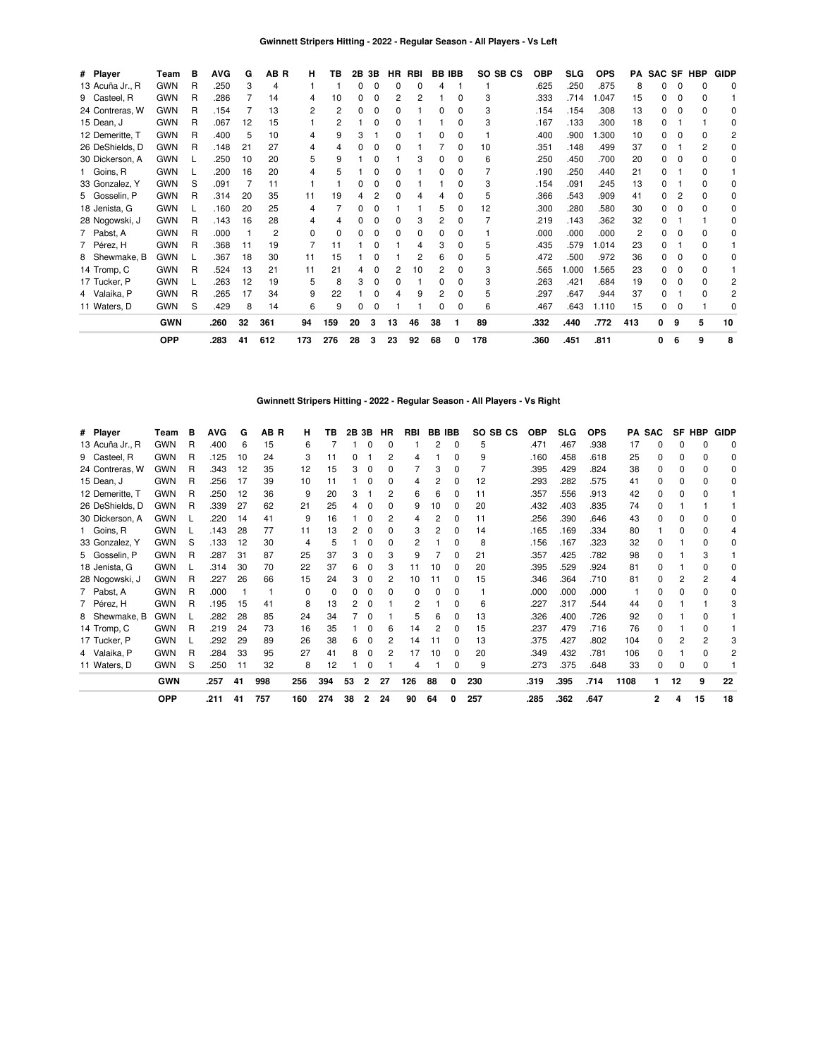**Gwinnett Stripers Hitting - 2022 - Regular Season - All Players - Vs Left**

| # | Player | Team | B | AVG | G | AB | R | H | TB | 2B | 3B | HR | RBI | BB | IBB | SO | SB | CS | OBP | SLG | OPS | PA | SAC | SF | HBP | GIDP |
|---|---|---|---|---|---|---|---|---|---|---|---|---|---|---|---|---|---|---|---|---|---|---|---|---|---|---|
| 13 | Acuña Jr., R | GWN | R | .250 | 3 | 4 | | 1 | 1 | 0 | 0 | 0 | 0 | 4 | 1 | 1 | | | .625 | .250 | .875 | 8 | 0 | 0 | 0 | 0 |
| 9 | Casteel, R | GWN | R | .286 | 7 | 14 | | 4 | 10 | 0 | 0 | 2 | 2 | 1 | 0 | 3 | | | .333 | .714 | 1.047 | 15 | 0 | 0 | 0 | 1 |
| 24 | Contreras, W | GWN | R | .154 | 7 | 13 | | 2 | 2 | 0 | 0 | 0 | 1 | 0 | 0 | 3 | | | .154 | .154 | .308 | 13 | 0 | 0 | 0 | 0 |
| 15 | Dean, J | GWN | R | .067 | 12 | 15 | | 1 | 2 | 1 | 0 | 0 | 1 | 1 | 0 | 3 | | | .167 | .133 | .300 | 18 | 0 | 1 | 1 | 0 |
| 12 | Demeritte, T | GWN | R | .400 | 5 | 10 | | 4 | 9 | 3 | 1 | 0 | 1 | 0 | 0 | 1 | | | .400 | .900 | 1.300 | 10 | 0 | 0 | 0 | 2 |
| 26 | DeShields, D | GWN | R | .148 | 21 | 27 | | 4 | 4 | 0 | 0 | 0 | 1 | 7 | 0 | 10 | | | .351 | .148 | .499 | 37 | 0 | 1 | 2 | 0 |
| 30 | Dickerson, A | GWN | L | .250 | 10 | 20 | | 5 | 9 | 1 | 0 | 1 | 3 | 0 | 0 | 6 | | | .250 | .450 | .700 | 20 | 0 | 0 | 0 | 0 |
| 1 | Goins, R | GWN | L | .200 | 16 | 20 | | 4 | 5 | 1 | 0 | 0 | 1 | 0 | 0 | 7 | | | .190 | .250 | .440 | 21 | 0 | 1 | 0 | 1 |
| 33 | Gonzalez, Y | GWN | S | .091 | 7 | 11 | | 1 | 1 | 0 | 0 | 0 | 1 | 1 | 0 | 3 | | | .154 | .091 | .245 | 13 | 0 | 1 | 0 | 0 |
| 5 | Gosselin, P | GWN | R | .314 | 20 | 35 | | 11 | 19 | 4 | 2 | 0 | 4 | 4 | 0 | 5 | | | .366 | .543 | .909 | 41 | 0 | 2 | 0 | 0 |
| 18 | Jenista, G | GWN | L | .160 | 20 | 25 | | 4 | 7 | 0 | 0 | 1 | 1 | 5 | 0 | 12 | | | .300 | .280 | .580 | 30 | 0 | 0 | 0 | 0 |
| 28 | Nogowski, J | GWN | R | .143 | 16 | 28 | | 4 | 4 | 0 | 0 | 0 | 3 | 2 | 0 | 7 | | | .219 | .143 | .362 | 32 | 0 | 1 | 1 | 0 |
| 7 | Pabst, A | GWN | R | .000 | 1 | 2 | | 0 | 0 | 0 | 0 | 0 | 0 | 0 | 0 | 1 | | | .000 | .000 | .000 | 2 | 0 | 0 | 0 | 0 |
| 7 | Pérez, H | GWN | R | .368 | 11 | 19 | | 7 | 11 | 1 | 0 | 1 | 4 | 3 | 0 | 5 | | | .435 | .579 | 1.014 | 23 | 0 | 1 | 0 | 1 |
| 8 | Shewmake, B | GWN | L | .367 | 18 | 30 | | 11 | 15 | 1 | 0 | 1 | 2 | 6 | 0 | 5 | | | .472 | .500 | .972 | 36 | 0 | 0 | 0 | 0 |
| 14 | Tromp, C | GWN | R | .524 | 13 | 21 | | 11 | 21 | 4 | 0 | 2 | 10 | 2 | 0 | 3 | | | .565 | 1.000 | 1.565 | 23 | 0 | 0 | 0 | 1 |
| 17 | Tucker, P | GWN | L | .263 | 12 | 19 | | 5 | 8 | 3 | 0 | 0 | 1 | 0 | 0 | 3 | | | .263 | .421 | .684 | 19 | 0 | 0 | 0 | 2 |
| 4 | Valaika, P | GWN | R | .265 | 17 | 34 | | 9 | 22 | 1 | 0 | 4 | 9 | 2 | 0 | 5 | | | .297 | .647 | .944 | 37 | 0 | 1 | 0 | 2 |
| 11 | Waters, D | GWN | S | .429 | 8 | 14 | | 6 | 9 | 0 | 0 | 1 | 1 | 0 | 0 | 6 | | | .467 | .643 | 1.110 | 15 | 0 | 0 | 1 | 0 |
| | | **GWN** | | **.260** | **32** | **361** | | **94** | **159** | **20** | **3** | **13** | **46** | **38** | **1** | **89** | | | **.332** | **.440** | **.772** | **413** | **0** | **9** | **5** | **10** |
| | | **OPP** | | **.283** | **41** | **612** | | **173** | **276** | **28** | **3** | **23** | **92** | **68** | **0** | **178** | | | **.360** | **.451** | **.811** | | **0** | **6** | **9** | **8** |

**Gwinnett Stripers Hitting - 2022 - Regular Season - All Players - Vs Right**

| # | Player | Team | B | AVG | G | AB | R | H | TB | 2B | 3B | HR | RBI | BB | IBB | SO | SB | CS | OBP | SLG | OPS | PA | SAC | SF | HBP | GIDP |
|---|---|---|---|---|---|---|---|---|---|---|---|---|---|---|---|---|---|---|---|---|---|---|---|---|---|---|
| 13 | Acuña Jr., R | GWN | R | .400 | 6 | 15 | | 6 | 7 | 1 | 0 | 0 | 1 | 2 | 0 | 5 | | | .471 | .467 | .938 | 17 | 0 | 0 | 0 | 0 |
| 9 | Casteel, R | GWN | R | .125 | 10 | 24 | | 3 | 11 | 0 | 1 | 2 | 4 | 1 | 0 | 9 | | | .160 | .458 | .618 | 25 | 0 | 0 | 0 | 0 |
| 24 | Contreras, W | GWN | R | .343 | 12 | 35 | | 12 | 15 | 3 | 0 | 0 | 7 | 3 | 0 | 7 | | | .395 | .429 | .824 | 38 | 0 | 0 | 0 | 0 |
| 15 | Dean, J | GWN | R | .256 | 17 | 39 | | 10 | 11 | 1 | 0 | 0 | 4 | 2 | 0 | 12 | | | .293 | .282 | .575 | 41 | 0 | 0 | 0 | 0 |
| 12 | Demeritte, T | GWN | R | .250 | 12 | 36 | | 9 | 20 | 3 | 1 | 2 | 6 | 6 | 0 | 11 | | | .357 | .556 | .913 | 42 | 0 | 0 | 0 | 1 |
| 26 | DeShields, D | GWN | R | .339 | 27 | 62 | | 21 | 25 | 4 | 0 | 0 | 9 | 10 | 0 | 20 | | | .432 | .403 | .835 | 74 | 0 | 1 | 1 | 1 |
| 30 | Dickerson, A | GWN | L | .220 | 14 | 41 | | 9 | 16 | 1 | 0 | 2 | 4 | 2 | 0 | 11 | | | .256 | .390 | .646 | 43 | 0 | 0 | 0 | 0 |
| 1 | Goins, R | GWN | L | .143 | 28 | 77 | | 11 | 13 | 2 | 0 | 0 | 3 | 2 | 0 | 14 | | | .165 | .169 | .334 | 80 | 1 | 0 | 0 | 4 |
| 33 | Gonzalez, Y | GWN | S | .133 | 12 | 30 | | 4 | 5 | 1 | 0 | 0 | 2 | 1 | 0 | 8 | | | .156 | .167 | .323 | 32 | 0 | 1 | 0 | 0 |
| 5 | Gosselin, P | GWN | R | .287 | 31 | 87 | | 25 | 37 | 3 | 0 | 3 | 9 | 7 | 0 | 21 | | | .357 | .425 | .782 | 98 | 0 | 1 | 3 | 1 |
| 18 | Jenista, G | GWN | L | .314 | 30 | 70 | | 22 | 37 | 6 | 0 | 3 | 11 | 10 | 0 | 20 | | | .395 | .529 | .924 | 81 | 0 | 1 | 0 | 0 |
| 28 | Nogowski, J | GWN | R | .227 | 26 | 66 | | 15 | 24 | 3 | 0 | 2 | 10 | 11 | 0 | 15 | | | .346 | .364 | .710 | 81 | 0 | 2 | 2 | 4 |
| 7 | Pabst, A | GWN | R | .000 | 1 | 1 | | 0 | 0 | 0 | 0 | 0 | 0 | 0 | 0 | 1 | | | .000 | .000 | .000 | 1 | 0 | 0 | 0 | 0 |
| 7 | Pérez, H | GWN | R | .195 | 15 | 41 | | 8 | 13 | 2 | 0 | 1 | 2 | 1 | 0 | 6 | | | .227 | .317 | .544 | 44 | 0 | 1 | 1 | 3 |
| 8 | Shewmake, B | GWN | L | .282 | 28 | 85 | | 24 | 34 | 7 | 0 | 1 | 5 | 6 | 0 | 13 | | | .326 | .400 | .726 | 92 | 0 | 0 | 1 | 1 |
| 14 | Tromp, C | GWN | R | .219 | 24 | 73 | | 16 | 35 | 1 | 0 | 6 | 14 | 2 | 0 | 15 | | | .237 | .479 | .716 | 76 | 0 | 1 | 0 | 1 |
| 17 | Tucker, P | GWN | L | .292 | 29 | 89 | | 26 | 38 | 6 | 0 | 2 | 14 | 11 | 0 | 13 | | | .375 | .427 | .802 | 104 | 0 | 2 | 2 | 3 |
| 4 | Valaika, P | GWN | R | .284 | 33 | 95 | | 27 | 41 | 8 | 0 | 2 | 17 | 10 | 0 | 20 | | | .349 | .432 | .781 | 106 | 0 | 1 | 0 | 2 |
| 11 | Waters, D | GWN | S | .250 | 11 | 32 | | 8 | 12 | 1 | 0 | 1 | 4 | 1 | 0 | 9 | | | .273 | .375 | .648 | 33 | 0 | 0 | 0 | 1 |
| | | **GWN** | | **.257** | **41** | **998** | | **256** | **394** | **53** | **2** | **27** | **126** | **88** | **0** | **230** | | | **.319** | **.395** | **.714** | **1108** | **1** | **12** | **9** | **22** |
| | | **OPP** | | **.211** | **41** | **757** | | **160** | **274** | **38** | **2** | **24** | **90** | **64** | **0** | **257** | | | **.285** | **.362** | **.647** | | **2** | **4** | **15** | **18** |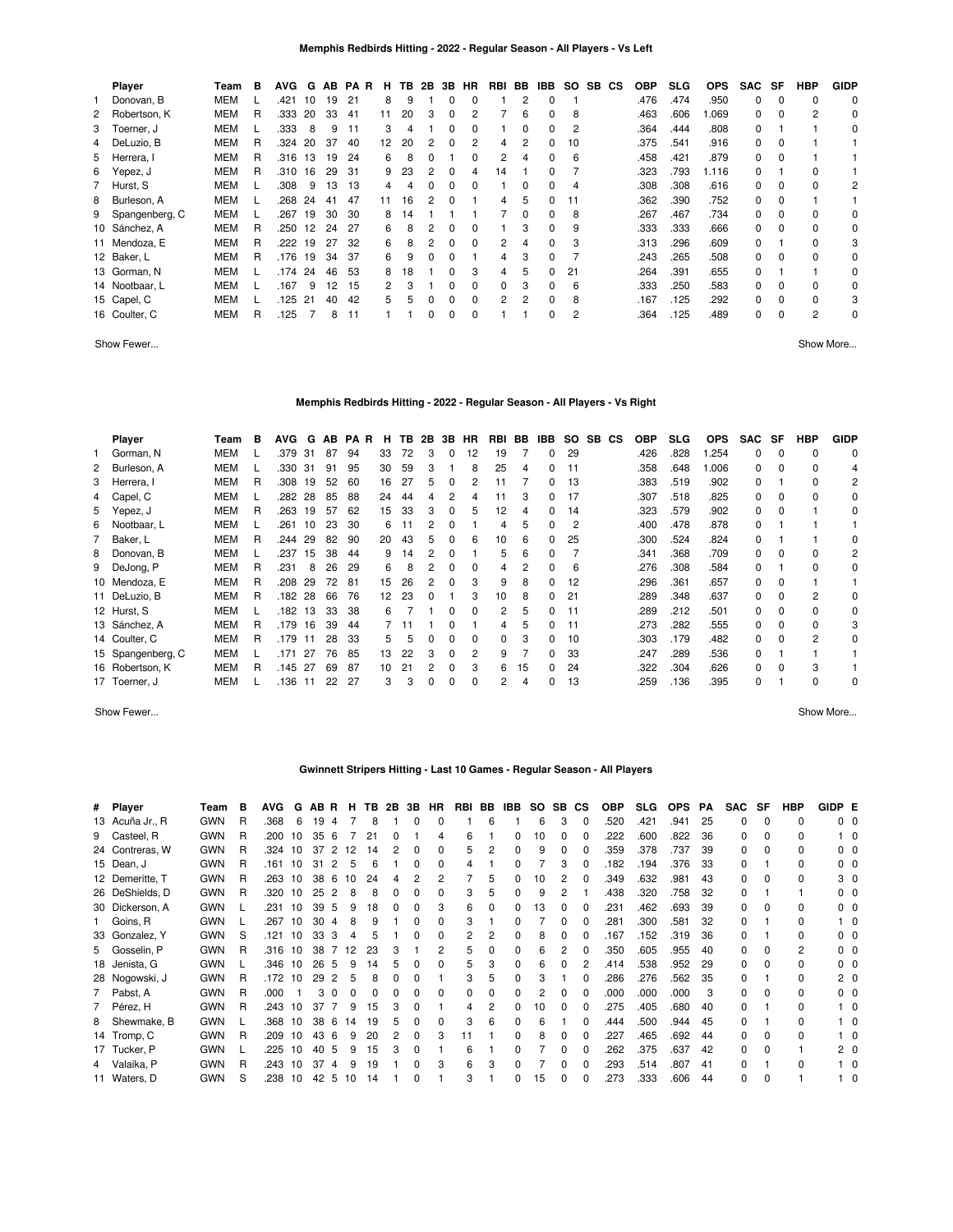### Memphis Redbirds Hitting - 2022 - Regular Season - All Players - Vs Left

| | Player | Team | B | AVG | G | AB | PA | R | H | TB | 2B | 3B | HR | RBI | BB | IBB | SO | SB | CS | OBP | SLG | OPS | SAC | SF | HBP | GIDP |
|---|---|---|---|---|---|---|---|---|---|---|---|---|---|---|---|---|---|---|---|---|---|---|---|---|---|---|
| 1 | Donovan, B | MEM | L | .421 | 10 | 19 | 21 | | 8 | 9 | 1 | 0 | 0 | 1 | 2 | 0 | 1 | | | .476 | .474 | .950 | 0 | 0 | 0 | 0 |
| 2 | Robertson, K | MEM | R | .333 | 20 | 33 | 41 | | 11 | 20 | 3 | 0 | 2 | 7 | 6 | 0 | 8 | | | .463 | .606 | 1.069 | 0 | 0 | 2 | 0 |
| 3 | Toerner, J | MEM | L | .333 | 8 | 9 | 11 | | 3 | 4 | 1 | 0 | 0 | 1 | 0 | 0 | 2 | | | .364 | .444 | .808 | 0 | 1 | 1 | 0 |
| 4 | DeLuzio, B | MEM | R | .324 | 20 | 37 | 40 | | 12 | 20 | 2 | 0 | 2 | 4 | 2 | 0 | 10 | | | .375 | .541 | .916 | 0 | 0 | 1 | 1 |
| 5 | Herrera, I | MEM | R | .316 | 13 | 19 | 24 | | 6 | 8 | 0 | 1 | 0 | 2 | 4 | 0 | 6 | | | .458 | .421 | .879 | 0 | 0 | 1 | 1 |
| 6 | Yepez, J | MEM | R | .310 | 16 | 29 | 31 | | 9 | 23 | 2 | 0 | 4 | 14 | 1 | 0 | 7 | | | .323 | .793 | 1.116 | 0 | 1 | 0 | 1 |
| 7 | Hurst, S | MEM | L | .308 | 9 | 13 | 13 | | 4 | 4 | 0 | 0 | 0 | 1 | 0 | 0 | 4 | | | .308 | .308 | .616 | 0 | 0 | 0 | 2 |
| 8 | Burleson, A | MEM | L | .268 | 24 | 41 | 47 | | 11 | 16 | 2 | 0 | 1 | 4 | 5 | 0 | 11 | | | .362 | .390 | .752 | 0 | 0 | 1 | 1 |
| 9 | Spangenberg, C | MEM | L | .267 | 19 | 30 | 30 | | 8 | 14 | 1 | 1 | 1 | 7 | 0 | 0 | 8 | | | .267 | .467 | .734 | 0 | 0 | 0 | 0 |
| 10 | Sánchez, A | MEM | R | .250 | 12 | 24 | 27 | | 6 | 8 | 2 | 0 | 0 | 1 | 3 | 0 | 9 | | | .333 | .333 | .666 | 0 | 0 | 0 | 0 |
| 11 | Mendoza, E | MEM | R | .222 | 19 | 27 | 32 | | 6 | 8 | 2 | 0 | 0 | 2 | 4 | 0 | 3 | | | .313 | .296 | .609 | 0 | 1 | 0 | 3 |
| 12 | Baker, L | MEM | R | .176 | 19 | 34 | 37 | | 6 | 9 | 0 | 0 | 1 | 4 | 3 | 0 | 7 | | | .243 | .265 | .508 | 0 | 0 | 0 | 0 |
| 13 | Gorman, N | MEM | L | .174 | 24 | 46 | 53 | | 8 | 18 | 1 | 0 | 3 | 4 | 5 | 0 | 21 | | | .264 | .391 | .655 | 0 | 1 | 1 | 0 |
| 14 | Nootbaar, L | MEM | L | .167 | 9 | 12 | 15 | | 2 | 3 | 1 | 0 | 0 | 0 | 3 | 0 | 6 | | | .333 | .250 | .583 | 0 | 0 | 0 | 0 |
| 15 | Capel, C | MEM | L | .125 | 21 | 40 | 42 | | 5 | 5 | 0 | 0 | 0 | 2 | 2 | 0 | 8 | | | .167 | .125 | .292 | 0 | 0 | 0 | 3 |
| 16 | Coulter, C | MEM | R | .125 | 7 | 8 | 11 | | 1 | 1 | 0 | 0 | 0 | 1 | 1 | 0 | 2 | | | .364 | .125 | .489 | 0 | 0 | 2 | 0 |

Show Fewer... Show More...

### Memphis Redbirds Hitting - 2022 - Regular Season - All Players - Vs Right

| | Player | Team | B | AVG | G | AB | PA | R | H | TB | 2B | 3B | HR | RBI | BB | IBB | SO | SB | CS | OBP | SLG | OPS | SAC | SF | HBP | GIDP |
|---|---|---|---|---|---|---|---|---|---|---|---|---|---|---|---|---|---|---|---|---|---|---|---|---|---|---|
| 1 | Gorman, N | MEM | L | .379 | 31 | 87 | 94 | | 33 | 72 | 3 | 0 | 12 | 19 | 7 | 0 | 29 | | | .426 | .828 | 1.254 | 0 | 0 | 0 | 0 |
| 2 | Burleson, A | MEM | L | .330 | 31 | 91 | 95 | | 30 | 59 | 3 | 1 | 8 | 25 | 4 | 0 | 11 | | | .358 | .648 | 1.006 | 0 | 0 | 0 | 4 |
| 3 | Herrera, I | MEM | R | .308 | 19 | 52 | 60 | | 16 | 27 | 5 | 0 | 2 | 11 | 7 | 0 | 13 | | | .383 | .519 | .902 | 0 | 1 | 0 | 2 |
| 4 | Capel, C | MEM | L | .282 | 28 | 85 | 88 | | 24 | 44 | 4 | 2 | 4 | 11 | 3 | 0 | 17 | | | .307 | .518 | .825 | 0 | 0 | 0 | 0 |
| 5 | Yepez, J | MEM | R | .263 | 19 | 57 | 62 | | 15 | 33 | 3 | 0 | 5 | 12 | 4 | 0 | 14 | | | .323 | .579 | .902 | 0 | 0 | 1 | 0 |
| 6 | Nootbaar, L | MEM | L | .261 | 10 | 23 | 30 | | 6 | 11 | 2 | 0 | 1 | 4 | 5 | 0 | 2 | | | .400 | .478 | .878 | 0 | 1 | 1 | 1 |
| 7 | Baker, L | MEM | R | .244 | 29 | 82 | 90 | | 20 | 43 | 5 | 0 | 6 | 10 | 6 | 0 | 25 | | | .300 | .524 | .824 | 0 | 1 | 1 | 0 |
| 8 | Donovan, B | MEM | L | .237 | 15 | 38 | 44 | | 9 | 14 | 2 | 0 | 1 | 5 | 6 | 0 | 7 | | | .341 | .368 | .709 | 0 | 0 | 0 | 2 |
| 9 | DeJong, P | MEM | R | .231 | 8 | 26 | 29 | | 6 | 8 | 2 | 0 | 0 | 4 | 2 | 0 | 6 | | | .276 | .308 | .584 | 0 | 1 | 0 | 0 |
| 10 | Mendoza, E | MEM | R | .208 | 29 | 72 | 81 | | 15 | 26 | 2 | 0 | 3 | 9 | 8 | 0 | 12 | | | .296 | .361 | .657 | 0 | 0 | 1 | 1 |
| 11 | DeLuzio, B | MEM | R | .182 | 28 | 66 | 76 | | 12 | 23 | 0 | 1 | 3 | 10 | 8 | 0 | 21 | | | .289 | .348 | .637 | 0 | 0 | 2 | 0 |
| 12 | Hurst, S | MEM | L | .182 | 13 | 33 | 38 | | 6 | 7 | 1 | 0 | 0 | 2 | 5 | 0 | 11 | | | .289 | .212 | .501 | 0 | 0 | 0 | 0 |
| 13 | Sánchez, A | MEM | R | .179 | 16 | 39 | 44 | | 7 | 11 | 1 | 0 | 1 | 4 | 5 | 0 | 11 | | | .273 | .282 | .555 | 0 | 0 | 0 | 3 |
| 14 | Coulter, C | MEM | R | .179 | 11 | 28 | 33 | | 5 | 5 | 0 | 0 | 0 | 0 | 3 | 0 | 10 | | | .303 | .179 | .482 | 0 | 0 | 2 | 0 |
| 15 | Spangenberg, C | MEM | L | .171 | 27 | 76 | 85 | | 13 | 22 | 3 | 0 | 2 | 9 | 7 | 0 | 33 | | | .247 | .289 | .536 | 0 | 1 | 1 | 1 |
| 16 | Robertson, K | MEM | R | .145 | 27 | 69 | 87 | | 10 | 21 | 2 | 0 | 3 | 6 | 15 | 0 | 24 | | | .322 | .304 | .626 | 0 | 0 | 3 | 1 |
| 17 | Toerner, J | MEM | L | .136 | 11 | 22 | 27 | | 3 | 3 | 0 | 0 | 0 | 2 | 4 | 0 | 13 | | | .259 | .136 | .395 | 0 | 1 | 0 | 0 |

Show Fewer... Show More...

### Gwinnett Stripers Hitting - Last 10 Games - Regular Season - All Players

| # | Player | Team | B | AVG | G | AB | R | H | TB | 2B | 3B | HR | RBI | BB | IBB | SO | SB | CS | OBP | SLG | OPS | PA | SAC | SF | HBP | GIDP | E |
|---|---|---|---|---|---|---|---|---|---|---|---|---|---|---|---|---|---|---|---|---|---|---|---|---|---|---|---|
| 13 | Acuña Jr., R | GWN | R | .368 | 6 | 19 | 4 | 7 | 8 | 1 | 0 | 0 | 1 | 6 | 1 | 6 | 3 | 0 | .520 | .421 | .941 | 25 | 0 | 0 | 0 | 0 | 0 |
| 9 | Casteel, R | GWN | R | .200 | 10 | 35 | 6 | 7 | 21 | 0 | 1 | 4 | 6 | 1 | 0 | 10 | 0 | 0 | .222 | .600 | .822 | 36 | 0 | 0 | 0 | 1 | 0 |
| 24 | Contreras, W | GWN | R | .324 | 10 | 37 | 2 | 12 | 14 | 2 | 0 | 0 | 5 | 2 | 0 | 9 | 0 | 0 | .359 | .378 | .737 | 39 | 0 | 0 | 0 | 0 | 0 |
| 15 | Dean, J | GWN | R | .161 | 10 | 31 | 2 | 5 | 6 | 1 | 0 | 0 | 4 | 1 | 0 | 7 | 3 | 0 | .182 | .194 | .376 | 33 | 0 | 1 | 0 | 0 | 0 |
| 12 | Demeritte, T | GWN | R | .263 | 10 | 38 | 6 | 10 | 24 | 4 | 2 | 2 | 7 | 5 | 0 | 10 | 2 | 0 | .349 | .632 | .981 | 43 | 0 | 0 | 0 | 3 | 0 |
| 26 | DeShields, D | GWN | R | .320 | 10 | 25 | 2 | 8 | 8 | 0 | 0 | 0 | 3 | 5 | 0 | 9 | 2 | 1 | .438 | .320 | .758 | 32 | 0 | 1 | 1 | 0 | 0 |
| 30 | Dickerson, A | GWN | L | .231 | 10 | 39 | 5 | 9 | 18 | 0 | 0 | 3 | 6 | 0 | 0 | 13 | 0 | 0 | .231 | .462 | .693 | 39 | 0 | 0 | 0 | 0 | 0 |
| 1 | Goins, R | GWN | L | .267 | 10 | 30 | 4 | 8 | 9 | 1 | 0 | 0 | 3 | 1 | 0 | 7 | 0 | 0 | .281 | .300 | .581 | 32 | 0 | 1 | 0 | 1 | 0 |
| 33 | Gonzalez, Y | GWN | S | .121 | 10 | 33 | 3 | 4 | 5 | 1 | 0 | 0 | 2 | 2 | 0 | 8 | 0 | 0 | .167 | .152 | .319 | 36 | 0 | 1 | 0 | 0 | 0 |
| 5 | Gosselin, P | GWN | R | .316 | 10 | 38 | 7 | 12 | 23 | 3 | 1 | 2 | 5 | 0 | 0 | 6 | 2 | 0 | .350 | .605 | .955 | 40 | 0 | 0 | 2 | 0 | 0 |
| 18 | Jenista, G | GWN | L | .346 | 10 | 26 | 5 | 9 | 14 | 5 | 0 | 0 | 5 | 3 | 0 | 6 | 0 | 2 | .414 | .538 | .952 | 29 | 0 | 0 | 0 | 0 | 0 |
| 28 | Nogowski, J | GWN | R | .172 | 10 | 29 | 2 | 5 | 8 | 0 | 0 | 1 | 3 | 5 | 0 | 3 | 1 | 0 | .286 | .276 | .562 | 35 | 0 | 1 | 0 | 2 | 0 |
| 7 | Pabst, A | GWN | R | .000 | 1 | 3 | 0 | 0 | 0 | 0 | 0 | 0 | 0 | 0 | 0 | 2 | 0 | 0 | .000 | .000 | .000 | 3 | 0 | 0 | 0 | 0 | 0 |
| 7 | Pérez, H | GWN | R | .243 | 10 | 37 | 7 | 9 | 15 | 3 | 0 | 1 | 4 | 2 | 0 | 10 | 0 | 0 | .275 | .405 | .680 | 40 | 0 | 1 | 0 | 1 | 0 |
| 8 | Shewmake, B | GWN | L | .368 | 10 | 38 | 6 | 14 | 19 | 5 | 0 | 0 | 3 | 6 | 0 | 6 | 1 | 0 | .444 | .500 | .944 | 45 | 0 | 1 | 0 | 1 | 0 |
| 14 | Tromp, C | GWN | R | .209 | 10 | 43 | 6 | 9 | 20 | 2 | 0 | 3 | 11 | 1 | 0 | 8 | 0 | 0 | .227 | .465 | .692 | 44 | 0 | 0 | 0 | 1 | 0 |
| 17 | Tucker, P | GWN | L | .225 | 10 | 40 | 5 | 9 | 15 | 3 | 0 | 1 | 6 | 1 | 0 | 7 | 0 | 0 | .262 | .375 | .637 | 42 | 0 | 0 | 1 | 2 | 0 |
| 4 | Valaika, P | GWN | R | .243 | 10 | 37 | 4 | 9 | 19 | 1 | 0 | 3 | 6 | 3 | 0 | 7 | 0 | 0 | .293 | .514 | .807 | 41 | 0 | 1 | 0 | 1 | 0 |
| 11 | Waters, D | GWN | S | .238 | 10 | 42 | 5 | 10 | 14 | 1 | 0 | 1 | 3 | 1 | 0 | 15 | 0 | 0 | .273 | .333 | .606 | 44 | 0 | 0 | 1 | 1 | 0 |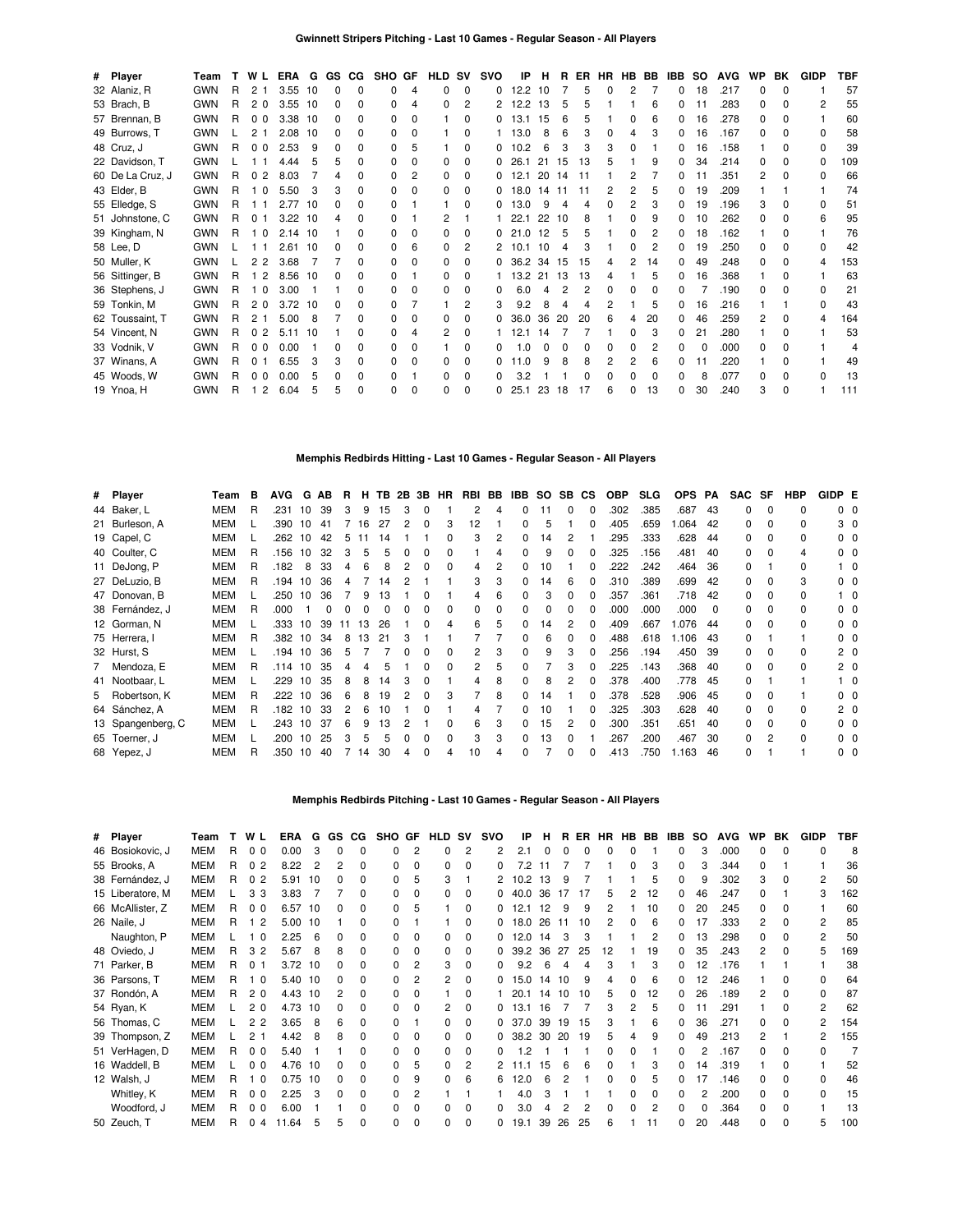### Gwinnett Stripers Pitching - Last 10 Games - Regular Season - All Players

| # | Player | Team | T | W | L | ERA | G | GS | CG | SHO | GF | HLD | SV | SVO | IP | H | R | ER | HR | HB | BB | IBB | SO | AVG | WP | BK | GIDP | TBF |
|---|---|---|---|---|---|---|---|---|---|---|---|---|---|---|---|---|---|---|---|---|---|---|---|---|---|---|---|---|
| 32 | Alaniz, R | GWN | R | 2 | 1 | 3.55 | 10 | 0 | 0 | 0 | 4 | 0 | 0 | 0 | 12.2 | 10 | 7 | 5 | 0 | 2 | 7 | 0 | 18 | .217 | 0 | 0 | 1 | 57 |
| 53 | Brach, B | GWN | R | 2 | 0 | 3.55 | 10 | 0 | 0 | 0 | 4 | 0 | 2 | 2 | 12.2 | 13 | 5 | 5 | 1 | 1 | 6 | 0 | 11 | .283 | 0 | 0 | 2 | 55 |
| 57 | Brennan, B | GWN | R | 0 | 0 | 3.38 | 10 | 0 | 0 | 0 | 0 | 1 | 0 | 0 | 13.1 | 15 | 6 | 5 | 1 | 0 | 6 | 0 | 16 | .278 | 0 | 0 | 1 | 60 |
| 49 | Burrows, T | GWN | L | 2 | 1 | 2.08 | 10 | 0 | 0 | 0 | 0 | 1 | 0 | 1 | 13.0 | 8 | 6 | 3 | 0 | 4 | 3 | 0 | 16 | .167 | 0 | 0 | 0 | 58 |
| 48 | Cruz, J | GWN | R | 0 | 0 | 2.53 | 9 | 0 | 0 | 0 | 5 | 1 | 0 | 0 | 10.2 | 6 | 3 | 3 | 3 | 0 | 1 | 0 | 16 | .158 | 1 | 0 | 0 | 39 |
| 22 | Davidson, T | GWN | L | 1 | 1 | 4.44 | 5 | 5 | 0 | 0 | 0 | 0 | 0 | 0 | 26.1 | 21 | 15 | 13 | 5 | 1 | 9 | 0 | 34 | .214 | 0 | 0 | 0 | 109 |
| 60 | De La Cruz, J | GWN | R | 0 | 2 | 8.03 | 7 | 4 | 0 | 0 | 2 | 0 | 0 | 0 | 12.1 | 20 | 14 | 11 | 1 | 2 | 7 | 0 | 11 | .351 | 2 | 0 | 0 | 66 |
| 43 | Elder, B | GWN | R | 1 | 0 | 5.50 | 3 | 3 | 0 | 0 | 0 | 0 | 0 | 0 | 18.0 | 14 | 11 | 11 | 2 | 2 | 5 | 0 | 19 | .209 | 1 | 1 | 1 | 74 |
| 55 | Elledge, S | GWN | R | 1 | 1 | 2.77 | 10 | 0 | 0 | 0 | 1 | 1 | 0 | 0 | 13.0 | 9 | 4 | 4 | 0 | 2 | 3 | 0 | 19 | .196 | 3 | 0 | 0 | 51 |
| 51 | Johnstone, C | GWN | R | 0 | 1 | 3.22 | 10 | 4 | 0 | 0 | 1 | 2 | 1 | 1 | 22.1 | 22 | 10 | 8 | 1 | 0 | 9 | 0 | 10 | .262 | 0 | 0 | 6 | 95 |
| 39 | Kingham, N | GWN | R | 1 | 0 | 2.14 | 10 | 1 | 0 | 0 | 0 | 0 | 0 | 0 | 21.0 | 12 | 5 | 5 | 1 | 0 | 2 | 0 | 18 | .162 | 1 | 0 | 1 | 76 |
| 58 | Lee, D | GWN | L | 1 | 1 | 2.61 | 10 | 0 | 0 | 0 | 6 | 0 | 2 | 2 | 10.1 | 10 | 4 | 3 | 1 | 0 | 2 | 0 | 19 | .250 | 0 | 0 | 0 | 42 |
| 50 | Muller, K | GWN | L | 2 | 2 | 3.68 | 7 | 7 | 0 | 0 | 0 | 0 | 0 | 0 | 36.2 | 34 | 15 | 15 | 4 | 2 | 14 | 0 | 49 | .248 | 0 | 0 | 4 | 153 |
| 56 | Sittinger, B | GWN | R | 1 | 2 | 8.56 | 10 | 0 | 0 | 0 | 1 | 0 | 0 | 1 | 13.2 | 21 | 13 | 13 | 4 | 1 | 5 | 0 | 16 | .368 | 1 | 0 | 1 | 63 |
| 36 | Stephens, J | GWN | R | 1 | 0 | 3.00 | 1 | 1 | 0 | 0 | 0 | 0 | 0 | 0 | 6.0 | 4 | 2 | 2 | 0 | 0 | 0 | 0 | 7 | .190 | 0 | 0 | 0 | 21 |
| 59 | Tonkin, M | GWN | R | 2 | 0 | 3.72 | 10 | 0 | 0 | 0 | 7 | 1 | 2 | 3 | 9.2 | 8 | 4 | 4 | 2 | 1 | 5 | 0 | 16 | .216 | 1 | 1 | 0 | 43 |
| 62 | Toussaint, T | GWN | R | 2 | 1 | 5.00 | 8 | 7 | 0 | 0 | 0 | 0 | 0 | 0 | 36.0 | 36 | 20 | 20 | 6 | 4 | 20 | 0 | 46 | .259 | 2 | 0 | 4 | 164 |
| 54 | Vincent, N | GWN | R | 0 | 2 | 5.11 | 10 | 1 | 0 | 0 | 4 | 2 | 0 | 1 | 12.1 | 14 | 7 | 7 | 1 | 0 | 3 | 0 | 21 | .280 | 1 | 0 | 1 | 53 |
| 33 | Vodnik, V | GWN | R | 0 | 0 | 0.00 | 1 | 0 | 0 | 0 | 0 | 1 | 0 | 0 | 1.0 | 0 | 0 | 0 | 0 | 0 | 2 | 0 | 0 | .000 | 0 | 0 | 1 | 4 |
| 37 | Winans, A | GWN | R | 0 | 1 | 6.55 | 3 | 3 | 0 | 0 | 0 | 0 | 0 | 0 | 11.0 | 9 | 8 | 8 | 2 | 2 | 6 | 0 | 11 | .220 | 1 | 0 | 1 | 49 |
| 45 | Woods, W | GWN | R | 0 | 0 | 0.00 | 5 | 0 | 0 | 0 | 1 | 0 | 0 | 0 | 3.2 | 1 | 1 | 0 | 0 | 0 | 0 | 0 | 8 | .077 | 0 | 0 | 0 | 13 |
| 19 | Ynoa, H | GWN | R | 1 | 2 | 6.04 | 5 | 5 | 0 | 0 | 0 | 0 | 0 | 0 | 25.1 | 23 | 18 | 17 | 6 | 0 | 13 | 0 | 30 | .240 | 3 | 0 | 1 | 111 |

### Memphis Redbirds Hitting - Last 10 Games - Regular Season - All Players

| # | Player | Team | B | AVG | G | AB | R | H | TB | 2B | 3B | HR | RBI | BB | IBB | SO | SB | CS | OBP | SLG | OPS | PA | SAC | SF | HBP | GIDP | E |
|---|---|---|---|---|---|---|---|---|---|---|---|---|---|---|---|---|---|---|---|---|---|---|---|---|---|---|---|
| 44 | Baker, L | MEM | R | .231 | 10 | 39 | 3 | 9 | 15 | 3 | 0 | 1 | 2 | 4 | 0 | 11 | 0 | 0 | .302 | .385 | .687 | 43 | 0 | 0 | 0 | 0 | 0 |
| 21 | Burleson, A | MEM | L | .390 | 10 | 41 | 7 | 16 | 27 | 2 | 0 | 3 | 12 | 1 | 0 | 5 | 1 | 0 | .405 | .659 | 1.064 | 42 | 0 | 0 | 0 | 3 | 0 |
| 19 | Capel, C | MEM | L | .262 | 10 | 42 | 5 | 11 | 14 | 1 | 1 | 0 | 3 | 2 | 0 | 14 | 2 | 1 | .295 | .333 | .628 | 44 | 0 | 0 | 0 | 0 | 0 |
| 40 | Coulter, C | MEM | R | .156 | 10 | 32 | 3 | 5 | 5 | 0 | 0 | 0 | 1 | 4 | 0 | 9 | 0 | 0 | .325 | .156 | .481 | 40 | 0 | 0 | 4 | 0 | 0 |
| 11 | DeJong, P | MEM | R | .182 | 8 | 33 | 4 | 6 | 8 | 2 | 0 | 0 | 4 | 2 | 0 | 10 | 1 | 0 | .222 | .242 | .464 | 36 | 0 | 1 | 0 | 1 | 0 |
| 27 | DeLuzio, B | MEM | R | .194 | 10 | 36 | 4 | 7 | 14 | 2 | 1 | 1 | 3 | 3 | 0 | 14 | 6 | 0 | .310 | .389 | .699 | 42 | 0 | 0 | 3 | 0 | 0 |
| 47 | Donovan, B | MEM | L | .250 | 10 | 36 | 7 | 9 | 13 | 1 | 0 | 1 | 4 | 6 | 0 | 3 | 0 | 0 | .357 | .361 | .718 | 42 | 0 | 0 | 0 | 1 | 0 |
| 38 | Fernández, J | MEM | R | .000 | 1 | 0 | 0 | 0 | 0 | 0 | 0 | 0 | 0 | 0 | 0 | 0 | 0 | 0 | .000 | .000 | .000 | 0 | 0 | 0 | 0 | 0 | 0 |
| 12 | Gorman, N | MEM | L | .333 | 10 | 39 | 11 | 13 | 26 | 1 | 0 | 4 | 6 | 5 | 0 | 14 | 2 | 0 | .409 | .667 | 1.076 | 44 | 0 | 0 | 0 | 0 | 0 |
| 75 | Herrera, I | MEM | R | .382 | 10 | 34 | 8 | 13 | 21 | 3 | 1 | 1 | 7 | 7 | 0 | 6 | 0 | 0 | .488 | .618 | 1.106 | 43 | 0 | 1 | 1 | 0 | 0 |
| 32 | Hurst, S | MEM | L | .194 | 10 | 36 | 5 | 7 | 7 | 0 | 0 | 0 | 2 | 3 | 0 | 9 | 3 | 0 | .256 | .194 | .450 | 39 | 0 | 0 | 0 | 2 | 0 |
| 7 | Mendoza, E | MEM | R | .114 | 10 | 35 | 4 | 4 | 5 | 1 | 0 | 0 | 2 | 5 | 0 | 7 | 3 | 0 | .225 | .143 | .368 | 40 | 0 | 0 | 0 | 2 | 0 |
| 41 | Nootbaar, L | MEM | L | .229 | 10 | 35 | 8 | 8 | 14 | 3 | 0 | 1 | 4 | 8 | 0 | 8 | 2 | 0 | .378 | .400 | .778 | 45 | 0 | 1 | 1 | 1 | 0 |
| 5 | Robertson, K | MEM | R | .222 | 10 | 36 | 6 | 8 | 19 | 2 | 0 | 3 | 7 | 8 | 0 | 14 | 1 | 0 | .378 | .528 | .906 | 45 | 0 | 0 | 1 | 0 | 0 |
| 64 | Sánchez, A | MEM | R | .182 | 10 | 33 | 2 | 6 | 10 | 1 | 0 | 1 | 4 | 7 | 0 | 10 | 1 | 0 | .325 | .303 | .628 | 40 | 0 | 0 | 0 | 2 | 0 |
| 13 | Spangenberg, C | MEM | L | .243 | 10 | 37 | 6 | 9 | 13 | 2 | 1 | 0 | 6 | 3 | 0 | 15 | 2 | 0 | .300 | .351 | .651 | 40 | 0 | 0 | 0 | 0 | 0 |
| 65 | Toerner, J | MEM | L | .200 | 10 | 25 | 3 | 5 | 5 | 0 | 0 | 0 | 3 | 3 | 0 | 13 | 0 | 1 | .267 | .200 | .467 | 30 | 0 | 2 | 0 | 0 | 0 |
| 68 | Yepez, J | MEM | R | .350 | 10 | 40 | 7 | 14 | 30 | 4 | 0 | 4 | 10 | 4 | 0 | 7 | 0 | 0 | .413 | .750 | 1.163 | 46 | 0 | 1 | 1 | 0 | 0 |

### Memphis Redbirds Pitching - Last 10 Games - Regular Season - All Players

| # | Player | Team | T | W | L | ERA | G | GS | CG | SHO | GF | HLD | SV | SVO | IP | H | R | ER | HR | HB | BB | IBB | SO | AVG | WP | BK | GIDP | TBF |
|---|---|---|---|---|---|---|---|---|---|---|---|---|---|---|---|---|---|---|---|---|---|---|---|---|---|---|---|---|
| 46 | Bosiokovic, J | MEM | R | 0 | 0 | 0.00 | 3 | 0 | 0 | 0 | 2 | 0 | 2 | 2 | 2.1 | 0 | 0 | 0 | 0 | 0 | 1 | 0 | 3 | .000 | 0 | 0 | 0 | 8 |
| 55 | Brooks, A | MEM | R | 0 | 2 | 8.22 | 2 | 2 | 0 | 0 | 0 | 0 | 0 | 0 | 7.2 | 11 | 7 | 7 | 1 | 0 | 3 | 0 | 3 | .344 | 0 | 1 | 1 | 36 |
| 38 | Fernández, J | MEM | R | 0 | 2 | 5.91 | 10 | 0 | 0 | 0 | 5 | 3 | 1 | 2 | 10.2 | 13 | 9 | 7 | 1 | 1 | 5 | 0 | 9 | .302 | 3 | 0 | 2 | 50 |
| 15 | Liberatore, M | MEM | L | 3 | 3 | 3.83 | 7 | 7 | 0 | 0 | 0 | 0 | 0 | 0 | 40.0 | 36 | 17 | 17 | 5 | 2 | 12 | 0 | 46 | .247 | 0 | 1 | 3 | 162 |
| 66 | McAllister, Z | MEM | R | 0 | 0 | 6.57 | 10 | 0 | 0 | 0 | 5 | 1 | 0 | 0 | 12.1 | 12 | 9 | 9 | 2 | 1 | 10 | 0 | 20 | .245 | 0 | 0 | 1 | 60 |
| 26 | Naile, J | MEM | R | 1 | 2 | 5.00 | 10 | 1 | 0 | 0 | 1 | 1 | 0 | 0 | 18.0 | 26 | 11 | 10 | 2 | 0 | 6 | 0 | 17 | .333 | 2 | 0 | 2 | 85 |
|  | Naughton, P | MEM | L | 1 | 0 | 2.25 | 6 | 0 | 0 | 0 | 0 | 0 | 0 | 0 | 12.0 | 14 | 3 | 3 | 1 | 1 | 2 | 0 | 13 | .298 | 0 | 0 | 2 | 50 |
| 48 | Oviedo, J | MEM | R | 3 | 2 | 5.67 | 8 | 8 | 0 | 0 | 0 | 0 | 0 | 0 | 39.2 | 36 | 27 | 25 | 12 | 1 | 19 | 0 | 35 | .243 | 2 | 0 | 5 | 169 |
| 71 | Parker, B | MEM | R | 0 | 1 | 3.72 | 10 | 0 | 0 | 0 | 2 | 3 | 0 | 0 | 9.2 | 6 | 4 | 4 | 3 | 1 | 3 | 0 | 12 | .176 | 1 | 1 | 1 | 38 |
| 36 | Parsons, T | MEM | R | 1 | 0 | 5.40 | 10 | 0 | 0 | 0 | 2 | 2 | 0 | 0 | 15.0 | 14 | 10 | 9 | 4 | 0 | 6 | 0 | 12 | .246 | 1 | 0 | 0 | 64 |
| 37 | Rondón, A | MEM | R | 2 | 0 | 4.43 | 10 | 2 | 0 | 0 | 0 | 1 | 0 | 1 | 20.1 | 14 | 10 | 10 | 5 | 0 | 12 | 0 | 26 | .189 | 2 | 0 | 0 | 87 |
| 54 | Ryan, K | MEM | L | 2 | 0 | 4.73 | 10 | 0 | 0 | 0 | 0 | 2 | 0 | 0 | 13.1 | 16 | 7 | 7 | 3 | 2 | 5 | 0 | 11 | .291 | 1 | 0 | 2 | 62 |
| 56 | Thomas, C | MEM | L | 2 | 2 | 3.65 | 8 | 6 | 0 | 0 | 1 | 0 | 0 | 0 | 37.0 | 39 | 19 | 15 | 3 | 1 | 6 | 0 | 36 | .271 | 0 | 0 | 2 | 154 |
| 39 | Thompson, Z | MEM | L | 2 | 1 | 4.42 | 8 | 8 | 0 | 0 | 0 | 0 | 0 | 0 | 38.2 | 30 | 20 | 19 | 5 | 4 | 9 | 0 | 49 | .213 | 2 | 1 | 2 | 155 |
| 51 | VerHagen, D | MEM | R | 0 | 0 | 5.40 | 1 | 1 | 0 | 0 | 0 | 0 | 0 | 0 | 1.2 | 1 | 1 | 1 | 0 | 0 | 1 | 0 | 2 | .167 | 0 | 0 | 0 | 7 |
| 16 | Waddell, B | MEM | L | 0 | 0 | 4.76 | 10 | 0 | 0 | 0 | 5 | 0 | 2 | 2 | 11.1 | 15 | 6 | 6 | 0 | 1 | 3 | 0 | 14 | .319 | 1 | 0 | 1 | 52 |
| 12 | Walsh, J | MEM | R | 1 | 0 | 0.75 | 10 | 0 | 0 | 0 | 9 | 0 | 6 | 6 | 12.0 | 6 | 2 | 1 | 0 | 0 | 5 | 0 | 17 | .146 | 0 | 0 | 0 | 46 |
|  | Whitley, K | MEM | R | 0 | 0 | 2.25 | 3 | 0 | 0 | 0 | 2 | 1 | 1 | 1 | 4.0 | 3 | 1 | 1 | 1 | 0 | 0 | 0 | 2 | .200 | 0 | 0 | 0 | 15 |
|  | Woodford, J | MEM | R | 0 | 0 | 6.00 | 1 | 1 | 0 | 0 | 0 | 0 | 0 | 0 | 3.0 | 4 | 2 | 2 | 0 | 0 | 2 | 0 | 0 | .364 | 0 | 0 | 1 | 13 |
| 50 | Zeuch, T | MEM | R | 0 | 4 | 11.64 | 5 | 5 | 0 | 0 | 0 | 0 | 0 | 0 | 19.1 | 39 | 26 | 25 | 6 | 1 | 11 | 0 | 20 | .448 | 0 | 0 | 5 | 100 |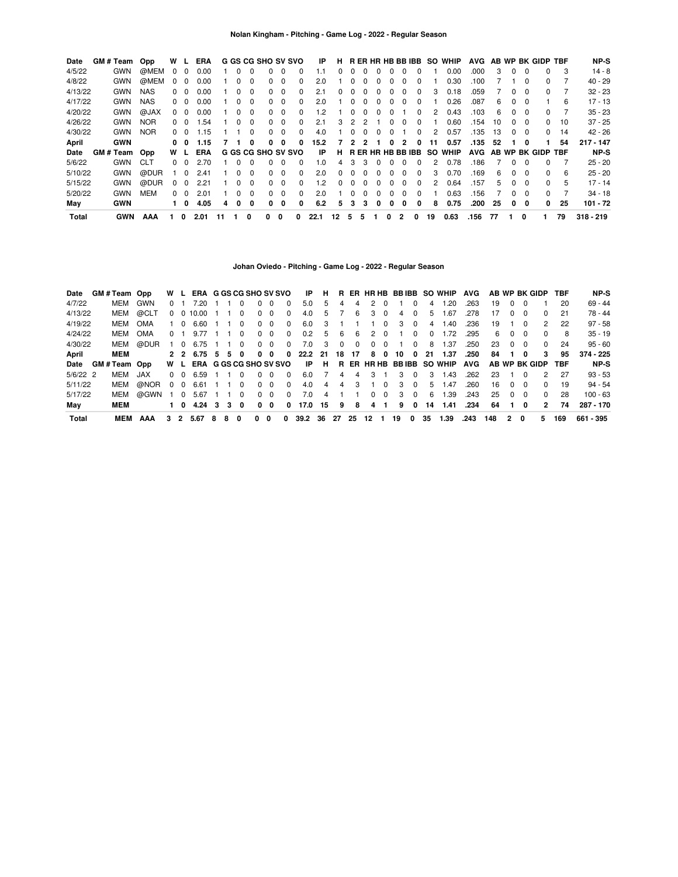## Nolan Kingham - Pitching - Game Log - 2022 - Regular Season

| Date | GM # | Team | Opp | W | L | ERA | G | GS | CG | SHO | SV | SVO | IP | H | R | ER | HR | HB | BB | IBB | SO | WHIP | AVG | AB | WP | BK | GIDP | TBF | NP-S |
|---|---|---|---|---|---|---|---|---|---|---|---|---|---|---|---|---|---|---|---|---|---|---|---|---|---|---|---|---|---|
| 4/5/22 | | GWN | @MEM | 0 | 0 | 0.00 | 1 | 0 | 0 | 0 | 0 | 0 | 1.1 | 0 | 0 | 0 | 0 | 0 | 0 | 0 | 1 | 0.00 | .000 | 3 | 0 | 0 | 0 | 3 | 14 - 8 |
| 4/8/22 | | GWN | @MEM | 0 | 0 | 0.00 | 1 | 0 | 0 | 0 | 0 | 0 | 2.0 | 1 | 0 | 0 | 0 | 0 | 0 | 0 | 1 | 0.30 | .100 | 7 | 1 | 0 | 0 | 7 | 40 - 29 |
| 4/13/22 | | GWN | NAS | 0 | 0 | 0.00 | 1 | 0 | 0 | 0 | 0 | 0 | 2.1 | 0 | 0 | 0 | 0 | 0 | 0 | 0 | 3 | 0.18 | .059 | 7 | 0 | 0 | 0 | 7 | 32 - 23 |
| 4/17/22 | | GWN | NAS | 0 | 0 | 0.00 | 1 | 0 | 0 | 0 | 0 | 0 | 2.0 | 1 | 0 | 0 | 0 | 0 | 0 | 0 | 1 | 0.26 | .087 | 6 | 0 | 0 | 1 | 6 | 17 - 13 |
| 4/20/22 | | GWN | @JAX | 0 | 0 | 0.00 | 1 | 0 | 0 | 0 | 0 | 0 | 1.2 | 1 | 0 | 0 | 0 | 0 | 1 | 0 | 2 | 0.43 | .103 | 6 | 0 | 0 | 0 | 7 | 35 - 23 |
| 4/26/22 | | GWN | NOR | 0 | 0 | 1.54 | 1 | 0 | 0 | 0 | 0 | 0 | 2.1 | 3 | 2 | 2 | 1 | 0 | 0 | 0 | 1 | 0.60 | .154 | 10 | 0 | 0 | 0 | 10 | 37 - 25 |
| 4/30/22 | | GWN | NOR | 0 | 0 | 1.15 | 1 | 1 | 0 | 0 | 0 | 0 | 4.0 | 1 | 0 | 0 | 0 | 0 | 1 | 0 | 2 | 0.57 | .135 | 13 | 0 | 0 | 0 | 14 | 42 - 26 |
| **April** | | **GWN** | | **0** | **0** | **1.15** | **7** | **1** | **0** | **0** | **0** | **0** | **15.2** | **7** | **2** | **2** | **1** | **0** | **2** | **0** | **11** | **0.57** | **.135** | **52** | **1** | **0** | **1** | **54** | **217 - 147** |
| **Date** | **GM #** | **Team** | **Opp** | **W** | **L** | **ERA** | **G** | **GS** | **CG** | **SHO** | **SV** | **SVO** | **IP** | **H** | **R** | **ER** | **HR** | **HB** | **BB** | **IBB** | **SO** | **WHIP** | **AVG** | **AB** | **WP** | **BK** | **GIDP** | **TBF** | **NP-S** |
| 5/6/22 | | GWN | CLT | 0 | 0 | 2.70 | 1 | 0 | 0 | 0 | 0 | 0 | 1.0 | 4 | 3 | 3 | 0 | 0 | 0 | 0 | 2 | 0.78 | .186 | 7 | 0 | 0 | 0 | 7 | 25 - 20 |
| 5/10/22 | | GWN | @DUR | 1 | 0 | 2.41 | 1 | 0 | 0 | 0 | 0 | 0 | 2.0 | 0 | 0 | 0 | 0 | 0 | 0 | 0 | 3 | 0.70 | .169 | 6 | 0 | 0 | 0 | 6 | 25 - 20 |
| 5/15/22 | | GWN | @DUR | 0 | 0 | 2.21 | 1 | 0 | 0 | 0 | 0 | 0 | 1.2 | 0 | 0 | 0 | 0 | 0 | 0 | 0 | 2 | 0.64 | .157 | 5 | 0 | 0 | 0 | 5 | 17 - 14 |
| 5/20/22 | | GWN | MEM | 0 | 0 | 2.01 | 1 | 0 | 0 | 0 | 0 | 0 | 2.0 | 1 | 0 | 0 | 0 | 0 | 0 | 0 | 1 | 0.63 | .156 | 7 | 0 | 0 | 0 | 7 | 34 - 18 |
| **May** | | **GWN** | | **1** | **0** | **4.05** | **4** | **0** | **0** | **0** | **0** | **0** | **6.2** | **5** | **3** | **3** | **0** | **0** | **0** | **0** | **8** | **0.75** | **.200** | **25** | **0** | **0** | **0** | **25** | **101 - 72** |
| **Total** | | **GWN** | **AAA** | **1** | **0** | **2.01** | **11** | **1** | **0** | **0** | **0** | **0** | **22.1** | **12** | **5** | **5** | **1** | **0** | **2** | **0** | **19** | **0.63** | **.156** | **77** | **1** | **0** | **1** | **79** | **318 - 219** |

## Johan Oviedo - Pitching - Game Log - 2022 - Regular Season

| Date | GM # | Team | Opp | W | L | ERA | G | GS | CG | SHO | SV | SVO | IP | H | R | ER | HR | HB | BB | IBB | SO | WHIP | AVG | AB | WP | BK | GIDP | TBF | NP-S |
|---|---|---|---|---|---|---|---|---|---|---|---|---|---|---|---|---|---|---|---|---|---|---|---|---|---|---|---|---|---|
| 4/7/22 | | MEM | GWN | 0 | 1 | 7.20 | 1 | 1 | 0 | 0 | 0 | 0 | 5.0 | 5 | 4 | 4 | 2 | 0 | 1 | 0 | 4 | 1.20 | .263 | 19 | 0 | 0 | 1 | 20 | 69 - 44 |
| 4/13/22 | | MEM | @CLT | 0 | 0 | 10.00 | 1 | 1 | 0 | 0 | 0 | 0 | 4.0 | 5 | 7 | 6 | 3 | 0 | 4 | 0 | 5 | 1.67 | .278 | 17 | 0 | 0 | 0 | 21 | 78 - 44 |
| 4/19/22 | | MEM | OMA | 1 | 0 | 6.60 | 1 | 1 | 0 | 0 | 0 | 0 | 6.0 | 3 | 1 | 1 | 1 | 0 | 3 | 0 | 4 | 1.40 | .236 | 19 | 1 | 0 | 2 | 22 | 97 - 58 |
| 4/24/22 | | MEM | OMA | 0 | 1 | 9.77 | 1 | 1 | 0 | 0 | 0 | 0 | 0.2 | 5 | 6 | 6 | 2 | 0 | 1 | 0 | 0 | 1.72 | .295 | 6 | 0 | 0 | 0 | 8 | 35 - 19 |
| 4/30/22 | | MEM | @DUR | 1 | 0 | 6.75 | 1 | 1 | 0 | 0 | 0 | 0 | 7.0 | 3 | 0 | 0 | 0 | 0 | 1 | 0 | 8 | 1.37 | .250 | 23 | 0 | 0 | 0 | 24 | 95 - 60 |
| **April** | | **MEM** | | **2** | **2** | **6.75** | **5** | **5** | **0** | **0** | **0** | **0** | **22.2** | **21** | **18** | **17** | **8** | **0** | **10** | **0** | **21** | **1.37** | **.250** | **84** | **1** | **0** | **3** | **95** | **374 - 225** |
| **Date** | **GM #** | **Team** | **Opp** | **W** | **L** | **ERA** | **G** | **GS** | **CG** | **SHO** | **SV** | **SVO** | **IP** | **H** | **R** | **ER** | **HR** | **HB** | **BB** | **IBB** | **SO** | **WHIP** | **AVG** | **AB** | **WP** | **BK** | **GIDP** | **TBF** | **NP-S** |
| 5/6/22 | 2 | MEM | JAX | 0 | 0 | 6.59 | 1 | 1 | 0 | 0 | 0 | 0 | 6.0 | 7 | 4 | 4 | 3 | 1 | 3 | 0 | 3 | 1.43 | .262 | 23 | 1 | 0 | 2 | 27 | 93 - 53 |
| 5/11/22 | | MEM | @NOR | 0 | 0 | 6.61 | 1 | 1 | 0 | 0 | 0 | 0 | 4.0 | 4 | 4 | 3 | 1 | 0 | 3 | 0 | 5 | 1.47 | .260 | 16 | 0 | 0 | 0 | 19 | 94 - 54 |
| 5/17/22 | | MEM | @GWN | 1 | 0 | 5.67 | 1 | 1 | 0 | 0 | 0 | 0 | 7.0 | 4 | 1 | 1 | 0 | 0 | 3 | 0 | 6 | 1.39 | .243 | 25 | 0 | 0 | 0 | 28 | 100 - 63 |
| **May** | | **MEM** | | **1** | **0** | **4.24** | **3** | **3** | **0** | **0** | **0** | **0** | **17.0** | **15** | **9** | **8** | **4** | **1** | **9** | **0** | **14** | **1.41** | **.234** | **64** | **1** | **0** | **2** | **74** | **287 - 170** |
| **Total** | | **MEM** | **AAA** | **3** | **2** | **5.67** | **8** | **8** | **0** | **0** | **0** | **0** | **39.2** | **36** | **27** | **25** | **12** | **1** | **19** | **0** | **35** | **1.39** | **.243** | **148** | **2** | **0** | **5** | **169** | **661 - 395** |